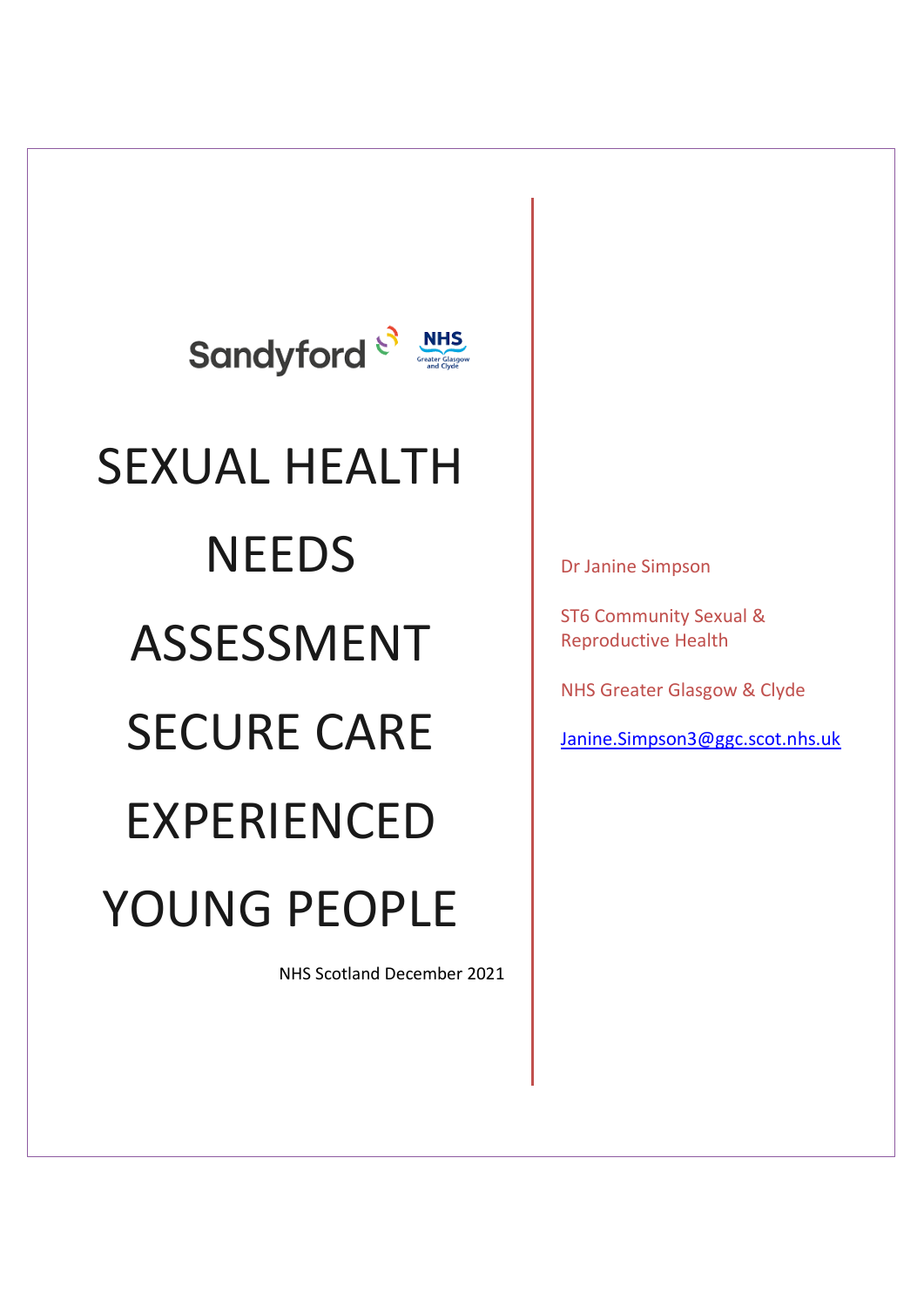Sandyford NHS Greater Glasgow and Clyde

# SEXUAL HEALTH NEEDS ASSESSMENT SECURE CARE EXPERIENCED YOUNG PEOPLE

NHS Scotland December 2021

Dr Janine Simpson

ST6 Community Sexual & Reproductive Health

NHS Greater Glasgow & Clyde

Janine.Simpson3@ggc.scot.nhs.uk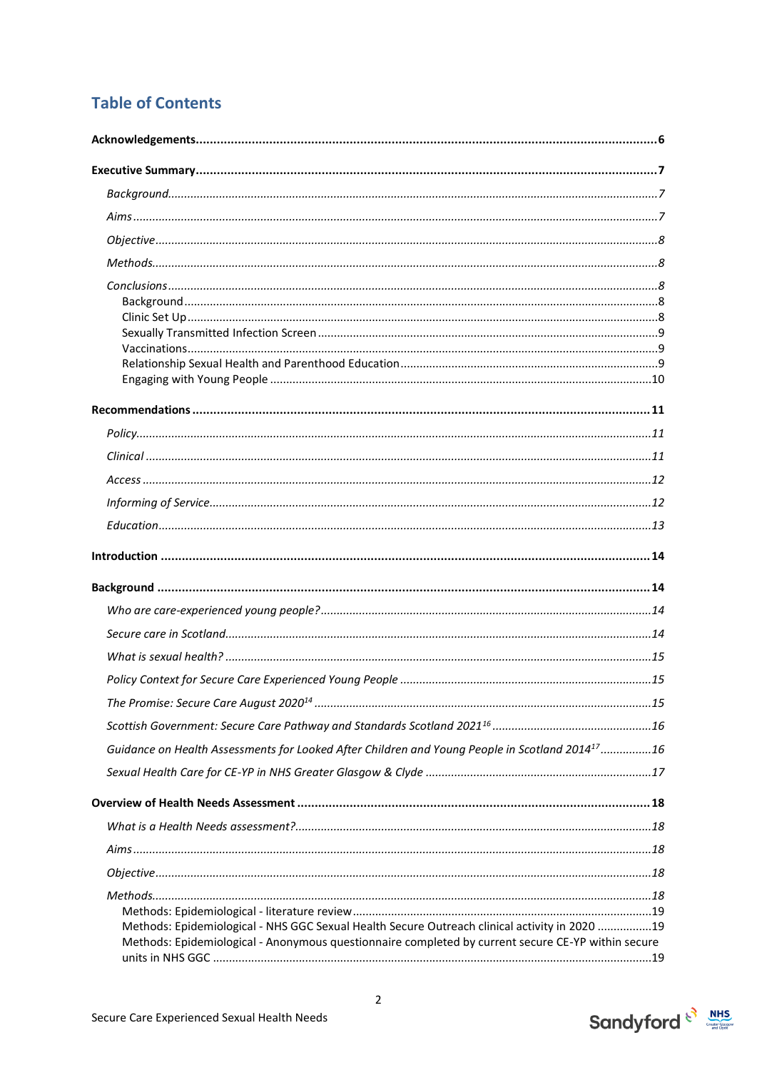## Table of Contents

**Acknowledgements** ... **6**

**Executive Summary** ... **7**

- *Background* ... *7*
- *Aims* ... *7*
- *Objective* ... *8*
- *Methods* ... *8*
- *Conclusions* ... *8*
  - Background ... 8
  - Clinic Set Up ... 8
  - Sexually Transmitted Infection Screen ... 9
  - Vaccinations ... 9
  - Relationship Sexual Health and Parenthood Education ... 9
  - Engaging with Young People ... 10

**Recommendations** ... **11**

- *Policy* ... *11*
- *Clinical* ... *11*
- *Access* ... *12*
- *Informing of Service* ... *12*
- *Education* ... *13*

**Introduction** ... **14**

**Background** ... **14**

- *Who are care-experienced young people?* ... *14*
- *Secure care in Scotland* ... *14*
- *What is sexual health?* ... *15*
- *Policy Context for Secure Care Experienced Young People* ... *15*
- *The Promise: Secure Care August 2020[14]* ... *15*
- *Scottish Government: Secure Care Pathway and Standards Scotland 2021[16]* ... *16*
- *Guidance on Health Assessments for Looked After Children and Young People in Scotland 2014[17]* ... *16*
- *Sexual Health Care for CE-YP in NHS Greater Glasgow & Clyde* ... *17*

**Overview of Health Needs Assessment** ... **18**

- *What is a Health Needs assessment?* ... *18*
- *Aims* ... *18*
- *Objective* ... *18*
- *Methods* ... *18*
  - Methods: Epidemiological - literature review ... 19
  - Methods: Epidemiological - NHS GGC Sexual Health Secure Outreach clinical activity in 2020 ... 19
  - Methods: Epidemiological - Anonymous questionnaire completed by current secure CE-YP within secure units in NHS GGC ... 19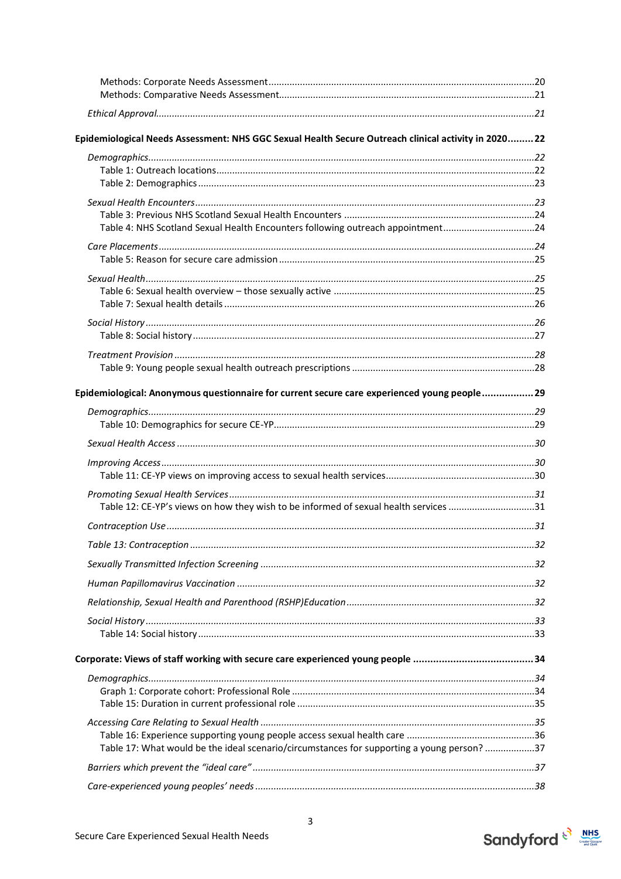Methods: Corporate Needs Assessment ..... 20
Methods: Comparative Needs Assessment ..... 21

*Ethical Approval* ..... 21

**Epidemiological Needs Assessment: NHS GGC Sexual Health Secure Outreach clinical activity in 2020 ..... 22**

*Demographics* ..... 22
Table 1: Outreach locations ..... 22
Table 2: Demographics ..... 23

*Sexual Health Encounters* ..... 23
Table 3: Previous NHS Scotland Sexual Health Encounters ..... 24
Table 4: NHS Scotland Sexual Health Encounters following outreach appointment ..... 24

*Care Placements* ..... 24
Table 5: Reason for secure care admission ..... 25

*Sexual Health* ..... 25
Table 6: Sexual health overview – those sexually active ..... 25
Table 7: Sexual health details ..... 26

*Social History* ..... 26
Table 8: Social history ..... 27

*Treatment Provision* ..... 28
Table 9: Young people sexual health outreach prescriptions ..... 28

**Epidemiological: Anonymous questionnaire for current secure care experienced young people ..... 29**

*Demographics* ..... 29
Table 10: Demographics for secure CE-YP ..... 29

*Sexual Health Access* ..... 30

*Improving Access* ..... 30
Table 11: CE-YP views on improving access to sexual health services ..... 30

*Promoting Sexual Health Services* ..... 31
Table 12: CE-YP's views on how they wish to be informed of sexual health services ..... 31

*Contraception Use* ..... 31

*Table 13: Contraception* ..... 32

*Sexually Transmitted Infection Screening* ..... 32

*Human Papillomavirus Vaccination* ..... 32

*Relationship, Sexual Health and Parenthood (RSHP)Education* ..... 32

*Social History* ..... 33
Table 14: Social history ..... 33

**Corporate: Views of staff working with secure care experienced young people ..... 34**

*Demographics* ..... 34
Graph 1: Corporate cohort: Professional Role ..... 34
Table 15: Duration in current professional role ..... 35

*Accessing Care Relating to Sexual Health* ..... 35
Table 16: Experience supporting young people access sexual health care ..... 36
Table 17: What would be the ideal scenario/circumstances for supporting a young person? ..... 37

*Barriers which prevent the "ideal care"* ..... 37

*Care-experienced young peoples' needs* ..... 38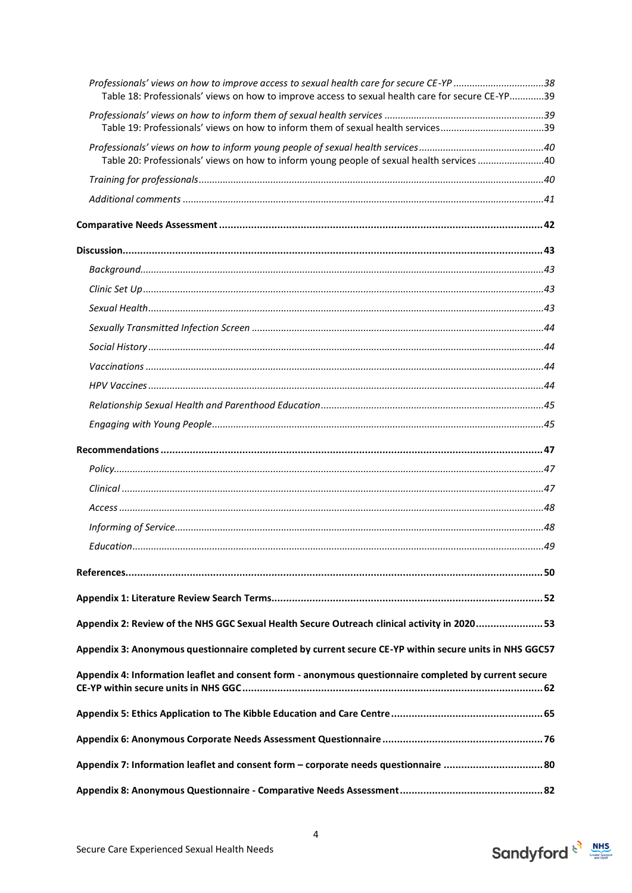*Professionals' views on how to improve access to sexual health care for secure CE-YP* ..... 38

Table 18: Professionals' views on how to improve access to sexual health care for secure CE-YP ..... 39

*Professionals' views on how to inform them of sexual health services* ..... 39

Table 19: Professionals' views on how to inform them of sexual health services ..... 39

*Professionals' views on how to inform young people of sexual health services* ..... 40

Table 20: Professionals' views on how to inform young people of sexual health services ..... 40

*Training for professionals* ..... 40

*Additional comments* ..... 41

**Comparative Needs Assessment ..... 42**

**Discussion ..... 43**

*Background* ..... 43

*Clinic Set Up* ..... 43

*Sexual Health* ..... 43

*Sexually Transmitted Infection Screen* ..... 44

*Social History* ..... 44

*Vaccinations* ..... 44

*HPV Vaccines* ..... 44

*Relationship Sexual Health and Parenthood Education* ..... 45

*Engaging with Young People* ..... 45

**Recommendations ..... 47**

*Policy* ..... 47

*Clinical* ..... 47

*Access* ..... 48

*Informing of Service* ..... 48

*Education* ..... 49

**References ..... 50**

**Appendix 1: Literature Review Search Terms ..... 52**

**Appendix 2: Review of the NHS GGC Sexual Health Secure Outreach clinical activity in 2020 ..... 53**

**Appendix 3: Anonymous questionnaire completed by current secure CE-YP within secure units in NHS GGC ..... 57**

**Appendix 4: Information leaflet and consent form - anonymous questionnaire completed by current secure CE-YP within secure units in NHS GGC ..... 62**

**Appendix 5: Ethics Application to The Kibble Education and Care Centre ..... 65**

**Appendix 6: Anonymous Corporate Needs Assessment Questionnaire ..... 76**

**Appendix 7: Information leaflet and consent form – corporate needs questionnaire ..... 80**

**Appendix 8: Anonymous Questionnaire - Comparative Needs Assessment ..... 82**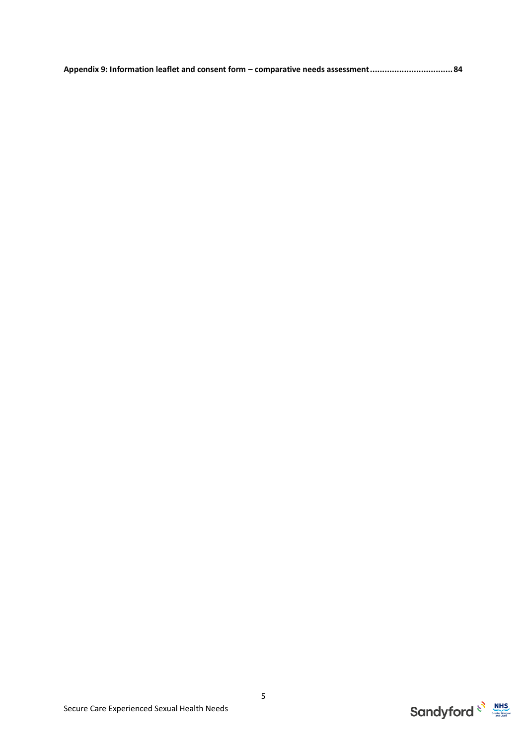**Appendix 9: Information leaflet and consent form – comparative needs assessment.................................84**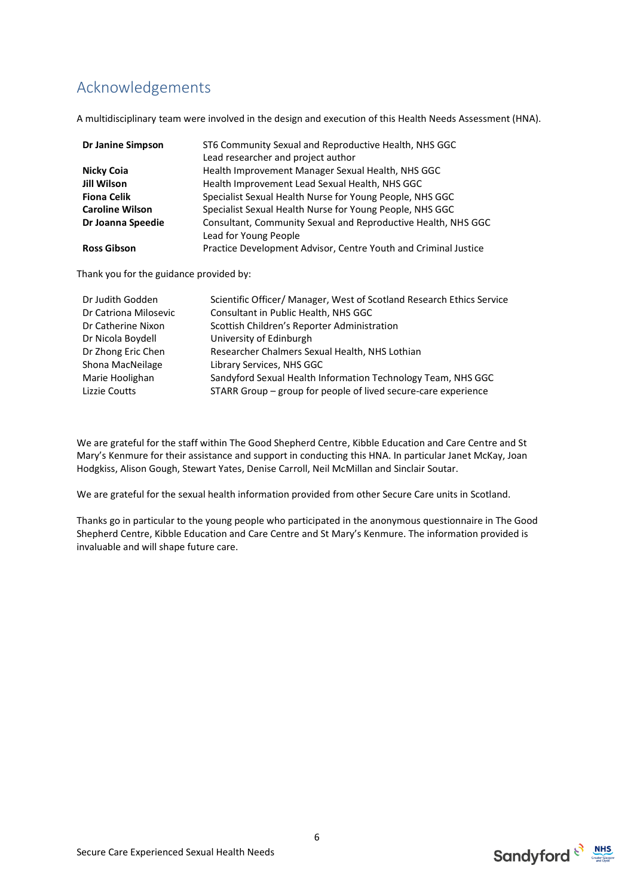## Acknowledgements

A multidisciplinary team were involved in the design and execution of this Health Needs Assessment (HNA).

| | |
|---|---|
| **Dr Janine Simpson** | ST6 Community Sexual and Reproductive Health, NHS GGC<br>Lead researcher and project author |
| **Nicky Coia** | Health Improvement Manager Sexual Health, NHS GGC |
| **Jill Wilson** | Health Improvement Lead Sexual Health, NHS GGC |
| **Fiona Celik** | Specialist Sexual Health Nurse for Young People, NHS GGC |
| **Caroline Wilson** | Specialist Sexual Health Nurse for Young People, NHS GGC |
| **Dr Joanna Speedie** | Consultant, Community Sexual and Reproductive Health, NHS GGC<br>Lead for Young People |
| **Ross Gibson** | Practice Development Advisor, Centre Youth and Criminal Justice |

Thank you for the guidance provided by:

| | |
|---|---|
| Dr Judith Godden | Scientific Officer/ Manager, West of Scotland Research Ethics Service |
| Dr Catriona Milosevic | Consultant in Public Health, NHS GGC |
| Dr Catherine Nixon | Scottish Children's Reporter Administration |
| Dr Nicola Boydell | University of Edinburgh |
| Dr Zhong Eric Chen | Researcher Chalmers Sexual Health, NHS Lothian |
| Shona MacNeilage | Library Services, NHS GGC |
| Marie Hoolighan | Sandyford Sexual Health Information Technology Team, NHS GGC |
| Lizzie Coutts | STARR Group – group for people of lived secure-care experience |

We are grateful for the staff within The Good Shepherd Centre, Kibble Education and Care Centre and St Mary's Kenmure for their assistance and support in conducting this HNA. In particular Janet McKay, Joan Hodgkiss, Alison Gough, Stewart Yates, Denise Carroll, Neil McMillan and Sinclair Soutar.

We are grateful for the sexual health information provided from other Secure Care units in Scotland.

Thanks go in particular to the young people who participated in the anonymous questionnaire in The Good Shepherd Centre, Kibble Education and Care Centre and St Mary's Kenmure. The information provided is invaluable and will shape future care.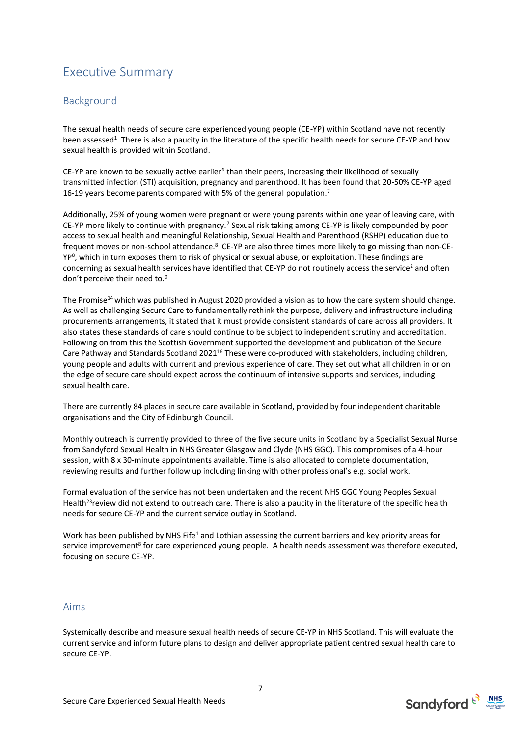# Executive Summary

## Background

The sexual health needs of secure care experienced young people (CE-YP) within Scotland have not recently been assessed[1]. There is also a paucity in the literature of the specific health needs for secure CE-YP and how sexual health is provided within Scotland.

CE-YP are known to be sexually active earlier[6] than their peers, increasing their likelihood of sexually transmitted infection (STI) acquisition, pregnancy and parenthood. It has been found that 20-50% CE-YP aged 16-19 years become parents compared with 5% of the general population.[7]

Additionally, 25% of young women were pregnant or were young parents within one year of leaving care, with CE-YP more likely to continue with pregnancy.[7] Sexual risk taking among CE-YP is likely compounded by poor access to sexual health and meaningful Relationship, Sexual Health and Parenthood (RSHP) education due to frequent moves or non-school attendance.[8] CE-YP are also three times more likely to go missing than non-CE-YP[8], which in turn exposes them to risk of physical or sexual abuse, or exploitation. These findings are concerning as sexual health services have identified that CE-YP do not routinely access the service[2] and often don't perceive their need to.[9]

The Promise[14] which was published in August 2020 provided a vision as to how the care system should change. As well as challenging Secure Care to fundamentally rethink the purpose, delivery and infrastructure including procurements arrangements, it stated that it must provide consistent standards of care across all providers. It also states these standards of care should continue to be subject to independent scrutiny and accreditation. Following on from this the Scottish Government supported the development and publication of the Secure Care Pathway and Standards Scotland 2021[16] These were co-produced with stakeholders, including children, young people and adults with current and previous experience of care. They set out what all children in or on the edge of secure care should expect across the continuum of intensive supports and services, including sexual health care.

There are currently 84 places in secure care available in Scotland, provided by four independent charitable organisations and the City of Edinburgh Council.

Monthly outreach is currently provided to three of the five secure units in Scotland by a Specialist Sexual Nurse from Sandyford Sexual Health in NHS Greater Glasgow and Clyde (NHS GGC). This compromises of a 4-hour session, with 8 x 30-minute appointments available. Time is also allocated to complete documentation, reviewing results and further follow up including linking with other professional's e.g. social work.

Formal evaluation of the service has not been undertaken and the recent NHS GGC Young Peoples Sexual Health[23]review did not extend to outreach care. There is also a paucity in the literature of the specific health needs for secure CE-YP and the current service outlay in Scotland.

Work has been published by NHS Fife[1] and Lothian assessing the current barriers and key priority areas for service improvement[8] for care experienced young people. A health needs assessment was therefore executed, focusing on secure CE-YP.

## Aims

Systemically describe and measure sexual health needs of secure CE-YP in NHS Scotland. This will evaluate the current service and inform future plans to design and deliver appropriate patient centred sexual health care to secure CE-YP.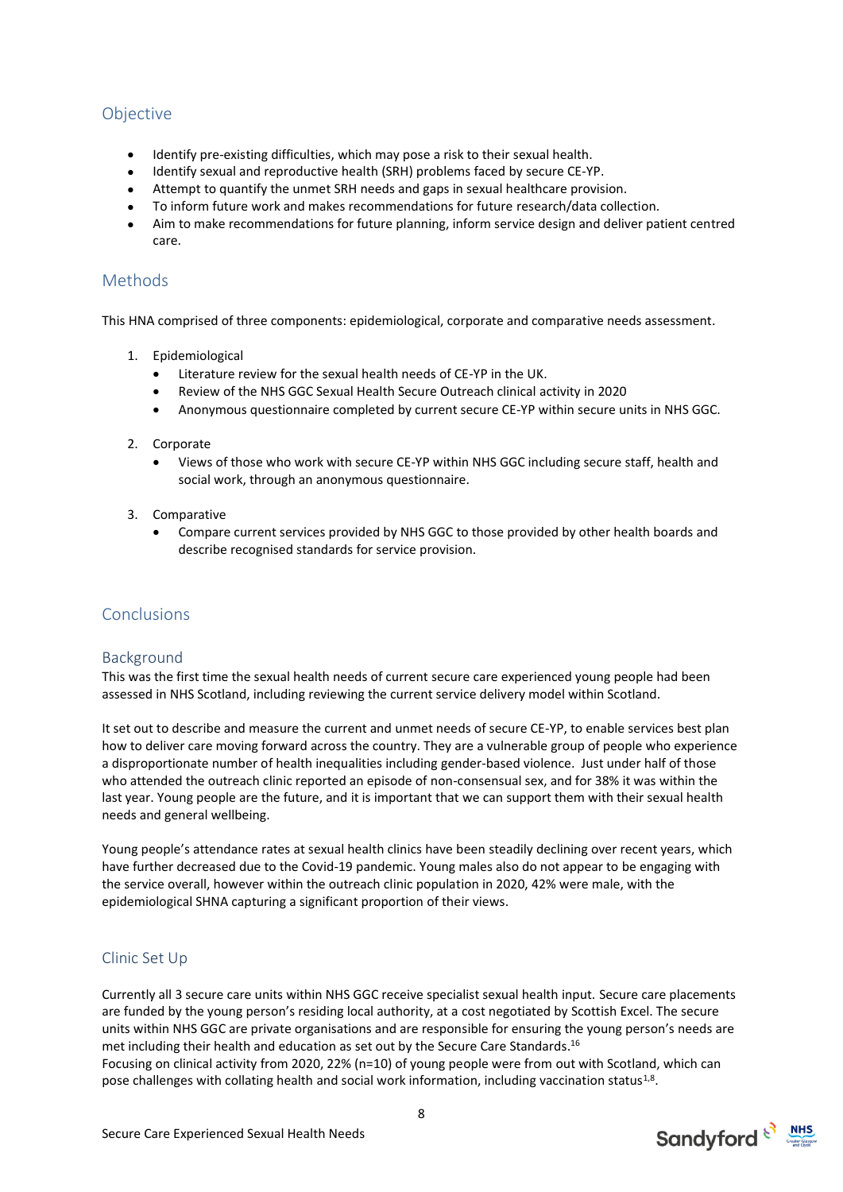## Objective

- Identify pre-existing difficulties, which may pose a risk to their sexual health.
- Identify sexual and reproductive health (SRH) problems faced by secure CE-YP.
- Attempt to quantify the unmet SRH needs and gaps in sexual healthcare provision.
- To inform future work and makes recommendations for future research/data collection.
- Aim to make recommendations for future planning, inform service design and deliver patient centred care.

## Methods

This HNA comprised of three components: epidemiological, corporate and comparative needs assessment.

1. Epidemiological
   - Literature review for the sexual health needs of CE-YP in the UK.
   - Review of the NHS GGC Sexual Health Secure Outreach clinical activity in 2020
   - Anonymous questionnaire completed by current secure CE-YP within secure units in NHS GGC.

2. Corporate
   - Views of those who work with secure CE-YP within NHS GGC including secure staff, health and social work, through an anonymous questionnaire.

3. Comparative
   - Compare current services provided by NHS GGC to those provided by other health boards and describe recognised standards for service provision.

## Conclusions

### Background

This was the first time the sexual health needs of current secure care experienced young people had been assessed in NHS Scotland, including reviewing the current service delivery model within Scotland.

It set out to describe and measure the current and unmet needs of secure CE-YP, to enable services best plan how to deliver care moving forward across the country. They are a vulnerable group of people who experience a disproportionate number of health inequalities including gender-based violence. Just under half of those who attended the outreach clinic reported an episode of non-consensual sex, and for 38% it was within the last year. Young people are the future, and it is important that we can support them with their sexual health needs and general wellbeing.

Young people's attendance rates at sexual health clinics have been steadily declining over recent years, which have further decreased due to the Covid-19 pandemic. Young males also do not appear to be engaging with the service overall, however within the outreach clinic population in 2020, 42% were male, with the epidemiological SHNA capturing a significant proportion of their views.

## Clinic Set Up

Currently all 3 secure care units within NHS GGC receive specialist sexual health input. Secure care placements are funded by the young person's residing local authority, at a cost negotiated by Scottish Excel. The secure units within NHS GGC are private organisations and are responsible for ensuring the young person's needs are met including their health and education as set out by the Secure Care Standards.[16]

Focusing on clinical activity from 2020, 22% (n=10) of young people were from out with Scotland, which can pose challenges with collating health and social work information, including vaccination status[1,8].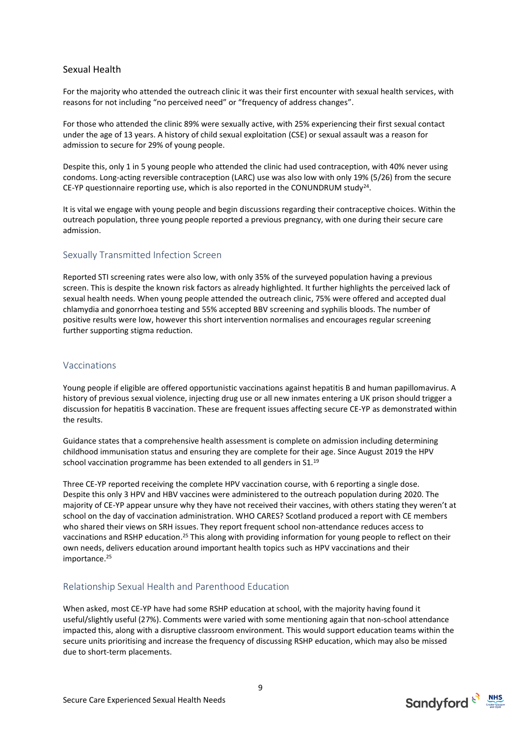## Sexual Health

For the majority who attended the outreach clinic it was their first encounter with sexual health services, with reasons for not including "no perceived need" or "frequency of address changes".

For those who attended the clinic 89% were sexually active, with 25% experiencing their first sexual contact under the age of 13 years. A history of child sexual exploitation (CSE) or sexual assault was a reason for admission to secure for 29% of young people.

Despite this, only 1 in 5 young people who attended the clinic had used contraception, with 40% never using condoms. Long-acting reversible contraception (LARC) use was also low with only 19% (5/26) from the secure CE-YP questionnaire reporting use, which is also reported in the CONUNDRUM study[24].

It is vital we engage with young people and begin discussions regarding their contraceptive choices. Within the outreach population, three young people reported a previous pregnancy, with one during their secure care admission.

### Sexually Transmitted Infection Screen

Reported STI screening rates were also low, with only 35% of the surveyed population having a previous screen. This is despite the known risk factors as already highlighted. It further highlights the perceived lack of sexual health needs. When young people attended the outreach clinic, 75% were offered and accepted dual chlamydia and gonorrhoea testing and 55% accepted BBV screening and syphilis bloods. The number of positive results were low, however this short intervention normalises and encourages regular screening further supporting stigma reduction.

### Vaccinations

Young people if eligible are offered opportunistic vaccinations against hepatitis B and human papillomavirus. A history of previous sexual violence, injecting drug use or all new inmates entering a UK prison should trigger a discussion for hepatitis B vaccination. These are frequent issues affecting secure CE-YP as demonstrated within the results.

Guidance states that a comprehensive health assessment is complete on admission including determining childhood immunisation status and ensuring they are complete for their age. Since August 2019 the HPV school vaccination programme has been extended to all genders in S1.[19]

Three CE-YP reported receiving the complete HPV vaccination course, with 6 reporting a single dose. Despite this only 3 HPV and HBV vaccines were administered to the outreach population during 2020. The majority of CE-YP appear unsure why they have not received their vaccines, with others stating they weren't at school on the day of vaccination administration. WHO CARES? Scotland produced a report with CE members who shared their views on SRH issues. They report frequent school non-attendance reduces access to vaccinations and RSHP education.[25] This along with providing information for young people to reflect on their own needs, delivers education around important health topics such as HPV vaccinations and their importance.[25]

### Relationship Sexual Health and Parenthood Education

When asked, most CE-YP have had some RSHP education at school, with the majority having found it useful/slightly useful (27%). Comments were varied with some mentioning again that non-school attendance impacted this, along with a disruptive classroom environment. This would support education teams within the secure units prioritising and increase the frequency of discussing RSHP education, which may also be missed due to short-term placements.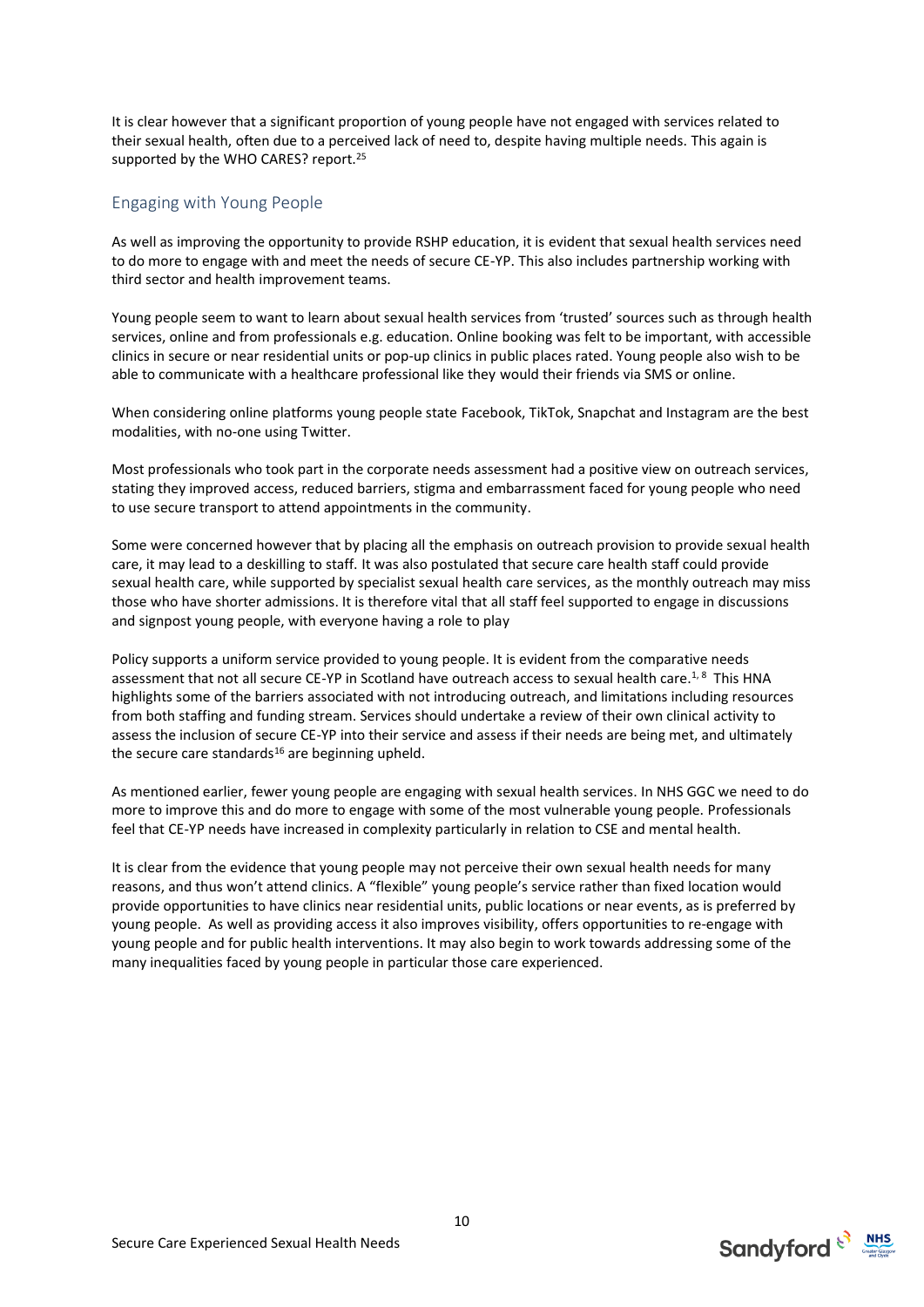It is clear however that a significant proportion of young people have not engaged with services related to their sexual health, often due to a perceived lack of need to, despite having multiple needs. This again is supported by the WHO CARES? report.[25]

## Engaging with Young People

As well as improving the opportunity to provide RSHP education, it is evident that sexual health services need to do more to engage with and meet the needs of secure CE-YP. This also includes partnership working with third sector and health improvement teams.

Young people seem to want to learn about sexual health services from 'trusted' sources such as through health services, online and from professionals e.g. education. Online booking was felt to be important, with accessible clinics in secure or near residential units or pop-up clinics in public places rated. Young people also wish to be able to communicate with a healthcare professional like they would their friends via SMS or online.

When considering online platforms young people state Facebook, TikTok, Snapchat and Instagram are the best modalities, with no-one using Twitter.

Most professionals who took part in the corporate needs assessment had a positive view on outreach services, stating they improved access, reduced barriers, stigma and embarrassment faced for young people who need to use secure transport to attend appointments in the community.

Some were concerned however that by placing all the emphasis on outreach provision to provide sexual health care, it may lead to a deskilling to staff. It was also postulated that secure care health staff could provide sexual health care, while supported by specialist sexual health care services, as the monthly outreach may miss those who have shorter admissions. It is therefore vital that all staff feel supported to engage in discussions and signpost young people, with everyone having a role to play

Policy supports a uniform service provided to young people. It is evident from the comparative needs assessment that not all secure CE-YP in Scotland have outreach access to sexual health care.[1, 8] This HNA highlights some of the barriers associated with not introducing outreach, and limitations including resources from both staffing and funding stream. Services should undertake a review of their own clinical activity to assess the inclusion of secure CE-YP into their service and assess if their needs are being met, and ultimately the secure care standards[16] are beginning upheld.

As mentioned earlier, fewer young people are engaging with sexual health services. In NHS GGC we need to do more to improve this and do more to engage with some of the most vulnerable young people. Professionals feel that CE-YP needs have increased in complexity particularly in relation to CSE and mental health.

It is clear from the evidence that young people may not perceive their own sexual health needs for many reasons, and thus won't attend clinics. A "flexible" young people's service rather than fixed location would provide opportunities to have clinics near residential units, public locations or near events, as is preferred by young people. As well as providing access it also improves visibility, offers opportunities to re-engage with young people and for public health interventions. It may also begin to work towards addressing some of the many inequalities faced by young people in particular those care experienced.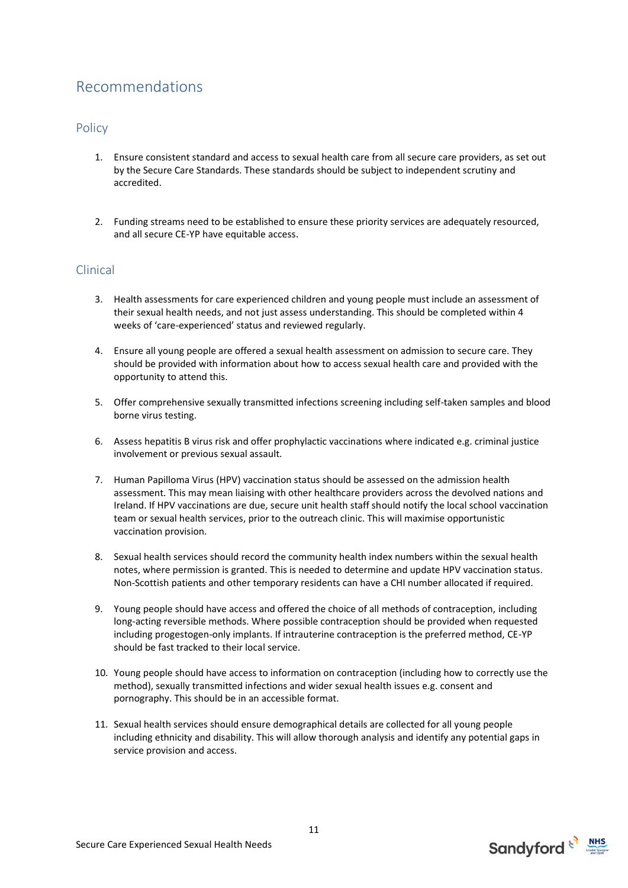# Recommendations

## Policy

1. Ensure consistent standard and access to sexual health care from all secure care providers, as set out by the Secure Care Standards. These standards should be subject to independent scrutiny and accredited.

2. Funding streams need to be established to ensure these priority services are adequately resourced, and all secure CE-YP have equitable access.

## Clinical

3. Health assessments for care experienced children and young people must include an assessment of their sexual health needs, and not just assess understanding. This should be completed within 4 weeks of 'care-experienced' status and reviewed regularly.

4. Ensure all young people are offered a sexual health assessment on admission to secure care. They should be provided with information about how to access sexual health care and provided with the opportunity to attend this.

5. Offer comprehensive sexually transmitted infections screening including self-taken samples and blood borne virus testing.

6. Assess hepatitis B virus risk and offer prophylactic vaccinations where indicated e.g. criminal justice involvement or previous sexual assault.

7. Human Papilloma Virus (HPV) vaccination status should be assessed on the admission health assessment. This may mean liaising with other healthcare providers across the devolved nations and Ireland. If HPV vaccinations are due, secure unit health staff should notify the local school vaccination team or sexual health services, prior to the outreach clinic. This will maximise opportunistic vaccination provision.

8. Sexual health services should record the community health index numbers within the sexual health notes, where permission is granted. This is needed to determine and update HPV vaccination status. Non-Scottish patients and other temporary residents can have a CHI number allocated if required.

9. Young people should have access and offered the choice of all methods of contraception, including long-acting reversible methods. Where possible contraception should be provided when requested including progestogen-only implants. If intrauterine contraception is the preferred method, CE-YP should be fast tracked to their local service.

10. Young people should have access to information on contraception (including how to correctly use the method), sexually transmitted infections and wider sexual health issues e.g. consent and pornography. This should be in an accessible format.

11. Sexual health services should ensure demographical details are collected for all young people including ethnicity and disability. This will allow thorough analysis and identify any potential gaps in service provision and access.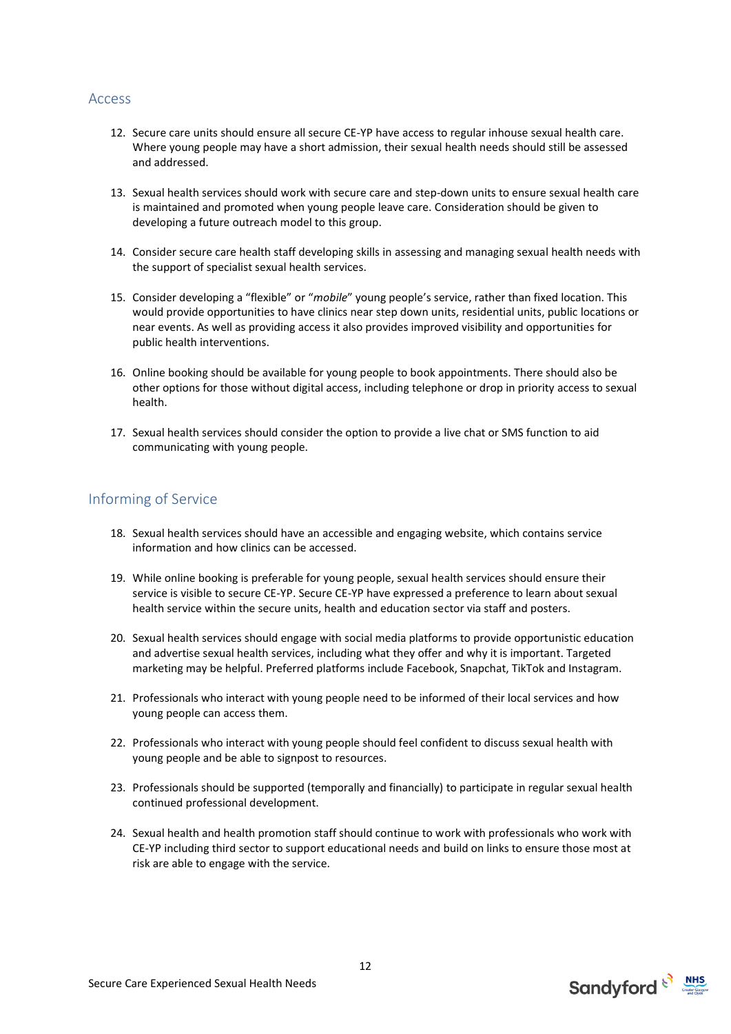## Access

12. Secure care units should ensure all secure CE-YP have access to regular inhouse sexual health care. Where young people may have a short admission, their sexual health needs should still be assessed and addressed.

13. Sexual health services should work with secure care and step-down units to ensure sexual health care is maintained and promoted when young people leave care. Consideration should be given to developing a future outreach model to this group.

14. Consider secure care health staff developing skills in assessing and managing sexual health needs with the support of specialist sexual health services.

15. Consider developing a "flexible" or "*mobile*" young people's service, rather than fixed location. This would provide opportunities to have clinics near step down units, residential units, public locations or near events. As well as providing access it also provides improved visibility and opportunities for public health interventions.

16. Online booking should be available for young people to book appointments. There should also be other options for those without digital access, including telephone or drop in priority access to sexual health.

17. Sexual health services should consider the option to provide a live chat or SMS function to aid communicating with young people.

## Informing of Service

18. Sexual health services should have an accessible and engaging website, which contains service information and how clinics can be accessed.

19. While online booking is preferable for young people, sexual health services should ensure their service is visible to secure CE-YP. Secure CE-YP have expressed a preference to learn about sexual health service within the secure units, health and education sector via staff and posters.

20. Sexual health services should engage with social media platforms to provide opportunistic education and advertise sexual health services, including what they offer and why it is important. Targeted marketing may be helpful. Preferred platforms include Facebook, Snapchat, TikTok and Instagram.

21. Professionals who interact with young people need to be informed of their local services and how young people can access them.

22. Professionals who interact with young people should feel confident to discuss sexual health with young people and be able to signpost to resources.

23. Professionals should be supported (temporally and financially) to participate in regular sexual health continued professional development.

24. Sexual health and health promotion staff should continue to work with professionals who work with CE-YP including third sector to support educational needs and build on links to ensure those most at risk are able to engage with the service.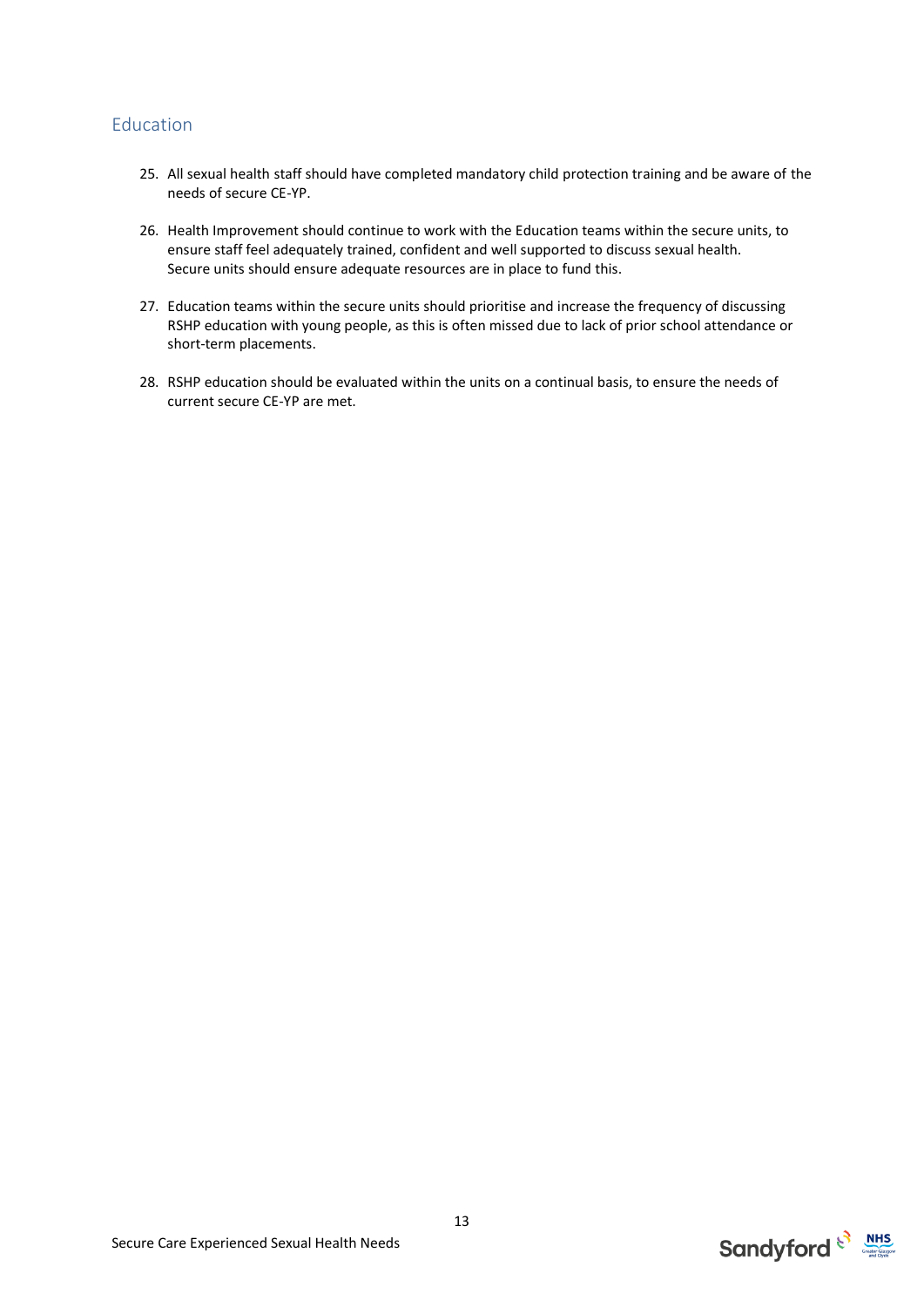## Education

25. All sexual health staff should have completed mandatory child protection training and be aware of the needs of secure CE-YP.

26. Health Improvement should continue to work with the Education teams within the secure units, to ensure staff feel adequately trained, confident and well supported to discuss sexual health. Secure units should ensure adequate resources are in place to fund this.

27. Education teams within the secure units should prioritise and increase the frequency of discussing RSHP education with young people, as this is often missed due to lack of prior school attendance or short-term placements.

28. RSHP education should be evaluated within the units on a continual basis, to ensure the needs of current secure CE-YP are met.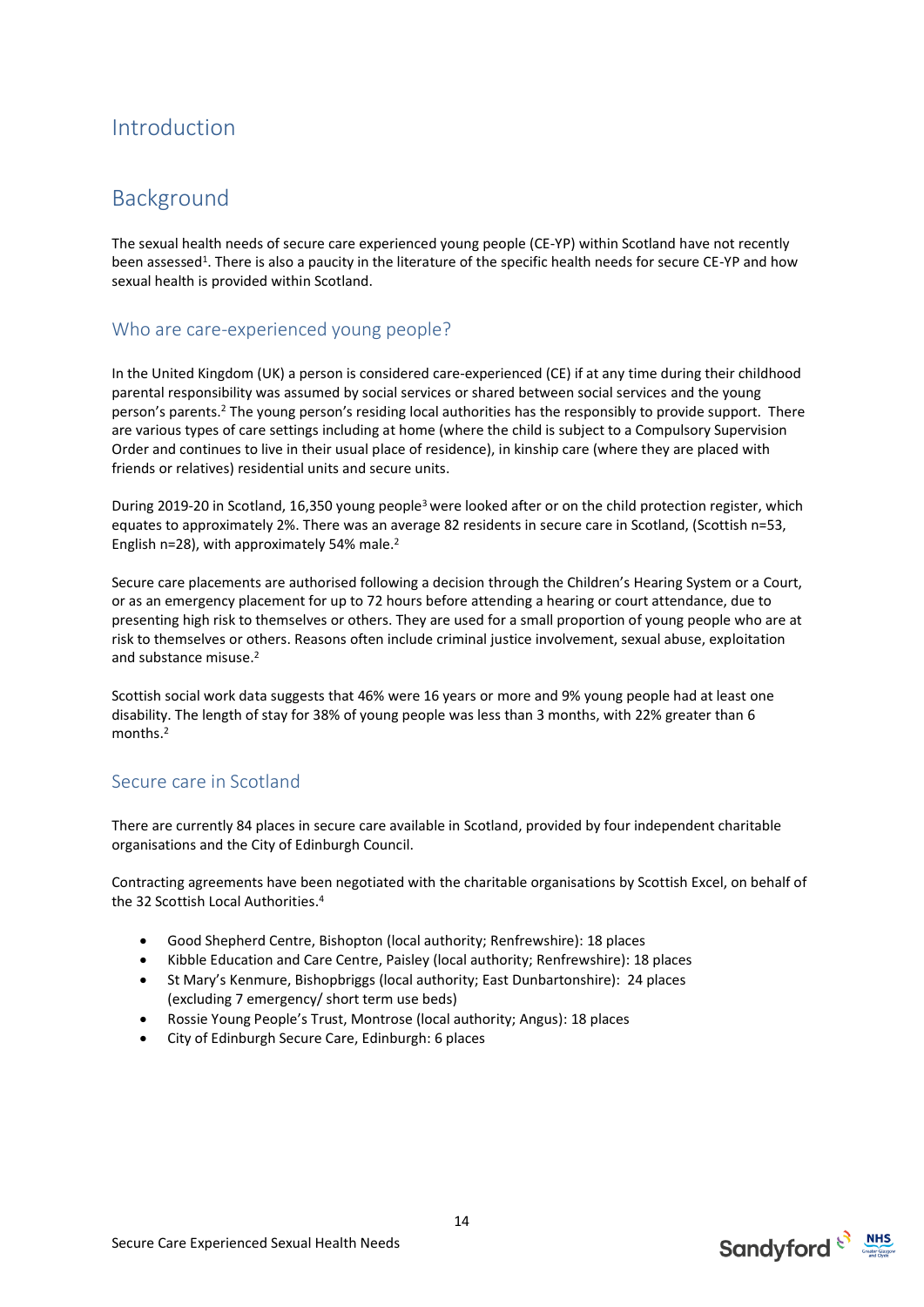# Introduction

# Background

The sexual health needs of secure care experienced young people (CE-YP) within Scotland have not recently been assessed[1]. There is also a paucity in the literature of the specific health needs for secure CE-YP and how sexual health is provided within Scotland.

## Who are care-experienced young people?

In the United Kingdom (UK) a person is considered care-experienced (CE) if at any time during their childhood parental responsibility was assumed by social services or shared between social services and the young person's parents.[2] The young person's residing local authorities has the responsibly to provide support. There are various types of care settings including at home (where the child is subject to a Compulsory Supervision Order and continues to live in their usual place of residence), in kinship care (where they are placed with friends or relatives) residential units and secure units.

During 2019-20 in Scotland, 16,350 young people[3] were looked after or on the child protection register, which equates to approximately 2%. There was an average 82 residents in secure care in Scotland, (Scottish n=53, English n=28), with approximately 54% male.[2]

Secure care placements are authorised following a decision through the Children's Hearing System or a Court, or as an emergency placement for up to 72 hours before attending a hearing or court attendance, due to presenting high risk to themselves or others. They are used for a small proportion of young people who are at risk to themselves or others. Reasons often include criminal justice involvement, sexual abuse, exploitation and substance misuse.[2]

Scottish social work data suggests that 46% were 16 years or more and 9% young people had at least one disability. The length of stay for 38% of young people was less than 3 months, with 22% greater than 6 months.[2]

## Secure care in Scotland

There are currently 84 places in secure care available in Scotland, provided by four independent charitable organisations and the City of Edinburgh Council.

Contracting agreements have been negotiated with the charitable organisations by Scottish Excel, on behalf of the 32 Scottish Local Authorities.[4]

- Good Shepherd Centre, Bishopton (local authority; Renfrewshire): 18 places
- Kibble Education and Care Centre, Paisley (local authority; Renfrewshire): 18 places
- St Mary's Kenmure, Bishopbriggs (local authority; East Dunbartonshire): 24 places (excluding 7 emergency/ short term use beds)
- Rossie Young People's Trust, Montrose (local authority; Angus): 18 places
- City of Edinburgh Secure Care, Edinburgh: 6 places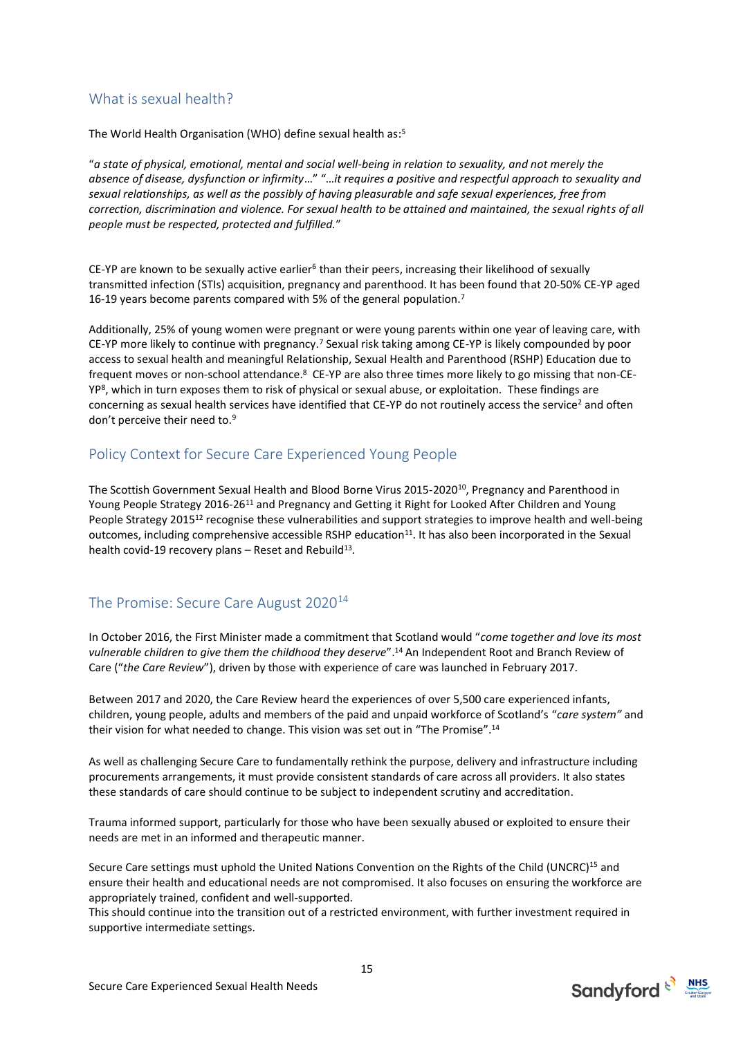## What is sexual health?

The World Health Organisation (WHO) define sexual health as:[5]

"*a state of physical, emotional, mental and social well-being in relation to sexuality, and not merely the absence of disease, dysfunction or infirmity…*" "*…it requires a positive and respectful approach to sexuality and sexual relationships, as well as the possibly of having pleasurable and safe sexual experiences, free from correction, discrimination and violence. For sexual health to be attained and maintained, the sexual rights of all people must be respected, protected and fulfilled.*"

CE-YP are known to be sexually active earlier[6] than their peers, increasing their likelihood of sexually transmitted infection (STIs) acquisition, pregnancy and parenthood. It has been found that 20-50% CE-YP aged 16-19 years become parents compared with 5% of the general population.[7]

Additionally, 25% of young women were pregnant or were young parents within one year of leaving care, with CE-YP more likely to continue with pregnancy.[7] Sexual risk taking among CE-YP is likely compounded by poor access to sexual health and meaningful Relationship, Sexual Health and Parenthood (RSHP) Education due to frequent moves or non-school attendance.[8] CE-YP are also three times more likely to go missing that non-CE-YP[8], which in turn exposes them to risk of physical or sexual abuse, or exploitation. These findings are concerning as sexual health services have identified that CE-YP do not routinely access the service[2] and often don't perceive their need to.[9]

## Policy Context for Secure Care Experienced Young People

The Scottish Government Sexual Health and Blood Borne Virus 2015-2020[10], Pregnancy and Parenthood in Young People Strategy 2016-26[11] and Pregnancy and Getting it Right for Looked After Children and Young People Strategy 2015[12] recognise these vulnerabilities and support strategies to improve health and well-being outcomes, including comprehensive accessible RSHP education[11]. It has also been incorporated in the Sexual health covid-19 recovery plans – Reset and Rebuild[13].

## The Promise: Secure Care August 2020[14]

In October 2016, the First Minister made a commitment that Scotland would "*come together and love its most vulnerable children to give them the childhood they deserve*".[14] An Independent Root and Branch Review of Care ("*the Care Review*"), driven by those with experience of care was launched in February 2017.

Between 2017 and 2020, the Care Review heard the experiences of over 5,500 care experienced infants, children, young people, adults and members of the paid and unpaid workforce of Scotland's "*care system"* and their vision for what needed to change. This vision was set out in "The Promise".[14]

As well as challenging Secure Care to fundamentally rethink the purpose, delivery and infrastructure including procurements arrangements, it must provide consistent standards of care across all providers. It also states these standards of care should continue to be subject to independent scrutiny and accreditation.

Trauma informed support, particularly for those who have been sexually abused or exploited to ensure their needs are met in an informed and therapeutic manner.

Secure Care settings must uphold the United Nations Convention on the Rights of the Child (UNCRC)[15] and ensure their health and educational needs are not compromised. It also focuses on ensuring the workforce are appropriately trained, confident and well-supported.
This should continue into the transition out of a restricted environment, with further investment required in supportive intermediate settings.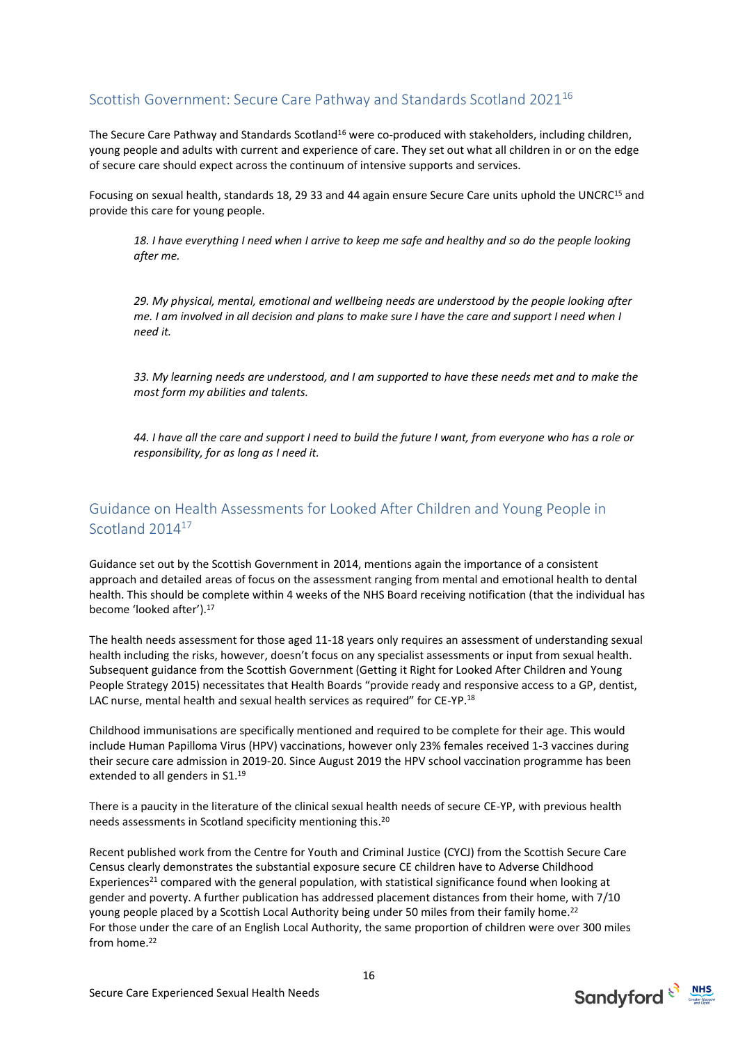## Scottish Government: Secure Care Pathway and Standards Scotland 2021[16]

The Secure Care Pathway and Standards Scotland[16] were co-produced with stakeholders, including children, young people and adults with current and experience of care. They set out what all children in or on the edge of secure care should expect across the continuum of intensive supports and services.

Focusing on sexual health, standards 18, 29 33 and 44 again ensure Secure Care units uphold the UNCRC[15] and provide this care for young people.

> *18. I have everything I need when I arrive to keep me safe and healthy and so do the people looking after me.*
>
> *29. My physical, mental, emotional and wellbeing needs are understood by the people looking after me. I am involved in all decision and plans to make sure I have the care and support I need when I need it.*
>
> *33. My learning needs are understood, and I am supported to have these needs met and to make the most form my abilities and talents.*
>
> *44. I have all the care and support I need to build the future I want, from everyone who has a role or responsibility, for as long as I need it.*

## Guidance on Health Assessments for Looked After Children and Young People in Scotland 2014[17]

Guidance set out by the Scottish Government in 2014, mentions again the importance of a consistent approach and detailed areas of focus on the assessment ranging from mental and emotional health to dental health. This should be complete within 4 weeks of the NHS Board receiving notification (that the individual has become 'looked after').[17]

The health needs assessment for those aged 11-18 years only requires an assessment of understanding sexual health including the risks, however, doesn't focus on any specialist assessments or input from sexual health. Subsequent guidance from the Scottish Government (Getting it Right for Looked After Children and Young People Strategy 2015) necessitates that Health Boards "provide ready and responsive access to a GP, dentist, LAC nurse, mental health and sexual health services as required" for CE-YP.[18]

Childhood immunisations are specifically mentioned and required to be complete for their age. This would include Human Papilloma Virus (HPV) vaccinations, however only 23% females received 1-3 vaccines during their secure care admission in 2019-20. Since August 2019 the HPV school vaccination programme has been extended to all genders in S1.[19]

There is a paucity in the literature of the clinical sexual health needs of secure CE-YP, with previous health needs assessments in Scotland specificity mentioning this.[20]

Recent published work from the Centre for Youth and Criminal Justice (CYCJ) from the Scottish Secure Care Census clearly demonstrates the substantial exposure secure CE children have to Adverse Childhood Experiences[21] compared with the general population, with statistical significance found when looking at gender and poverty. A further publication has addressed placement distances from their home, with 7/10 young people placed by a Scottish Local Authority being under 50 miles from their family home.[22]
For those under the care of an English Local Authority, the same proportion of children were over 300 miles from home.[22]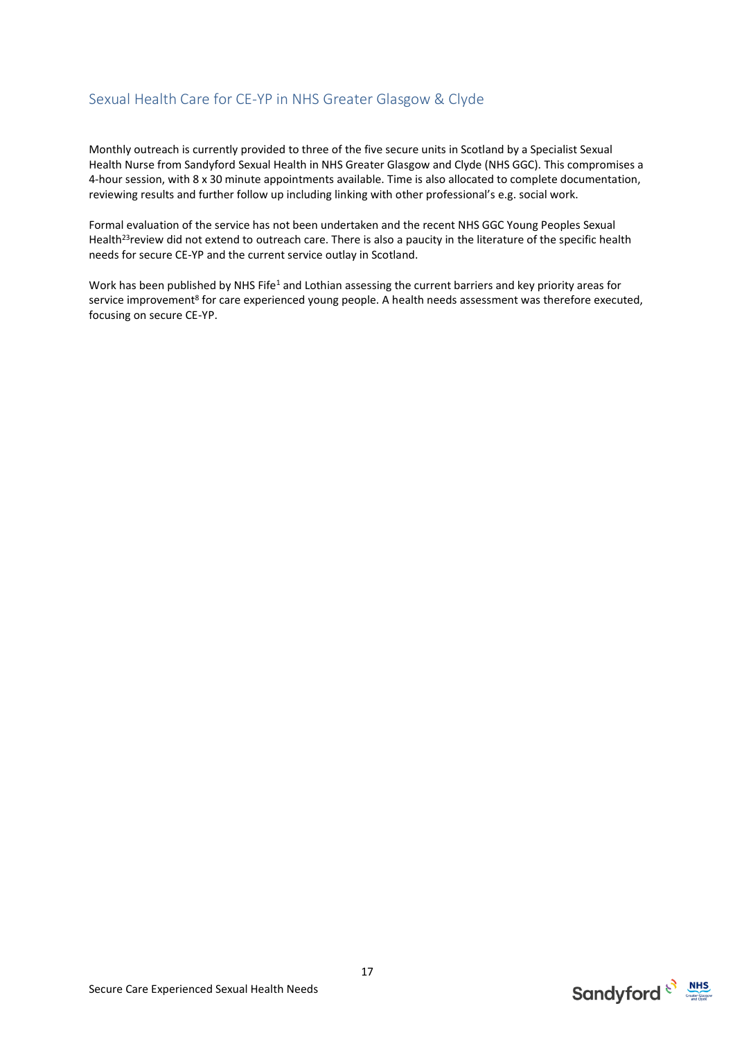## Sexual Health Care for CE-YP in NHS Greater Glasgow & Clyde

Monthly outreach is currently provided to three of the five secure units in Scotland by a Specialist Sexual Health Nurse from Sandyford Sexual Health in NHS Greater Glasgow and Clyde (NHS GGC). This compromises a 4-hour session, with 8 x 30 minute appointments available. Time is also allocated to complete documentation, reviewing results and further follow up including linking with other professional's e.g. social work.

Formal evaluation of the service has not been undertaken and the recent NHS GGC Young Peoples Sexual Health[23]review did not extend to outreach care. There is also a paucity in the literature of the specific health needs for secure CE-YP and the current service outlay in Scotland.

Work has been published by NHS Fife[1] and Lothian assessing the current barriers and key priority areas for service improvement[8] for care experienced young people. A health needs assessment was therefore executed, focusing on secure CE-YP.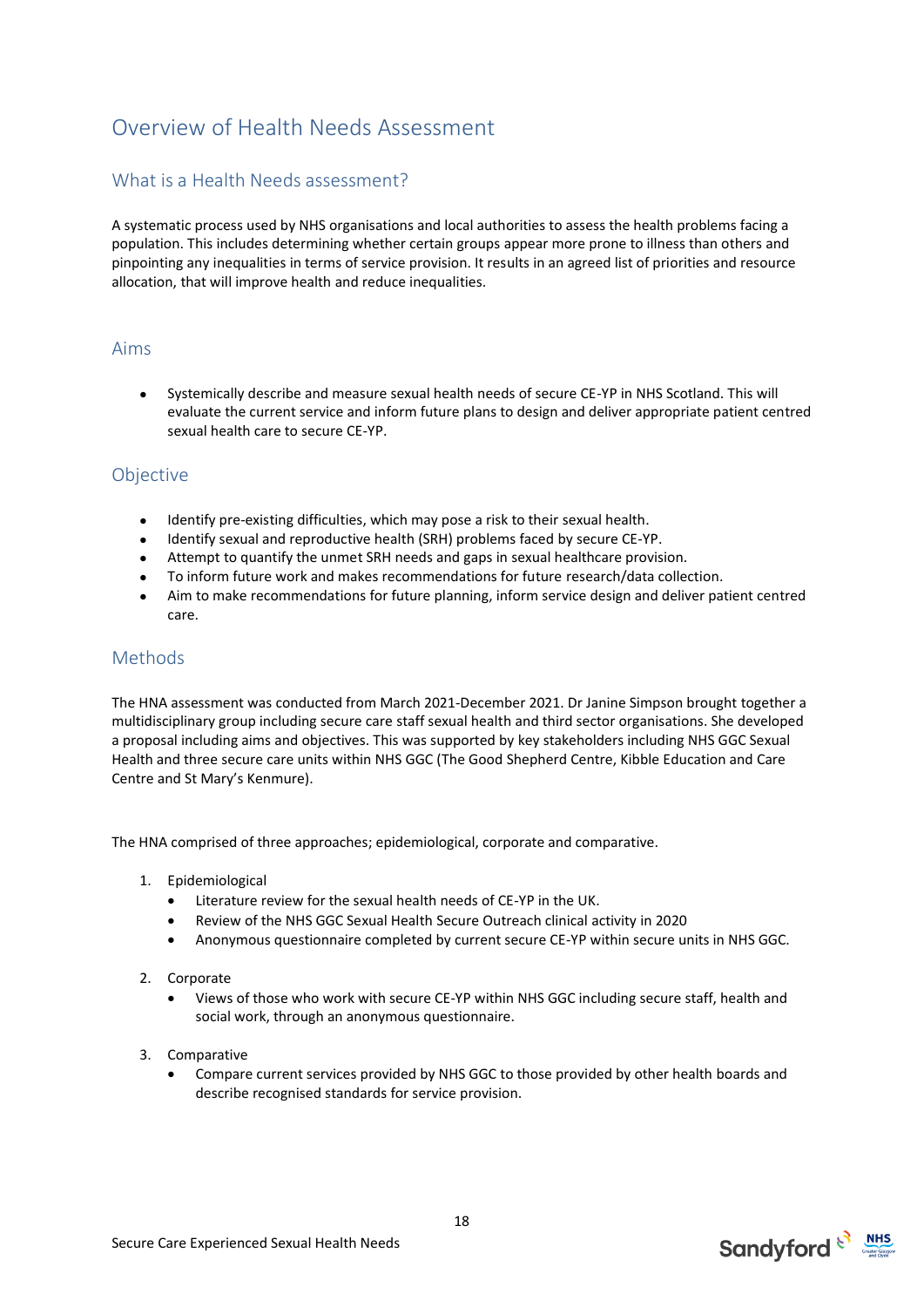# Overview of Health Needs Assessment

## What is a Health Needs assessment?

A systematic process used by NHS organisations and local authorities to assess the health problems facing a population. This includes determining whether certain groups appear more prone to illness than others and pinpointing any inequalities in terms of service provision. It results in an agreed list of priorities and resource allocation, that will improve health and reduce inequalities.

## Aims

- Systemically describe and measure sexual health needs of secure CE-YP in NHS Scotland. This will evaluate the current service and inform future plans to design and deliver appropriate patient centred sexual health care to secure CE-YP.

## Objective

- Identify pre-existing difficulties, which may pose a risk to their sexual health.
- Identify sexual and reproductive health (SRH) problems faced by secure CE-YP.
- Attempt to quantify the unmet SRH needs and gaps in sexual healthcare provision.
- To inform future work and makes recommendations for future research/data collection.
- Aim to make recommendations for future planning, inform service design and deliver patient centred care.

## Methods

The HNA assessment was conducted from March 2021-December 2021. Dr Janine Simpson brought together a multidisciplinary group including secure care staff sexual health and third sector organisations. She developed a proposal including aims and objectives. This was supported by key stakeholders including NHS GGC Sexual Health and three secure care units within NHS GGC (The Good Shepherd Centre, Kibble Education and Care Centre and St Mary's Kenmure).

The HNA comprised of three approaches; epidemiological, corporate and comparative.

1. Epidemiological
   - Literature review for the sexual health needs of CE-YP in the UK.
   - Review of the NHS GGC Sexual Health Secure Outreach clinical activity in 2020
   - Anonymous questionnaire completed by current secure CE-YP within secure units in NHS GGC.
2. Corporate
   - Views of those who work with secure CE-YP within NHS GGC including secure staff, health and social work, through an anonymous questionnaire.
3. Comparative
   - Compare current services provided by NHS GGC to those provided by other health boards and describe recognised standards for service provision.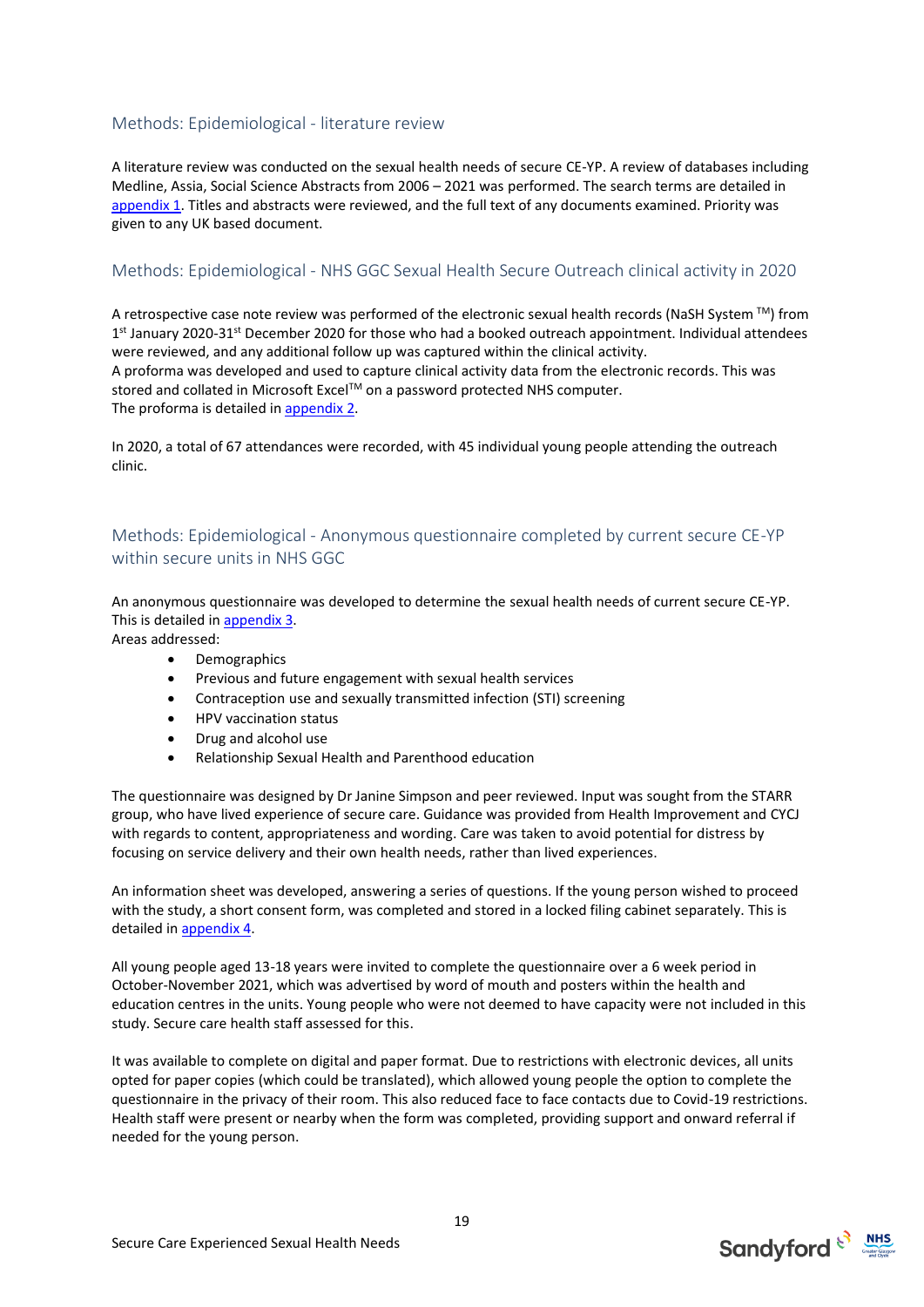## Methods: Epidemiological - literature review

A literature review was conducted on the sexual health needs of secure CE-YP. A review of databases including Medline, Assia, Social Science Abstracts from 2006 – 2021 was performed. The search terms are detailed in appendix 1. Titles and abstracts were reviewed, and the full text of any documents examined. Priority was given to any UK based document.

## Methods: Epidemiological - NHS GGC Sexual Health Secure Outreach clinical activity in 2020

A retrospective case note review was performed of the electronic sexual health records (NaSH System ™) from 1st January 2020-31st December 2020 for those who had a booked outreach appointment. Individual attendees were reviewed, and any additional follow up was captured within the clinical activity.
A proforma was developed and used to capture clinical activity data from the electronic records. This was stored and collated in Microsoft Excel™ on a password protected NHS computer.
The proforma is detailed in appendix 2.

In 2020, a total of 67 attendances were recorded, with 45 individual young people attending the outreach clinic.

## Methods: Epidemiological - Anonymous questionnaire completed by current secure CE-YP within secure units in NHS GGC

An anonymous questionnaire was developed to determine the sexual health needs of current secure CE-YP. This is detailed in appendix 3.
Areas addressed:

- Demographics
- Previous and future engagement with sexual health services
- Contraception use and sexually transmitted infection (STI) screening
- HPV vaccination status
- Drug and alcohol use
- Relationship Sexual Health and Parenthood education

The questionnaire was designed by Dr Janine Simpson and peer reviewed. Input was sought from the STARR group, who have lived experience of secure care. Guidance was provided from Health Improvement and CYCJ with regards to content, appropriateness and wording. Care was taken to avoid potential for distress by focusing on service delivery and their own health needs, rather than lived experiences.

An information sheet was developed, answering a series of questions. If the young person wished to proceed with the study, a short consent form, was completed and stored in a locked filing cabinet separately. This is detailed in appendix 4.

All young people aged 13-18 years were invited to complete the questionnaire over a 6 week period in October-November 2021, which was advertised by word of mouth and posters within the health and education centres in the units. Young people who were not deemed to have capacity were not included in this study. Secure care health staff assessed for this.

It was available to complete on digital and paper format. Due to restrictions with electronic devices, all units opted for paper copies (which could be translated), which allowed young people the option to complete the questionnaire in the privacy of their room. This also reduced face to face contacts due to Covid-19 restrictions. Health staff were present or nearby when the form was completed, providing support and onward referral if needed for the young person.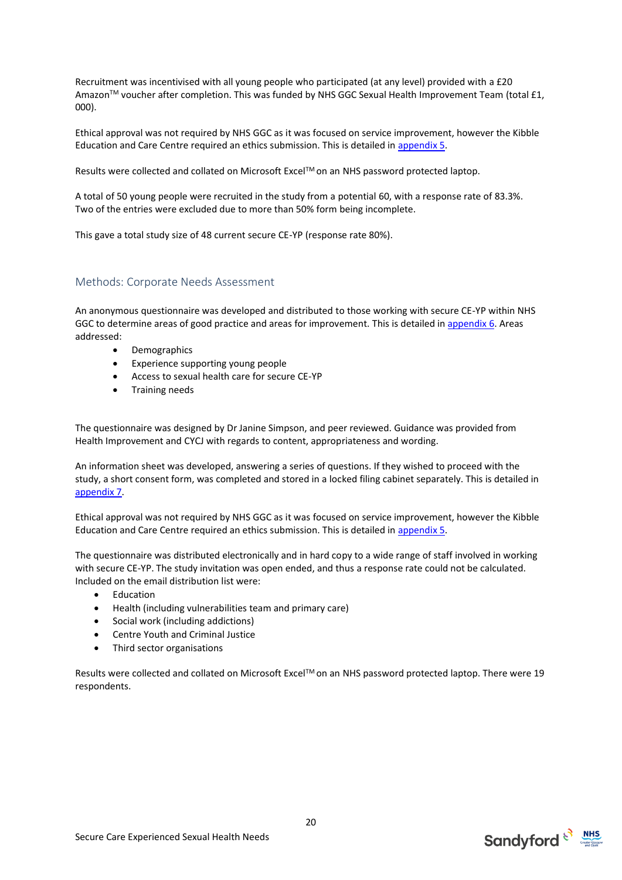Recruitment was incentivised with all young people who participated (at any level) provided with a £20 Amazon™ voucher after completion. This was funded by NHS GGC Sexual Health Improvement Team (total £1, 000).

Ethical approval was not required by NHS GGC as it was focused on service improvement, however the Kibble Education and Care Centre required an ethics submission. This is detailed in appendix 5.

Results were collected and collated on Microsoft Excel™ on an NHS password protected laptop.

A total of 50 young people were recruited in the study from a potential 60, with a response rate of 83.3%. Two of the entries were excluded due to more than 50% form being incomplete.

This gave a total study size of 48 current secure CE-YP (response rate 80%).

## Methods: Corporate Needs Assessment

An anonymous questionnaire was developed and distributed to those working with secure CE-YP within NHS GGC to determine areas of good practice and areas for improvement. This is detailed in appendix 6. Areas addressed:

- Demographics
- Experience supporting young people
- Access to sexual health care for secure CE-YP
- Training needs

The questionnaire was designed by Dr Janine Simpson, and peer reviewed. Guidance was provided from Health Improvement and CYCJ with regards to content, appropriateness and wording.

An information sheet was developed, answering a series of questions. If they wished to proceed with the study, a short consent form, was completed and stored in a locked filing cabinet separately. This is detailed in appendix 7.

Ethical approval was not required by NHS GGC as it was focused on service improvement, however the Kibble Education and Care Centre required an ethics submission. This is detailed in appendix 5.

The questionnaire was distributed electronically and in hard copy to a wide range of staff involved in working with secure CE-YP. The study invitation was open ended, and thus a response rate could not be calculated. Included on the email distribution list were:

- Education
- Health (including vulnerabilities team and primary care)
- Social work (including addictions)
- Centre Youth and Criminal Justice
- Third sector organisations

Results were collected and collated on Microsoft Excel™ on an NHS password protected laptop. There were 19 respondents.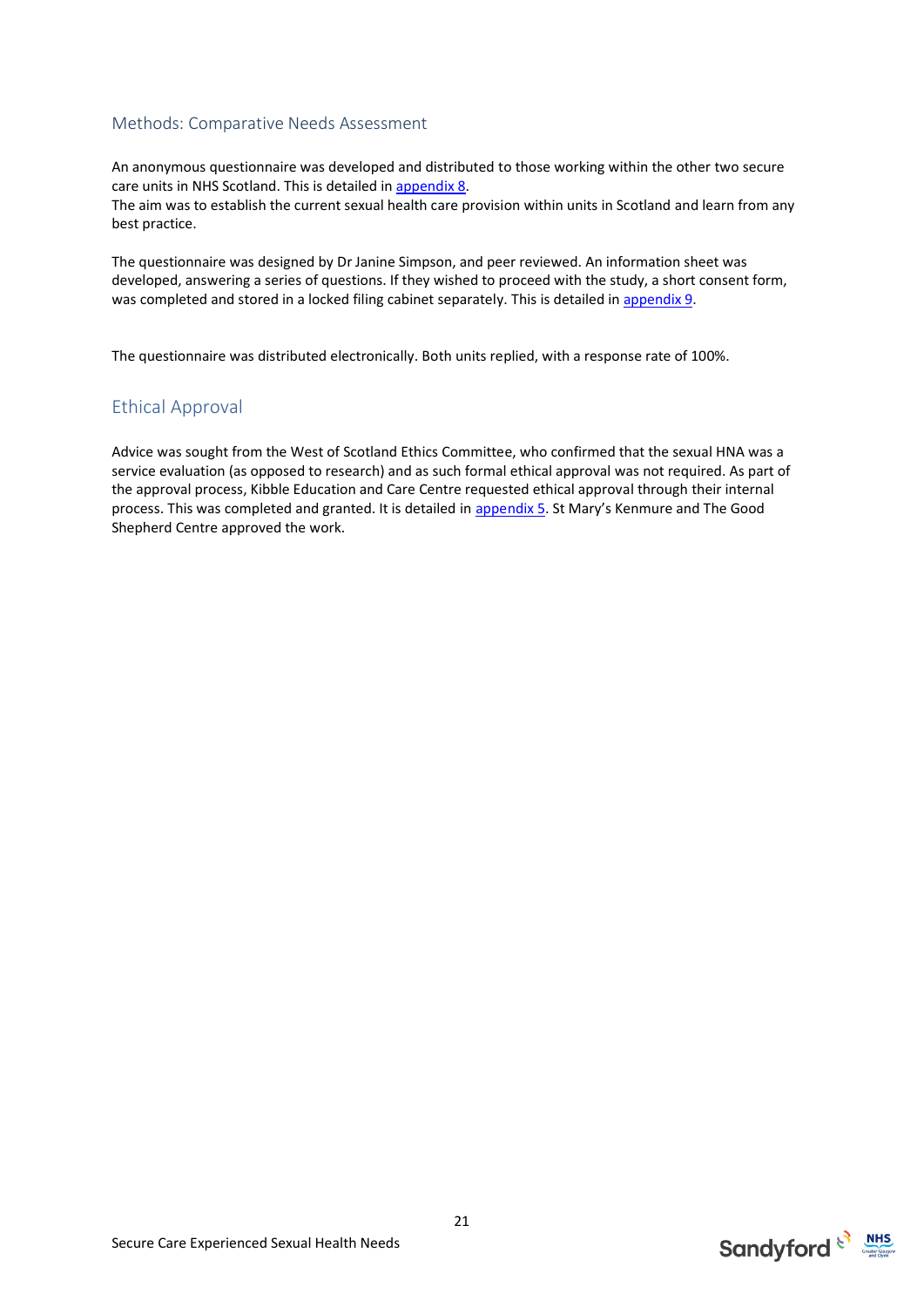## Methods: Comparative Needs Assessment

An anonymous questionnaire was developed and distributed to those working within the other two secure care units in NHS Scotland. This is detailed in appendix 8.
The aim was to establish the current sexual health care provision within units in Scotland and learn from any best practice.

The questionnaire was designed by Dr Janine Simpson, and peer reviewed. An information sheet was developed, answering a series of questions. If they wished to proceed with the study, a short consent form, was completed and stored in a locked filing cabinet separately. This is detailed in appendix 9.

The questionnaire was distributed electronically. Both units replied, with a response rate of 100%.

## Ethical Approval

Advice was sought from the West of Scotland Ethics Committee, who confirmed that the sexual HNA was a service evaluation (as opposed to research) and as such formal ethical approval was not required. As part of the approval process, Kibble Education and Care Centre requested ethical approval through their internal process. This was completed and granted. It is detailed in appendix 5. St Mary's Kenmure and The Good Shepherd Centre approved the work.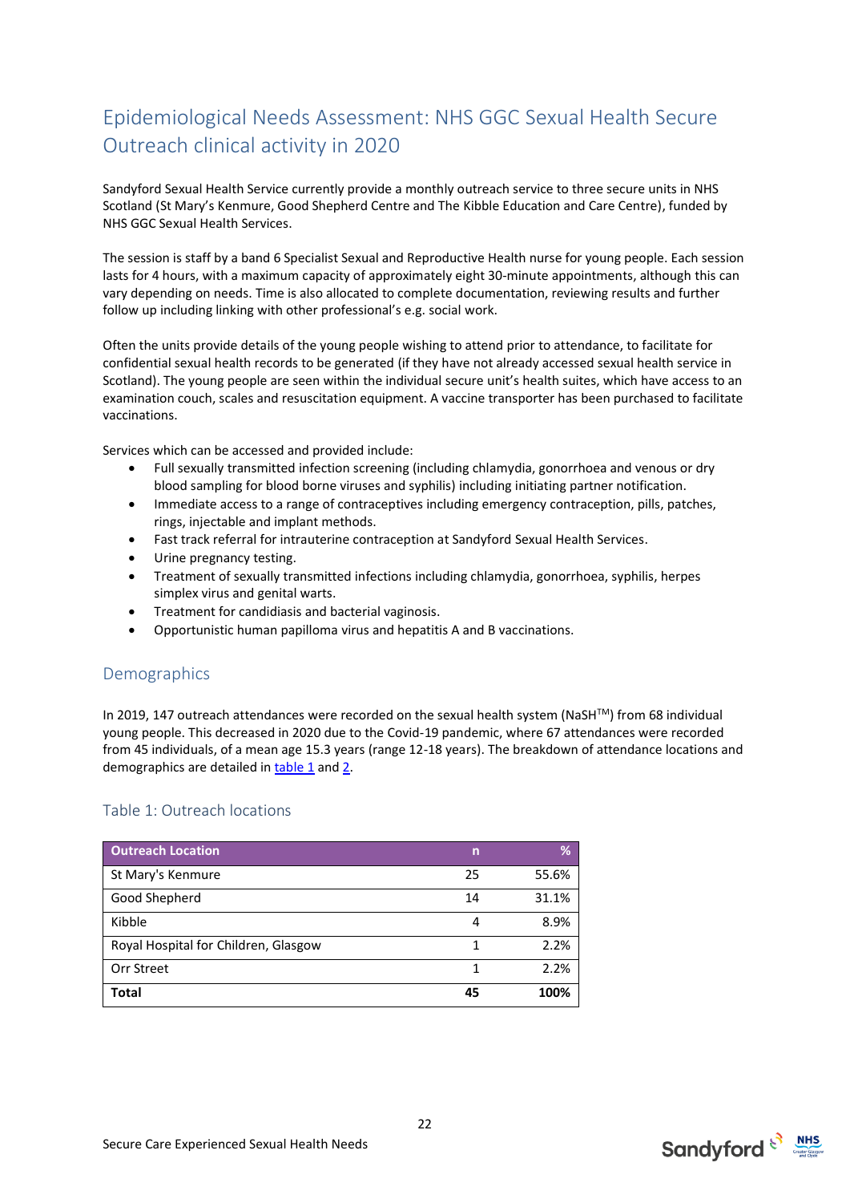# Epidemiological Needs Assessment: NHS GGC Sexual Health Secure Outreach clinical activity in 2020

Sandyford Sexual Health Service currently provide a monthly outreach service to three secure units in NHS Scotland (St Mary's Kenmure, Good Shepherd Centre and The Kibble Education and Care Centre), funded by NHS GGC Sexual Health Services.

The session is staff by a band 6 Specialist Sexual and Reproductive Health nurse for young people. Each session lasts for 4 hours, with a maximum capacity of approximately eight 30-minute appointments, although this can vary depending on needs. Time is also allocated to complete documentation, reviewing results and further follow up including linking with other professional's e.g. social work.

Often the units provide details of the young people wishing to attend prior to attendance, to facilitate for confidential sexual health records to be generated (if they have not already accessed sexual health service in Scotland). The young people are seen within the individual secure unit's health suites, which have access to an examination couch, scales and resuscitation equipment. A vaccine transporter has been purchased to facilitate vaccinations.

Services which can be accessed and provided include:

- Full sexually transmitted infection screening (including chlamydia, gonorrhoea and venous or dry blood sampling for blood borne viruses and syphilis) including initiating partner notification.
- Immediate access to a range of contraceptives including emergency contraception, pills, patches, rings, injectable and implant methods.
- Fast track referral for intrauterine contraception at Sandyford Sexual Health Services.
- Urine pregnancy testing.
- Treatment of sexually transmitted infections including chlamydia, gonorrhoea, syphilis, herpes simplex virus and genital warts.
- Treatment for candidiasis and bacterial vaginosis.
- Opportunistic human papilloma virus and hepatitis A and B vaccinations.

## Demographics

In 2019, 147 outreach attendances were recorded on the sexual health system (NaSH™) from 68 individual young people. This decreased in 2020 due to the Covid-19 pandemic, where 67 attendances were recorded from 45 individuals, of a mean age 15.3 years (range 12-18 years). The breakdown of attendance locations and demographics are detailed in table 1 and 2.

### Table 1: Outreach locations

| Outreach Location | n | % |
|---|---|---|
| St Mary's Kenmure | 25 | 55.6% |
| Good Shepherd | 14 | 31.1% |
| Kibble | 4 | 8.9% |
| Royal Hospital for Children, Glasgow | 1 | 2.2% |
| Orr Street | 1 | 2.2% |
| **Total** | **45** | **100%** |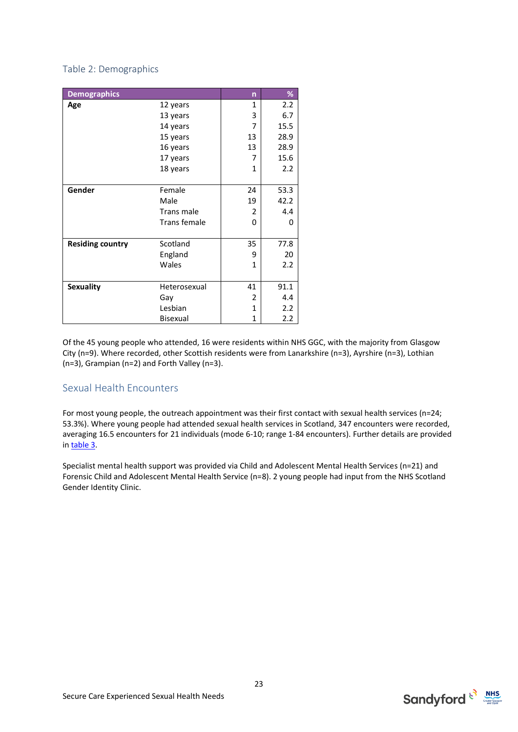### Table 2: Demographics

| Demographics | | n | % |
|---|---|---|---|
| **Age** | 12 years | 1 | 2.2 |
| | 13 years | 3 | 6.7 |
| | 14 years | 7 | 15.5 |
| | 15 years | 13 | 28.9 |
| | 16 years | 13 | 28.9 |
| | 17 years | 7 | 15.6 |
| | 18 years | 1 | 2.2 |
| **Gender** | Female | 24 | 53.3 |
| | Male | 19 | 42.2 |
| | Trans male | 2 | 4.4 |
| | Trans female | 0 | 0 |
| **Residing country** | Scotland | 35 | 77.8 |
| | England | 9 | 20 |
| | Wales | 1 | 2.2 |
| **Sexuality** | Heterosexual | 41 | 91.1 |
| | Gay | 2 | 4.4 |
| | Lesbian | 1 | 2.2 |
| | Bisexual | 1 | 2.2 |

Of the 45 young people who attended, 16 were residents within NHS GGC, with the majority from Glasgow City (n=9). Where recorded, other Scottish residents were from Lanarkshire (n=3), Ayrshire (n=3), Lothian (n=3), Grampian (n=2) and Forth Valley (n=3).

## Sexual Health Encounters

For most young people, the outreach appointment was their first contact with sexual health services (n=24; 53.3%). Where young people had attended sexual health services in Scotland, 347 encounters were recorded, averaging 16.5 encounters for 21 individuals (mode 6-10; range 1-84 encounters). Further details are provided in table 3.

Specialist mental health support was provided via Child and Adolescent Mental Health Services (n=21) and Forensic Child and Adolescent Mental Health Service (n=8). 2 young people had input from the NHS Scotland Gender Identity Clinic.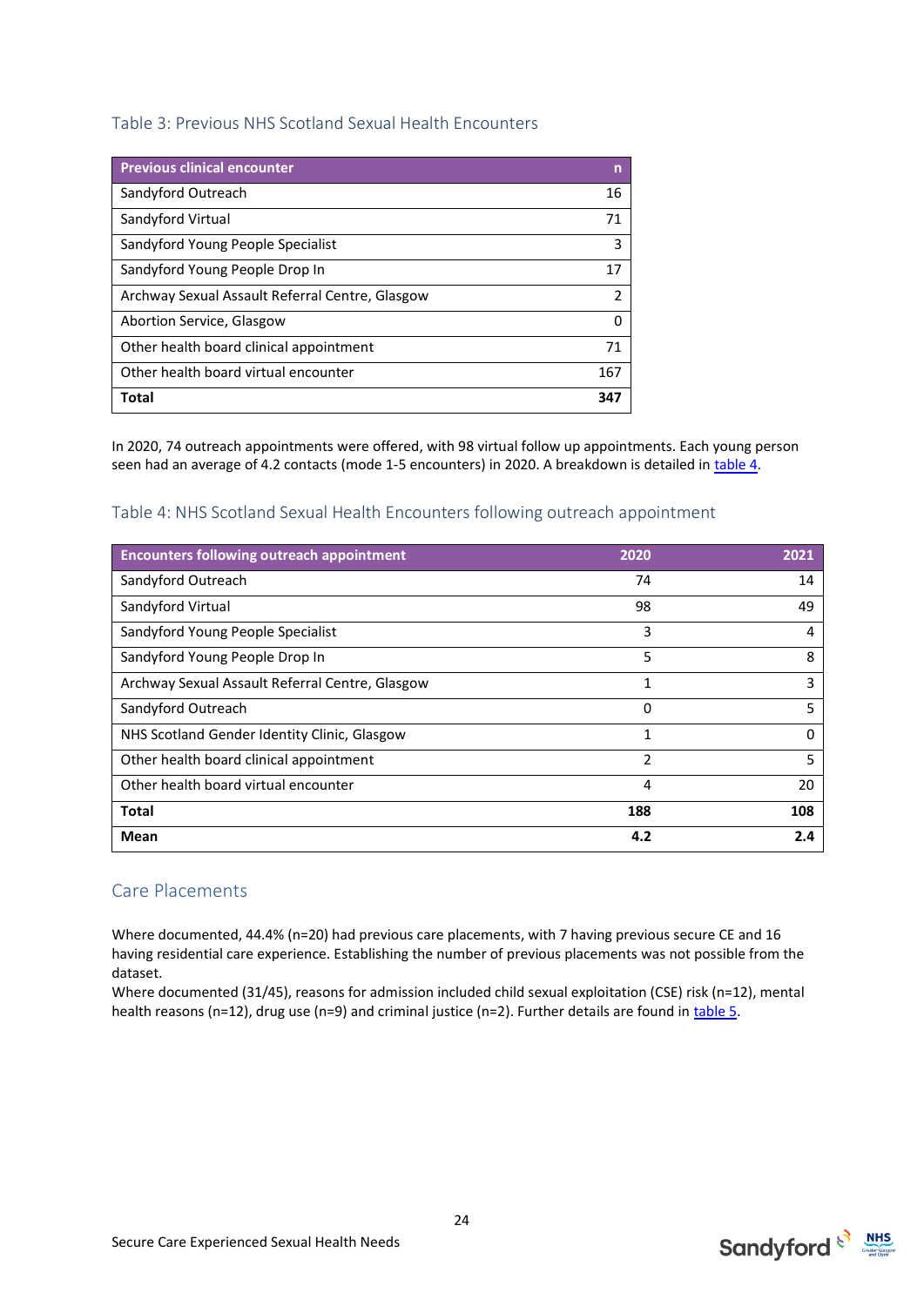### Table 3: Previous NHS Scotland Sexual Health Encounters

| Previous clinical encounter | n |
|---|---|
| Sandyford Outreach | 16 |
| Sandyford Virtual | 71 |
| Sandyford Young People Specialist | 3 |
| Sandyford Young People Drop In | 17 |
| Archway Sexual Assault Referral Centre, Glasgow | 2 |
| Abortion Service, Glasgow | 0 |
| Other health board clinical appointment | 71 |
| Other health board virtual encounter | 167 |
| **Total** | **347** |

In 2020, 74 outreach appointments were offered, with 98 virtual follow up appointments. Each young person seen had an average of 4.2 contacts (mode 1-5 encounters) in 2020. A breakdown is detailed in table 4.

### Table 4: NHS Scotland Sexual Health Encounters following outreach appointment

| Encounters following outreach appointment | 2020 | 2021 |
|---|---|---|
| Sandyford Outreach | 74 | 14 |
| Sandyford Virtual | 98 | 49 |
| Sandyford Young People Specialist | 3 | 4 |
| Sandyford Young People Drop In | 5 | 8 |
| Archway Sexual Assault Referral Centre, Glasgow | 1 | 3 |
| Sandyford Outreach | 0 | 5 |
| NHS Scotland Gender Identity Clinic, Glasgow | 1 | 0 |
| Other health board clinical appointment | 2 | 5 |
| Other health board virtual encounter | 4 | 20 |
| **Total** | **188** | **108** |
| **Mean** | **4.2** | **2.4** |

## Care Placements

Where documented, 44.4% (n=20) had previous care placements, with 7 having previous secure CE and 16 having residential care experience. Establishing the number of previous placements was not possible from the dataset.

Where documented (31/45), reasons for admission included child sexual exploitation (CSE) risk (n=12), mental health reasons (n=12), drug use (n=9) and criminal justice (n=2). Further details are found in table 5.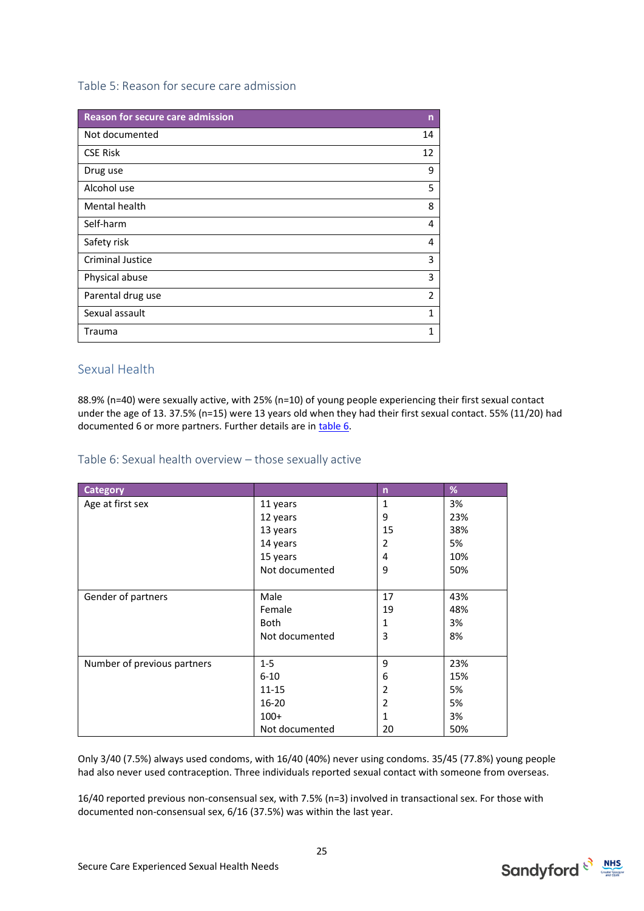### Table 5: Reason for secure care admission

| Reason for secure care admission | n |
|---|---|
| Not documented | 14 |
| CSE Risk | 12 |
| Drug use | 9 |
| Alcohol use | 5 |
| Mental health | 8 |
| Self-harm | 4 |
| Safety risk | 4 |
| Criminal Justice | 3 |
| Physical abuse | 3 |
| Parental drug use | 2 |
| Sexual assault | 1 |
| Trauma | 1 |

## Sexual Health

88.9% (n=40) were sexually active, with 25% (n=10) of young people experiencing their first sexual contact under the age of 13. 37.5% (n=15) were 13 years old when they had their first sexual contact. 55% (11/20) had documented 6 or more partners. Further details are in table 6.

### Table 6: Sexual health overview – those sexually active

| Category | | n | % |
|---|---|---|---|
| Age at first sex | 11 years | 1 | 3% |
| | 12 years | 9 | 23% |
| | 13 years | 15 | 38% |
| | 14 years | 2 | 5% |
| | 15 years | 4 | 10% |
| | Not documented | 9 | 50% |
| Gender of partners | Male | 17 | 43% |
| | Female | 19 | 48% |
| | Both | 1 | 3% |
| | Not documented | 3 | 8% |
| Number of previous partners | 1-5 | 9 | 23% |
| | 6-10 | 6 | 15% |
| | 11-15 | 2 | 5% |
| | 16-20 | 2 | 5% |
| | 100+ | 1 | 3% |
| | Not documented | 20 | 50% |

Only 3/40 (7.5%) always used condoms, with 16/40 (40%) never using condoms. 35/45 (77.8%) young people had also never used contraception. Three individuals reported sexual contact with someone from overseas.

16/40 reported previous non-consensual sex, with 7.5% (n=3) involved in transactional sex. For those with documented non-consensual sex, 6/16 (37.5%) was within the last year.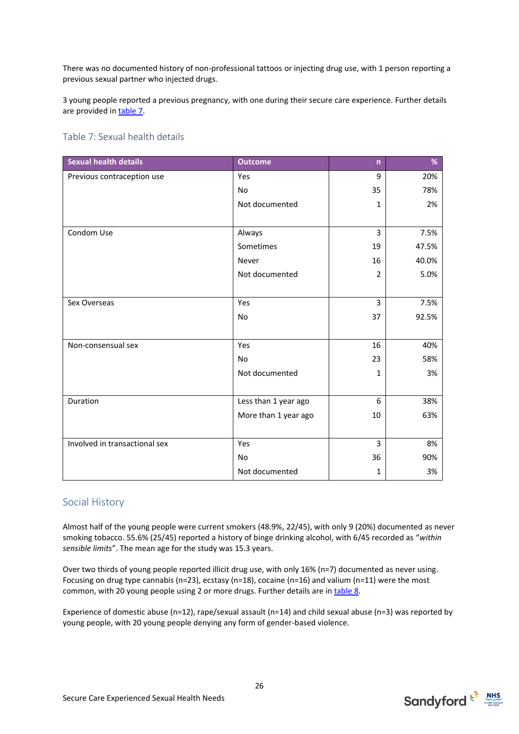There was no documented history of non-professional tattoos or injecting drug use, with 1 person reporting a previous sexual partner who injected drugs.

3 young people reported a previous pregnancy, with one during their secure care experience. Further details are provided in table 7.

## Table 7: Sexual health details

| Sexual health details | Outcome | n | % |
|---|---|---|---|
| Previous contraception use | Yes | 9 | 20% |
| | No | 35 | 78% |
| | Not documented | 1 | 2% |
| Condom Use | Always | 3 | 7.5% |
| | Sometimes | 19 | 47.5% |
| | Never | 16 | 40.0% |
| | Not documented | 2 | 5.0% |
| Sex Overseas | Yes | 3 | 7.5% |
| | No | 37 | 92.5% |
| Non-consensual sex | Yes | 16 | 40% |
| | No | 23 | 58% |
| | Not documented | 1 | 3% |
| Duration | Less than 1 year ago | 6 | 38% |
| | More than 1 year ago | 10 | 63% |
| Involved in transactional sex | Yes | 3 | 8% |
| | No | 36 | 90% |
| | Not documented | 1 | 3% |

## Social History

Almost half of the young people were current smokers (48.9%, 22/45), with only 9 (20%) documented as never smoking tobacco. 55.6% (25/45) reported a history of binge drinking alcohol, with 6/45 recorded as "*within sensible limits*". The mean age for the study was 15.3 years.

Over two thirds of young people reported illicit drug use, with only 16% (n=7) documented as never using. Focusing on drug type cannabis (n=23), ecstasy (n=18), cocaine (n=16) and valium (n=11) were the most common, with 20 young people using 2 or more drugs. Further details are in table 8.

Experience of domestic abuse (n=12), rape/sexual assault (n=14) and child sexual abuse (n=3) was reported by young people, with 20 young people denying any form of gender-based violence.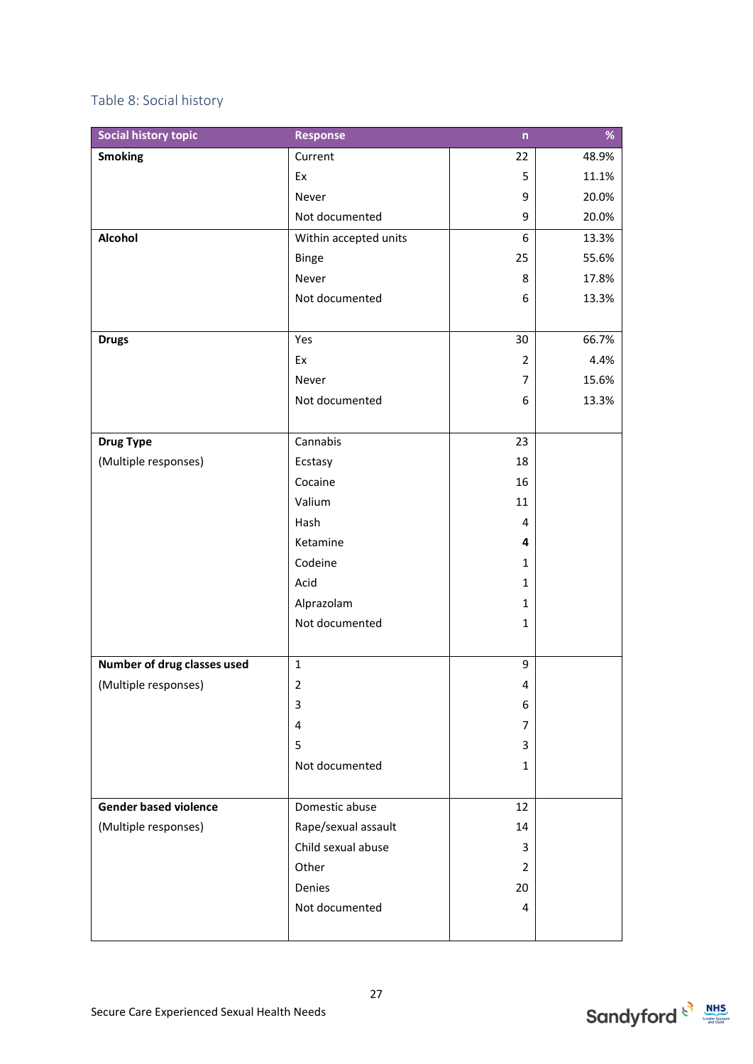## Table 8: Social history

| Social history topic | Response | n | % |
|---|---|---|---|
| **Smoking** | Current | 22 | 48.9% |
| | Ex | 5 | 11.1% |
| | Never | 9 | 20.0% |
| | Not documented | 9 | 20.0% |
| **Alcohol** | Within accepted units | 6 | 13.3% |
| | Binge | 25 | 55.6% |
| | Never | 8 | 17.8% |
| | Not documented | 6 | 13.3% |
| **Drugs** | Yes | 30 | 66.7% |
| | Ex | 2 | 4.4% |
| | Never | 7 | 15.6% |
| | Not documented | 6 | 13.3% |
| **Drug Type** (Multiple responses) | Cannabis | 23 | |
| | Ecstasy | 18 | |
| | Cocaine | 16 | |
| | Valium | 11 | |
| | Hash | 4 | |
| | Ketamine | **4** | |
| | Codeine | 1 | |
| | Acid | 1 | |
| | Alprazolam | 1 | |
| | Not documented | 1 | |
| **Number of drug classes used** (Multiple responses) | 1 | 9 | |
| | 2 | 4 | |
| | 3 | 6 | |
| | 4 | 7 | |
| | 5 | 3 | |
| | Not documented | 1 | |
| **Gender based violence** (Multiple responses) | Domestic abuse | 12 | |
| | Rape/sexual assault | 14 | |
| | Child sexual abuse | 3 | |
| | Other | 2 | |
| | Denies | 20 | |
| | Not documented | 4 | |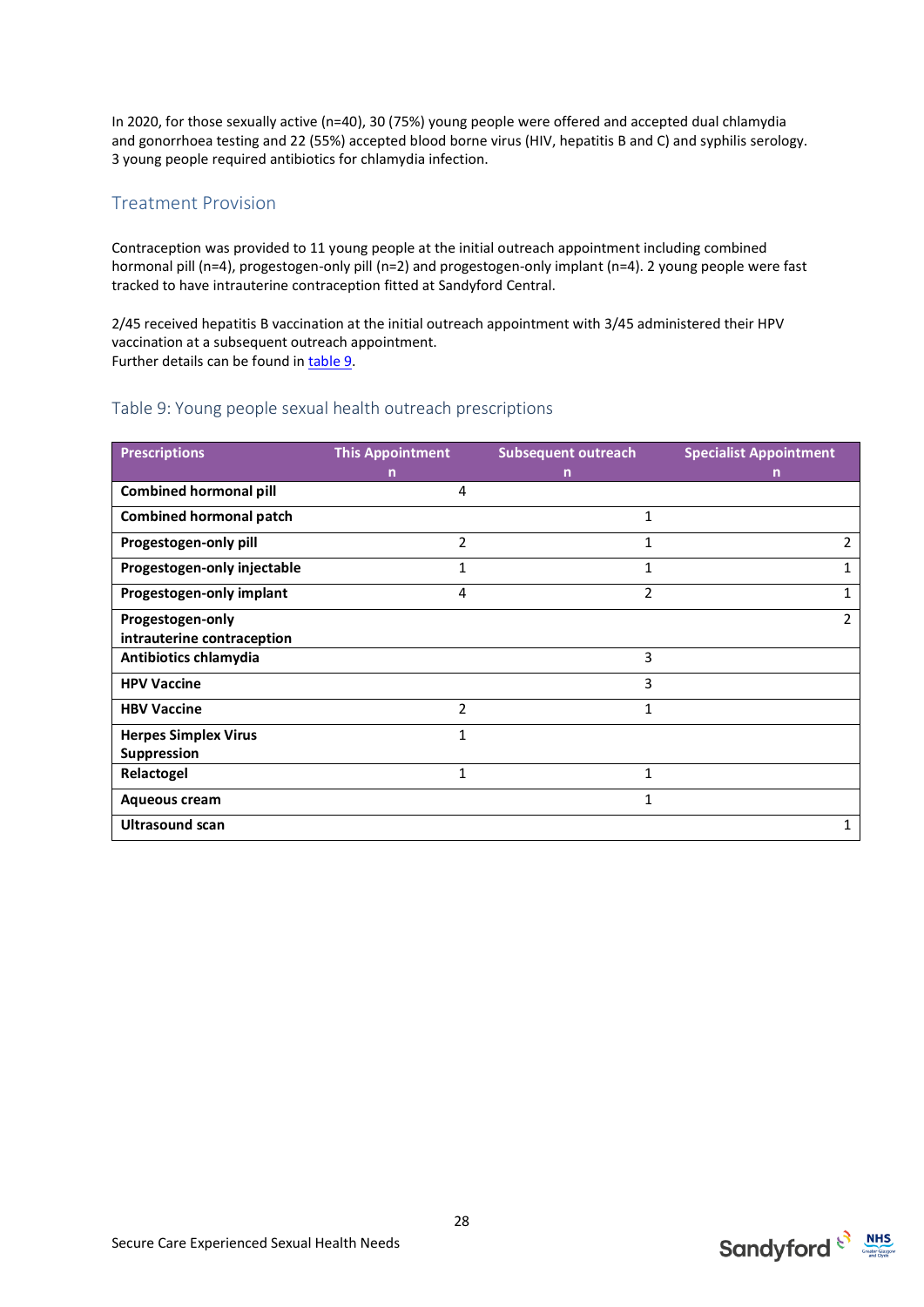In 2020, for those sexually active (n=40), 30 (75%) young people were offered and accepted dual chlamydia and gonorrhoea testing and 22 (55%) accepted blood borne virus (HIV, hepatitis B and C) and syphilis serology. 3 young people required antibiotics for chlamydia infection.

## Treatment Provision

Contraception was provided to 11 young people at the initial outreach appointment including combined hormonal pill (n=4), progestogen-only pill (n=2) and progestogen-only implant (n=4). 2 young people were fast tracked to have intrauterine contraception fitted at Sandyford Central.

2/45 received hepatitis B vaccination at the initial outreach appointment with 3/45 administered their HPV vaccination at a subsequent outreach appointment.
Further details can be found in table 9.

### Table 9: Young people sexual health outreach prescriptions

| Prescriptions | This Appointment n | Subsequent outreach n | Specialist Appointment n |
|---|---|---|---|
| **Combined hormonal pill** | 4 | | |
| **Combined hormonal patch** | | 1 | |
| **Progestogen-only pill** | 2 | 1 | 2 |
| **Progestogen-only injectable** | 1 | 1 | 1 |
| **Progestogen-only implant** | 4 | 2 | 1 |
| **Progestogen-only intrauterine contraception** | | | 2 |
| **Antibiotics chlamydia** | | 3 | |
| **HPV Vaccine** | | 3 | |
| **HBV Vaccine** | 2 | 1 | |
| **Herpes Simplex Virus Suppression** | 1 | | |
| **Relactogel** | 1 | 1 | |
| **Aqueous cream** | | 1 | |
| **Ultrasound scan** | | | 1 |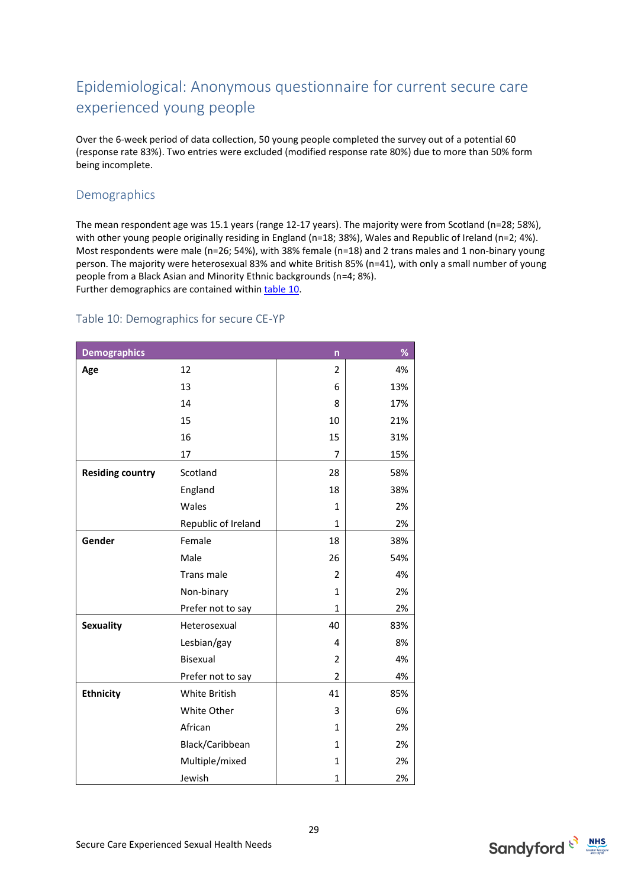## Epidemiological: Anonymous questionnaire for current secure care experienced young people

Over the 6-week period of data collection, 50 young people completed the survey out of a potential 60 (response rate 83%). Two entries were excluded (modified response rate 80%) due to more than 50% form being incomplete.

### Demographics

The mean respondent age was 15.1 years (range 12-17 years). The majority were from Scotland (n=28; 58%), with other young people originally residing in England (n=18; 38%), Wales and Republic of Ireland (n=2; 4%). Most respondents were male (n=26; 54%), with 38% female (n=18) and 2 trans males and 1 non-binary young person. The majority were heterosexual 83% and white British 85% (n=41), with only a small number of young people from a Black Asian and Minority Ethnic backgrounds (n=4; 8%).
Further demographics are contained within table 10.

### Table 10: Demographics for secure CE-YP

| Demographics | | n | % |
|---|---|---|---|
| **Age** | 12 | 2 | 4% |
| | 13 | 6 | 13% |
| | 14 | 8 | 17% |
| | 15 | 10 | 21% |
| | 16 | 15 | 31% |
| | 17 | 7 | 15% |
| **Residing country** | Scotland | 28 | 58% |
| | England | 18 | 38% |
| | Wales | 1 | 2% |
| | Republic of Ireland | 1 | 2% |
| **Gender** | Female | 18 | 38% |
| | Male | 26 | 54% |
| | Trans male | 2 | 4% |
| | Non-binary | 1 | 2% |
| | Prefer not to say | 1 | 2% |
| **Sexuality** | Heterosexual | 40 | 83% |
| | Lesbian/gay | 4 | 8% |
| | Bisexual | 2 | 4% |
| | Prefer not to say | 2 | 4% |
| **Ethnicity** | White British | 41 | 85% |
| | White Other | 3 | 6% |
| | African | 1 | 2% |
| | Black/Caribbean | 1 | 2% |
| | Multiple/mixed | 1 | 2% |
| | Jewish | 1 | 2% |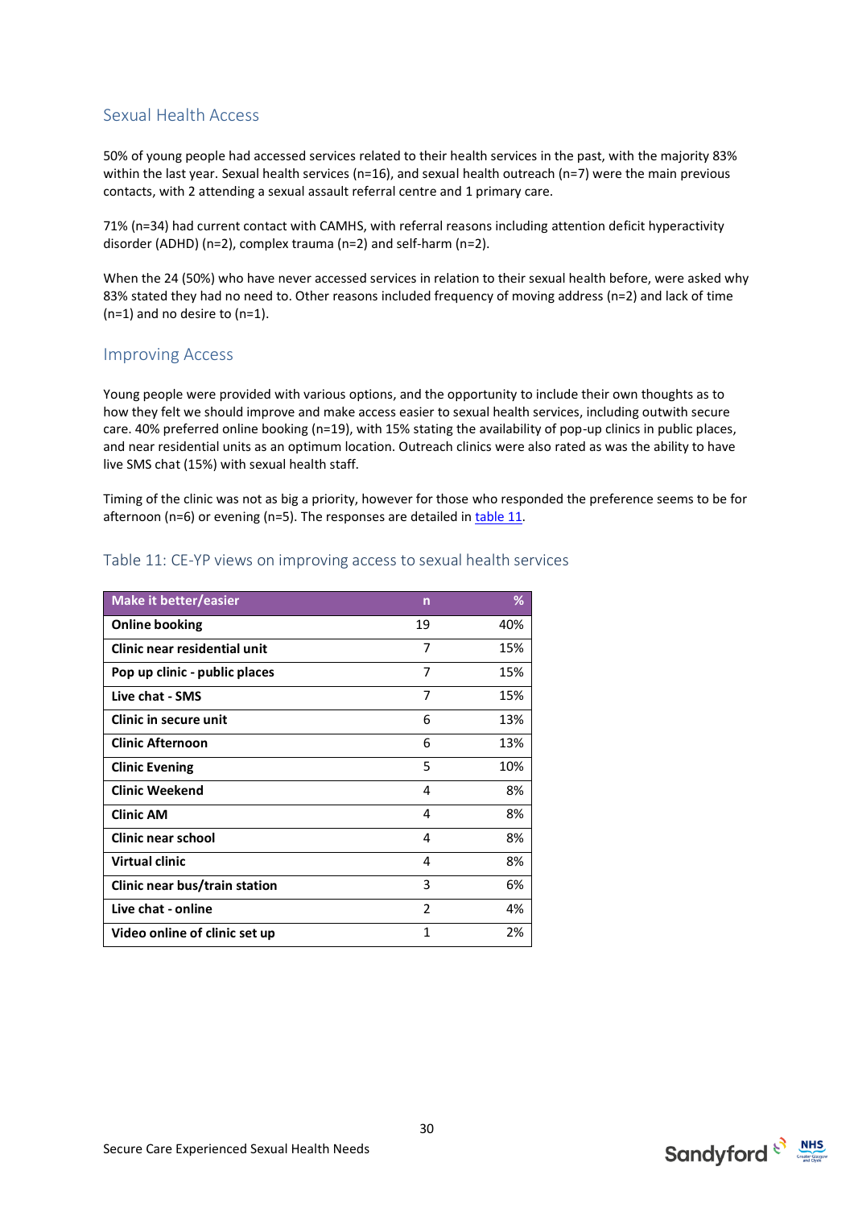## Sexual Health Access

50% of young people had accessed services related to their health services in the past, with the majority 83% within the last year. Sexual health services (n=16), and sexual health outreach (n=7) were the main previous contacts, with 2 attending a sexual assault referral centre and 1 primary care.

71% (n=34) had current contact with CAMHS, with referral reasons including attention deficit hyperactivity disorder (ADHD) (n=2), complex trauma (n=2) and self-harm (n=2).

When the 24 (50%) who have never accessed services in relation to their sexual health before, were asked why 83% stated they had no need to. Other reasons included frequency of moving address (n=2) and lack of time (n=1) and no desire to (n=1).

## Improving Access

Young people were provided with various options, and the opportunity to include their own thoughts as to how they felt we should improve and make access easier to sexual health services, including outwith secure care. 40% preferred online booking (n=19), with 15% stating the availability of pop-up clinics in public places, and near residential units as an optimum location. Outreach clinics were also rated as was the ability to have live SMS chat (15%) with sexual health staff.

Timing of the clinic was not as big a priority, however for those who responded the preference seems to be for afternoon (n=6) or evening (n=5). The responses are detailed in table 11.

### Table 11: CE-YP views on improving access to sexual health services

| Make it better/easier | n | % |
|---|---|---|
| **Online booking** | 19 | 40% |
| **Clinic near residential unit** | 7 | 15% |
| **Pop up clinic - public places** | 7 | 15% |
| **Live chat - SMS** | 7 | 15% |
| **Clinic in secure unit** | 6 | 13% |
| **Clinic Afternoon** | 6 | 13% |
| **Clinic Evening** | 5 | 10% |
| **Clinic Weekend** | 4 | 8% |
| **Clinic AM** | 4 | 8% |
| **Clinic near school** | 4 | 8% |
| **Virtual clinic** | 4 | 8% |
| **Clinic near bus/train station** | 3 | 6% |
| **Live chat - online** | 2 | 4% |
| **Video online of clinic set up** | 1 | 2% |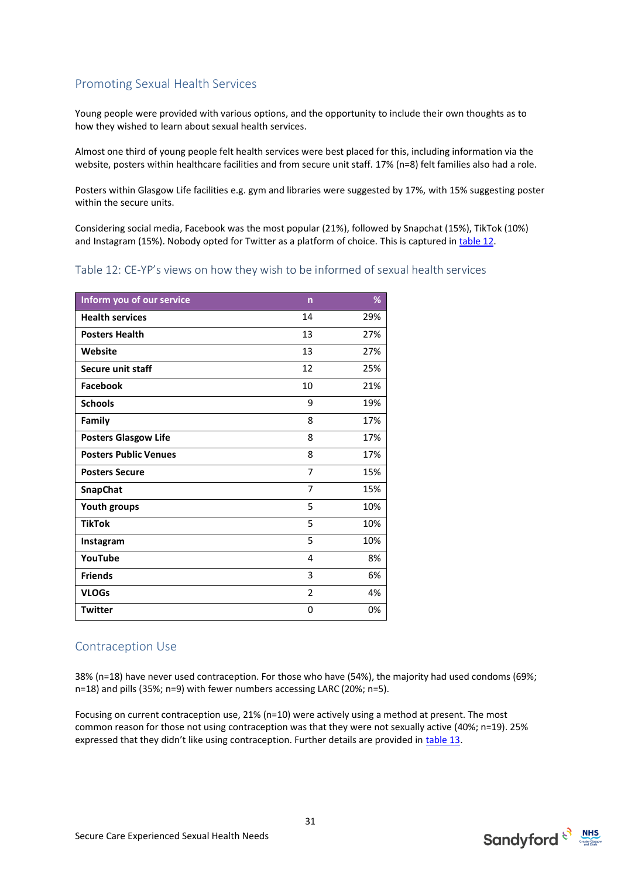## Promoting Sexual Health Services

Young people were provided with various options, and the opportunity to include their own thoughts as to how they wished to learn about sexual health services.

Almost one third of young people felt health services were best placed for this, including information via the website, posters within healthcare facilities and from secure unit staff. 17% (n=8) felt families also had a role.

Posters within Glasgow Life facilities e.g. gym and libraries were suggested by 17%, with 15% suggesting poster within the secure units.

Considering social media, Facebook was the most popular (21%), followed by Snapchat (15%), TikTok (10%) and Instagram (15%). Nobody opted for Twitter as a platform of choice. This is captured in table 12.

### Table 12: CE-YP's views on how they wish to be informed of sexual health services

| Inform you of our service | n | % |
|---|---|---|
| **Health services** | 14 | 29% |
| **Posters Health** | 13 | 27% |
| **Website** | 13 | 27% |
| **Secure unit staff** | 12 | 25% |
| **Facebook** | 10 | 21% |
| **Schools** | 9 | 19% |
| **Family** | 8 | 17% |
| **Posters Glasgow Life** | 8 | 17% |
| **Posters Public Venues** | 8 | 17% |
| **Posters Secure** | 7 | 15% |
| **SnapChat** | 7 | 15% |
| **Youth groups** | 5 | 10% |
| **TikTok** | 5 | 10% |
| **Instagram** | 5 | 10% |
| **YouTube** | 4 | 8% |
| **Friends** | 3 | 6% |
| **VLOGs** | 2 | 4% |
| **Twitter** | 0 | 0% |

## Contraception Use

38% (n=18) have never used contraception. For those who have (54%), the majority had used condoms (69%; n=18) and pills (35%; n=9) with fewer numbers accessing LARC (20%; n=5).

Focusing on current contraception use, 21% (n=10) were actively using a method at present. The most common reason for those not using contraception was that they were not sexually active (40%; n=19). 25% expressed that they didn't like using contraception. Further details are provided in table 13.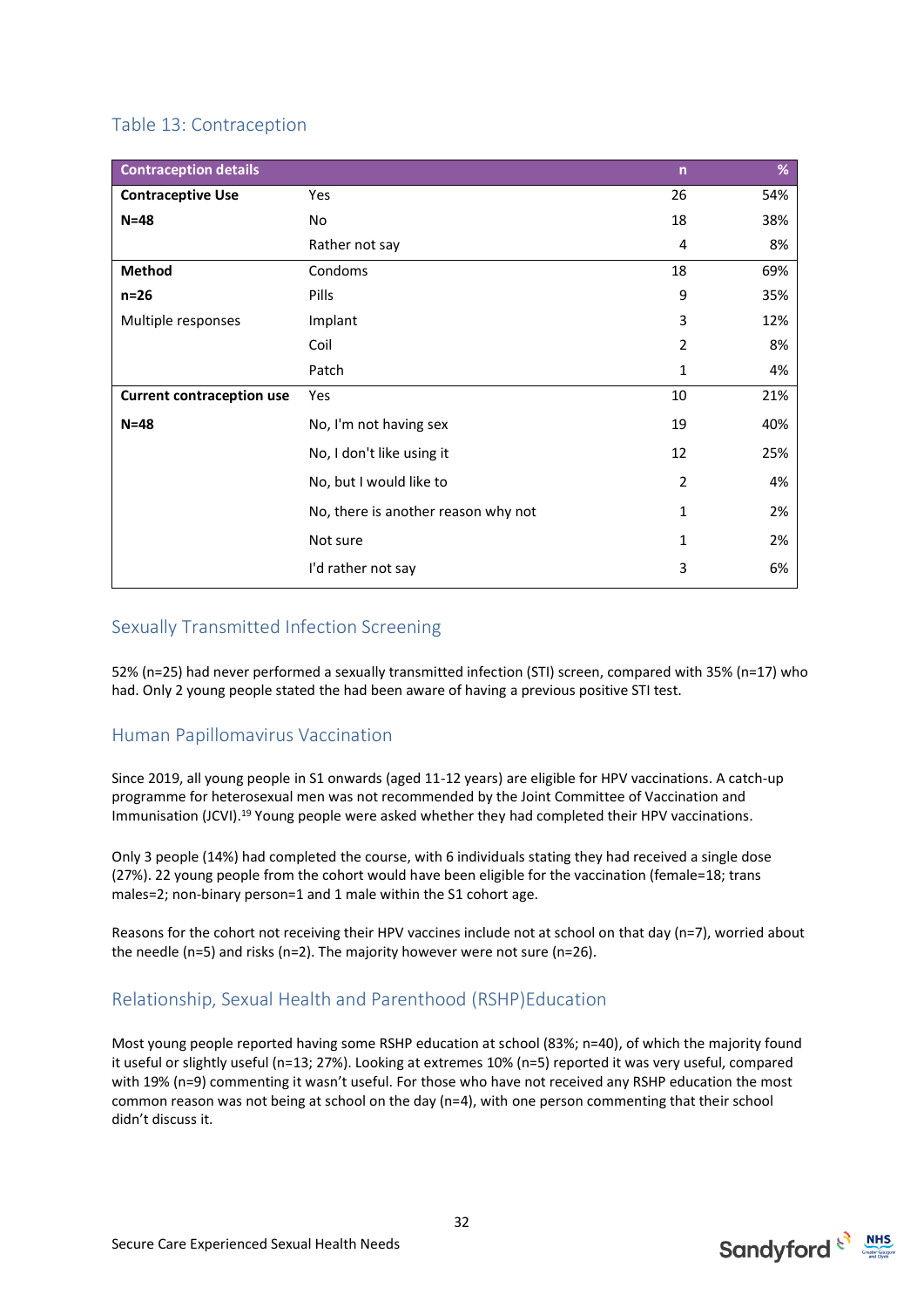## Table 13: Contraception

| Contraception details | | n | % |
|---|---|---|---|
| **Contraceptive Use** | Yes | 26 | 54% |
| **N=48** | No | 18 | 38% |
| | Rather not say | 4 | 8% |
| **Method** | Condoms | 18 | 69% |
| **n=26** | Pills | 9 | 35% |
| Multiple responses | Implant | 3 | 12% |
| | Coil | 2 | 8% |
| | Patch | 1 | 4% |
| **Current contraception use** | Yes | 10 | 21% |
| **N=48** | No, I'm not having sex | 19 | 40% |
| | No, I don't like using it | 12 | 25% |
| | No, but I would like to | 2 | 4% |
| | No, there is another reason why not | 1 | 2% |
| | Not sure | 1 | 2% |
| | I'd rather not say | 3 | 6% |

## Sexually Transmitted Infection Screening

52% (n=25) had never performed a sexually transmitted infection (STI) screen, compared with 35% (n=17) who had. Only 2 young people stated the had been aware of having a previous positive STI test.

## Human Papillomavirus Vaccination

Since 2019, all young people in S1 onwards (aged 11-12 years) are eligible for HPV vaccinations. A catch-up programme for heterosexual men was not recommended by the Joint Committee of Vaccination and Immunisation (JCVI).[19] Young people were asked whether they had completed their HPV vaccinations.

Only 3 people (14%) had completed the course, with 6 individuals stating they had received a single dose (27%). 22 young people from the cohort would have been eligible for the vaccination (female=18; trans males=2; non-binary person=1 and 1 male within the S1 cohort age.

Reasons for the cohort not receiving their HPV vaccines include not at school on that day (n=7), worried about the needle (n=5) and risks (n=2). The majority however were not sure (n=26).

## Relationship, Sexual Health and Parenthood (RSHP)Education

Most young people reported having some RSHP education at school (83%; n=40), of which the majority found it useful or slightly useful (n=13; 27%). Looking at extremes 10% (n=5) reported it was very useful, compared with 19% (n=9) commenting it wasn't useful. For those who have not received any RSHP education the most common reason was not being at school on the day (n=4), with one person commenting that their school didn't discuss it.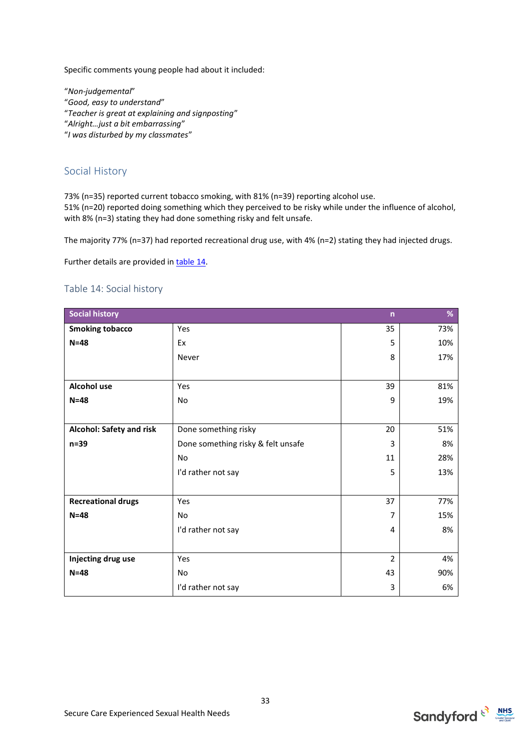Specific comments young people had about it included:

*"Non-judgemental"*
*"Good, easy to understand"*
*"Teacher is great at explaining and signposting"*
*"Alright…just a bit embarrassing"*
*"I was disturbed by my classmates"*

## Social History

73% (n=35) reported current tobacco smoking, with 81% (n=39) reporting alcohol use.
51% (n=20) reported doing something which they perceived to be risky while under the influence of alcohol, with 8% (n=3) stating they had done something risky and felt unsafe.

The majority 77% (n=37) had reported recreational drug use, with 4% (n=2) stating they had injected drugs.

Further details are provided in table 14.

### Table 14: Social history

| Social history | | n | % |
|---|---|---|---|
| **Smoking tobacco** **N=48** | Yes | 35 | 73% |
| | Ex | 5 | 10% |
| | Never | 8 | 17% |
| **Alcohol use** **N=48** | Yes | 39 | 81% |
| | No | 9 | 19% |
| **Alcohol: Safety and risk** **n=39** | Done something risky | 20 | 51% |
| | Done something risky & felt unsafe | 3 | 8% |
| | No | 11 | 28% |
| | I'd rather not say | 5 | 13% |
| **Recreational drugs** **N=48** | Yes | 37 | 77% |
| | No | 7 | 15% |
| | I'd rather not say | 4 | 8% |
| **Injecting drug use** **N=48** | Yes | 2 | 4% |
| | No | 43 | 90% |
| | I'd rather not say | 3 | 6% |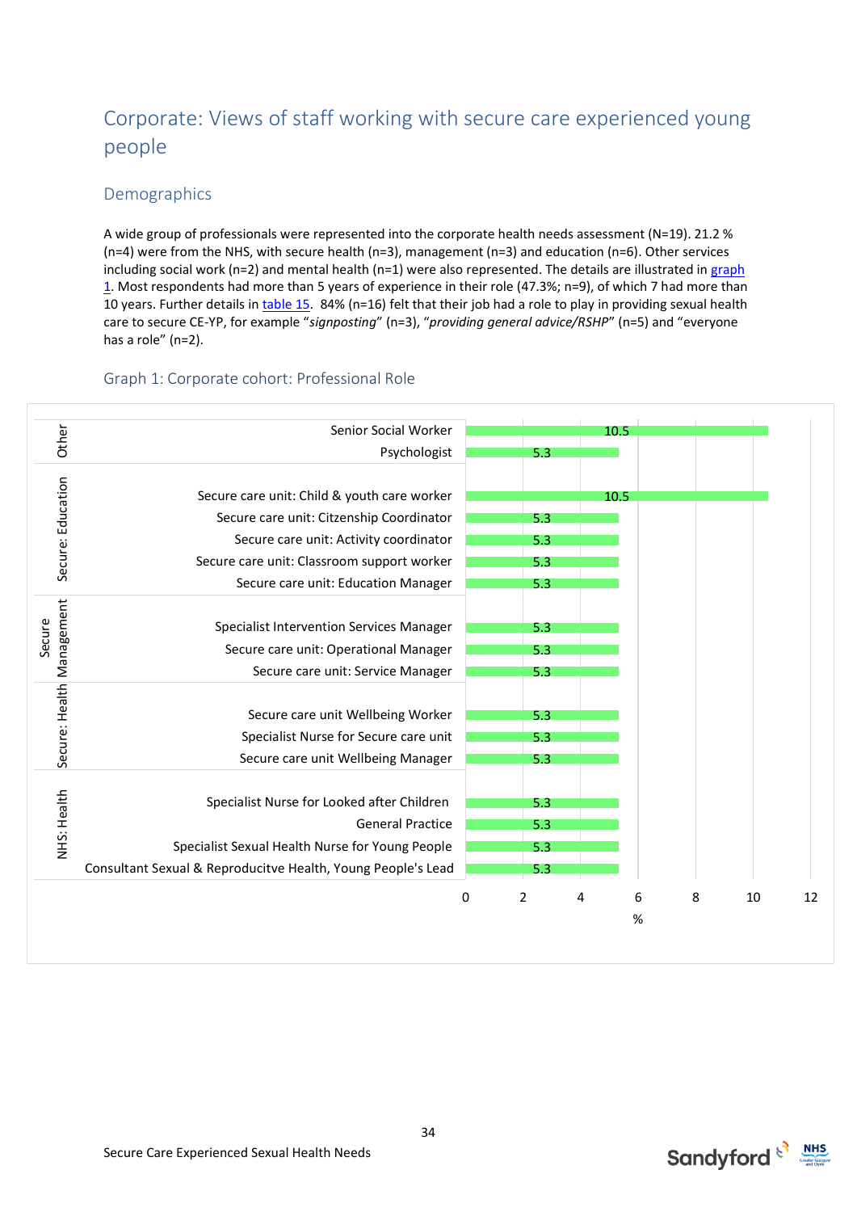## Corporate: Views of staff working with secure care experienced young people

### Demographics

A wide group of professionals were represented into the corporate health needs assessment (N=19). 21.2 % (n=4) were from the NHS, with secure health (n=3), management (n=3) and education (n=6). Other services including social work (n=2) and mental health (n=1) were also represented. The details are illustrated in graph 1. Most respondents had more than 5 years of experience in their role (47.3%; n=9), of which 7 had more than 10 years. Further details in table 15. 84% (n=16) felt that their job had a role to play in providing sexual health care to secure CE-YP, for example "*signposting*" (n=3), "*providing general advice/RSHP*" (n=5) and "everyone has a role" (n=2).

#### Graph 1: Corporate cohort: Professional Role

| Group | Professional Role | % |
|---|---|---|
| Other | Senior Social Worker | 10.5 |
| Other | Psychologist | 5.3 |
| Secure: Education | Secure care unit: Child & youth care worker | 10.5 |
| Secure: Education | Secure care unit: Citzenship Coordinator | 5.3 |
| Secure: Education | Secure care unit: Activity coordinator | 5.3 |
| Secure: Education | Secure care unit: Classroom support worker | 5.3 |
| Secure: Education | Secure care unit: Education Manager | 5.3 |
| Secure Management | Specialist Intervention Services Manager | 5.3 |
| Secure Management | Secure care unit: Operational Manager | 5.3 |
| Secure Management | Secure care unit: Service Manager | 5.3 |
| Secure: Health | Secure care unit Wellbeing Worker | 5.3 |
| Secure: Health | Specialist Nurse for Secure care unit | 5.3 |
| Secure: Health | Secure care unit Wellbeing Manager | 5.3 |
| NHS: Health | Specialist Nurse for Looked after Children | 5.3 |
| NHS: Health | General Practice | 5.3 |
| NHS: Health | Specialist Sexual Health Nurse for Young People | 5.3 |
| NHS: Health | Consultant Sexual & Reproducitve Health, Young People's Lead | 5.3 |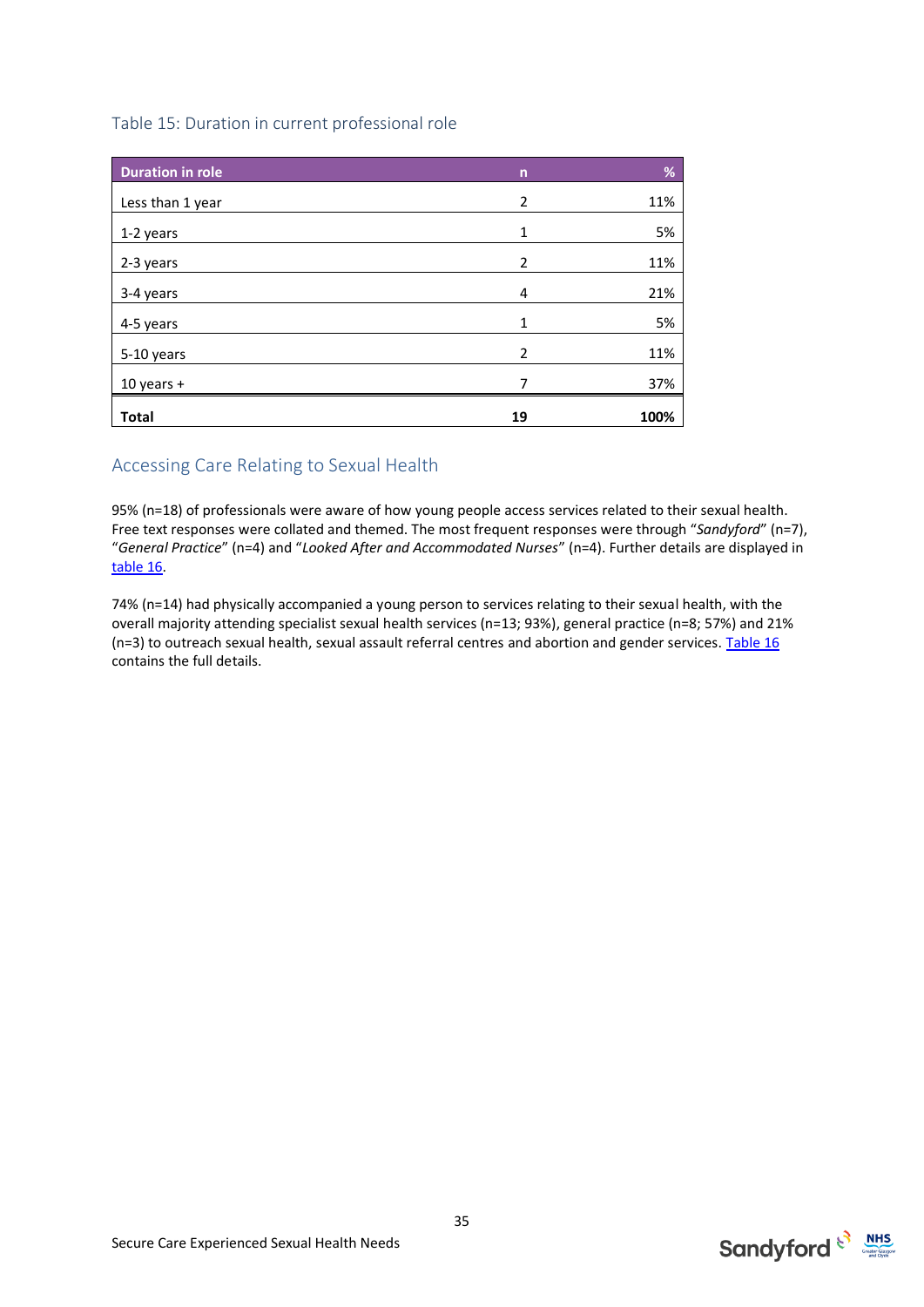Table 15: Duration in current professional role

| Duration in role | n | % |
|---|---|---|
| Less than 1 year | 2 | 11% |
| 1-2 years | 1 | 5% |
| 2-3 years | 2 | 11% |
| 3-4 years | 4 | 21% |
| 4-5 years | 1 | 5% |
| 5-10 years | 2 | 11% |
| 10 years + | 7 | 37% |
| **Total** | **19** | **100%** |

## Accessing Care Relating to Sexual Health

95% (n=18) of professionals were aware of how young people access services related to their sexual health. Free text responses were collated and themed. The most frequent responses were through "*Sandyford*" (n=7), "*General Practice*" (n=4) and "*Looked After and Accommodated Nurses*" (n=4). Further details are displayed in table 16.

74% (n=14) had physically accompanied a young person to services relating to their sexual health, with the overall majority attending specialist sexual health services (n=13; 93%), general practice (n=8; 57%) and 21% (n=3) to outreach sexual health, sexual assault referral centres and abortion and gender services. Table 16 contains the full details.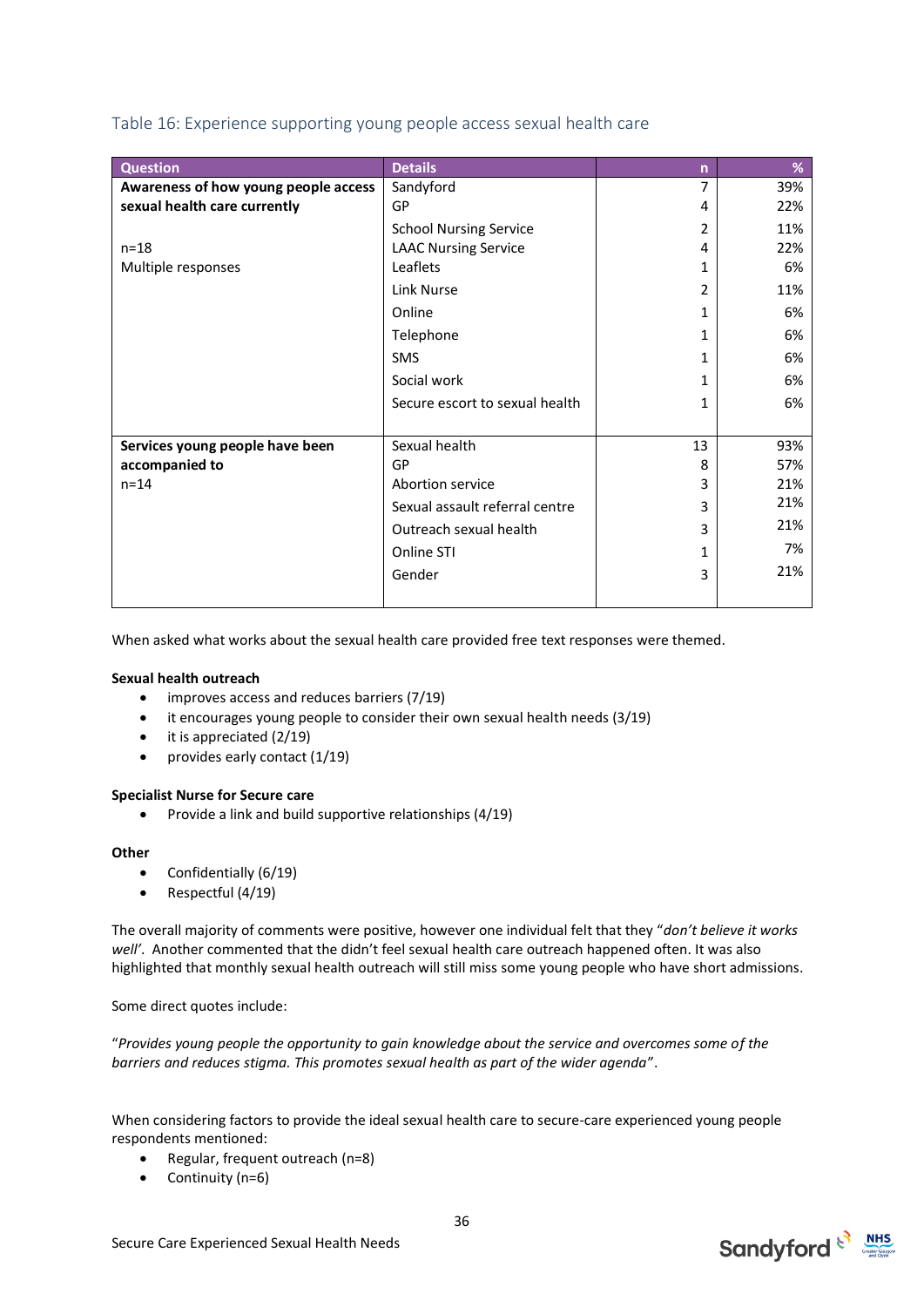### Table 16: Experience supporting young people access sexual health care

| Question | Details | n | % |
|---|---|---|---|
| **Awareness of how young people access sexual health care currently** | Sandyford | 7 | 39% |
| | GP | 4 | 22% |
| n=18 | School Nursing Service | 2 | 11% |
| Multiple responses | LAAC Nursing Service | 4 | 22% |
| | Leaflets | 1 | 6% |
| | Link Nurse | 2 | 11% |
| | Online | 1 | 6% |
| | Telephone | 1 | 6% |
| | SMS | 1 | 6% |
| | Social work | 1 | 6% |
| | Secure escort to sexual health | 1 | 6% |
| **Services young people have been accompanied to** | Sexual health | 13 | 93% |
| n=14 | GP | 8 | 57% |
| | Abortion service | 3 | 21% |
| | Sexual assault referral centre | 3 | 21% |
| | Outreach sexual health | 3 | 21% |
| | Online STI | 1 | 7% |
| | Gender | 3 | 21% |

When asked what works about the sexual health care provided free text responses were themed.

**Sexual health outreach**

- improves access and reduces barriers (7/19)
- it encourages young people to consider their own sexual health needs (3/19)
- it is appreciated (2/19)
- provides early contact (1/19)

**Specialist Nurse for Secure care**

- Provide a link and build supportive relationships (4/19)

**Other**

- Confidentially (6/19)
- Respectful (4/19)

The overall majority of comments were positive, however one individual felt that they "*don't believe it works well'*. Another commented that the didn't feel sexual health care outreach happened often. It was also highlighted that monthly sexual health outreach will still miss some young people who have short admissions.

Some direct quotes include:

"*Provides young people the opportunity to gain knowledge about the service and overcomes some of the barriers and reduces stigma. This promotes sexual health as part of the wider agenda*".

When considering factors to provide the ideal sexual health care to secure-care experienced young people respondents mentioned:

- Regular, frequent outreach (n=8)
- Continuity (n=6)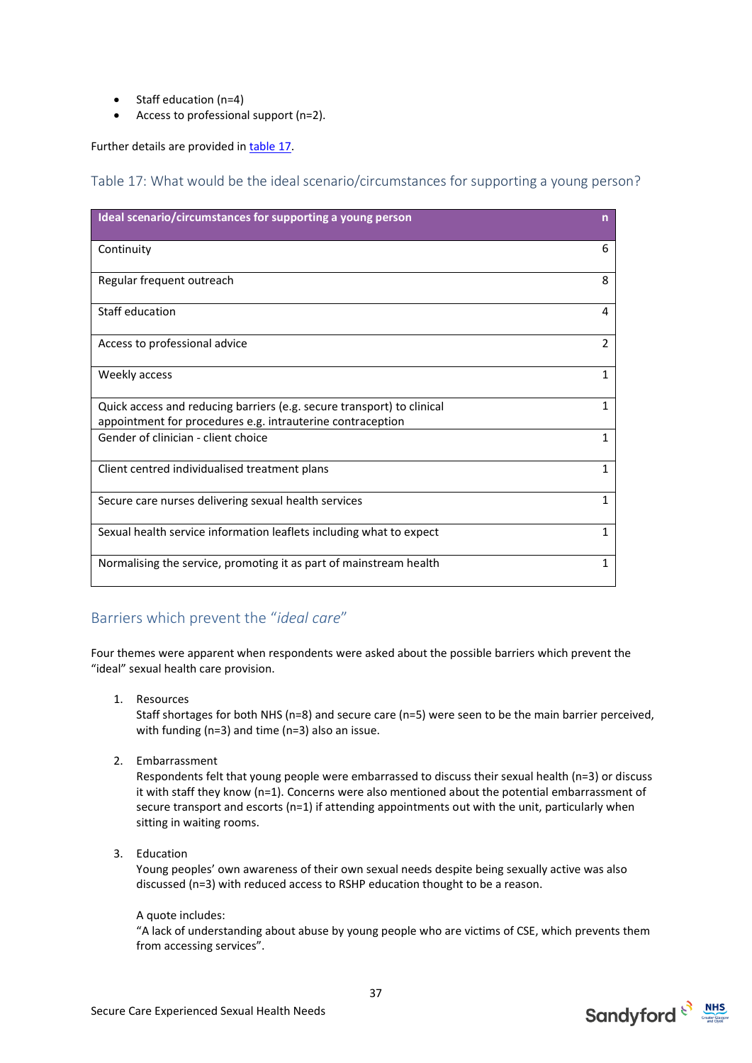- Staff education (n=4)
- Access to professional support (n=2).

Further details are provided in table 17.

### Table 17: What would be the ideal scenario/circumstances for supporting a young person?

| Ideal scenario/circumstances for supporting a young person | n |
|---|---|
| Continuity | 6 |
| Regular frequent outreach | 8 |
| Staff education | 4 |
| Access to professional advice | 2 |
| Weekly access | 1 |
| Quick access and reducing barriers (e.g. secure transport) to clinical appointment for procedures e.g. intrauterine contraception | 1 |
| Gender of clinician - client choice | 1 |
| Client centred individualised treatment plans | 1 |
| Secure care nurses delivering sexual health services | 1 |
| Sexual health service information leaflets including what to expect | 1 |
| Normalising the service, promoting it as part of mainstream health | 1 |

## Barriers which prevent the "*ideal care*"

Four themes were apparent when respondents were asked about the possible barriers which prevent the "ideal" sexual health care provision.

1. Resources
   Staff shortages for both NHS (n=8) and secure care (n=5) were seen to be the main barrier perceived, with funding (n=3) and time (n=3) also an issue.

2. Embarrassment
   Respondents felt that young people were embarrassed to discuss their sexual health (n=3) or discuss it with staff they know (n=1). Concerns were also mentioned about the potential embarrassment of secure transport and escorts (n=1) if attending appointments out with the unit, particularly when sitting in waiting rooms.

3. Education
   Young peoples' own awareness of their own sexual needs despite being sexually active was also discussed (n=3) with reduced access to RSHP education thought to be a reason.

   A quote includes:
   "A lack of understanding about abuse by young people who are victims of CSE, which prevents them from accessing services".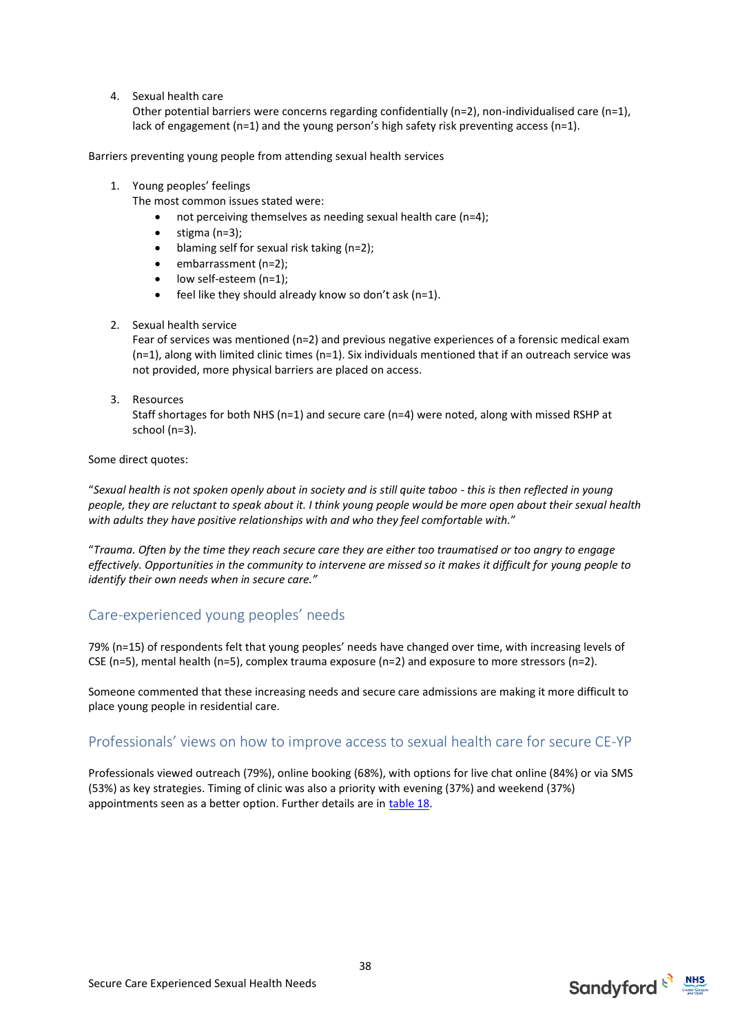4. Sexual health care
   Other potential barriers were concerns regarding confidentially (n=2), non-individualised care (n=1), lack of engagement (n=1) and the young person's high safety risk preventing access (n=1).

Barriers preventing young people from attending sexual health services

1. Young peoples' feelings
   The most common issues stated were:
   - not perceiving themselves as needing sexual health care (n=4);
   - stigma (n=3);
   - blaming self for sexual risk taking (n=2);
   - embarrassment (n=2);
   - low self-esteem (n=1);
   - feel like they should already know so don't ask (n=1).

2. Sexual health service
   Fear of services was mentioned (n=2) and previous negative experiences of a forensic medical exam (n=1), along with limited clinic times (n=1). Six individuals mentioned that if an outreach service was not provided, more physical barriers are placed on access.

3. Resources
   Staff shortages for both NHS (n=1) and secure care (n=4) were noted, along with missed RSHP at school (n=3).

Some direct quotes:

"*Sexual health is not spoken openly about in society and is still quite taboo - this is then reflected in young people, they are reluctant to speak about it. I think young people would be more open about their sexual health with adults they have positive relationships with and who they feel comfortable with.*"

"*Trauma. Often by the time they reach secure care they are either too traumatised or too angry to engage effectively. Opportunities in the community to intervene are missed so it makes it difficult for young people to identify their own needs when in secure care.*"

## Care-experienced young peoples' needs

79% (n=15) of respondents felt that young peoples' needs have changed over time, with increasing levels of CSE (n=5), mental health (n=5), complex trauma exposure (n=2) and exposure to more stressors (n=2).

Someone commented that these increasing needs and secure care admissions are making it more difficult to place young people in residential care.

## Professionals' views on how to improve access to sexual health care for secure CE-YP

Professionals viewed outreach (79%), online booking (68%), with options for live chat online (84%) or via SMS (53%) as key strategies. Timing of clinic was also a priority with evening (37%) and weekend (37%) appointments seen as a better option. Further details are in table 18.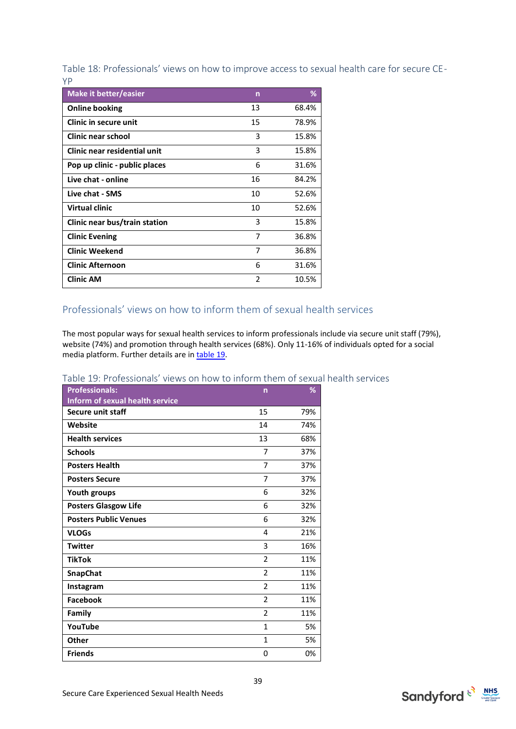Table 18: Professionals' views on how to improve access to sexual health care for secure CE-YP

| Make it better/easier | n | % |
|---|---|---|
| **Online booking** | 13 | 68.4% |
| **Clinic in secure unit** | 15 | 78.9% |
| **Clinic near school** | 3 | 15.8% |
| **Clinic near residential unit** | 3 | 15.8% |
| **Pop up clinic - public places** | 6 | 31.6% |
| **Live chat - online** | 16 | 84.2% |
| **Live chat - SMS** | 10 | 52.6% |
| **Virtual clinic** | 10 | 52.6% |
| **Clinic near bus/train station** | 3 | 15.8% |
| **Clinic Evening** | 7 | 36.8% |
| **Clinic Weekend** | 7 | 36.8% |
| **Clinic Afternoon** | 6 | 31.6% |
| **Clinic AM** | 2 | 10.5% |

## Professionals' views on how to inform them of sexual health services

The most popular ways for sexual health services to inform professionals include via secure unit staff (79%), website (74%) and promotion through health services (68%). Only 11-16% of individuals opted for a social media platform. Further details are in table 19.

Table 19: Professionals' views on how to inform them of sexual health services

| Professionals: Inform of sexual health service | n | % |
|---|---|---|
| **Secure unit staff** | 15 | 79% |
| **Website** | 14 | 74% |
| **Health services** | 13 | 68% |
| **Schools** | 7 | 37% |
| **Posters Health** | 7 | 37% |
| **Posters Secure** | 7 | 37% |
| **Youth groups** | 6 | 32% |
| **Posters Glasgow Life** | 6 | 32% |
| **Posters Public Venues** | 6 | 32% |
| **VLOGs** | 4 | 21% |
| **Twitter** | 3 | 16% |
| **TikTok** | 2 | 11% |
| **SnapChat** | 2 | 11% |
| **Instagram** | 2 | 11% |
| **Facebook** | 2 | 11% |
| **Family** | 2 | 11% |
| **YouTube** | 1 | 5% |
| **Other** | 1 | 5% |
| **Friends** | 0 | 0% |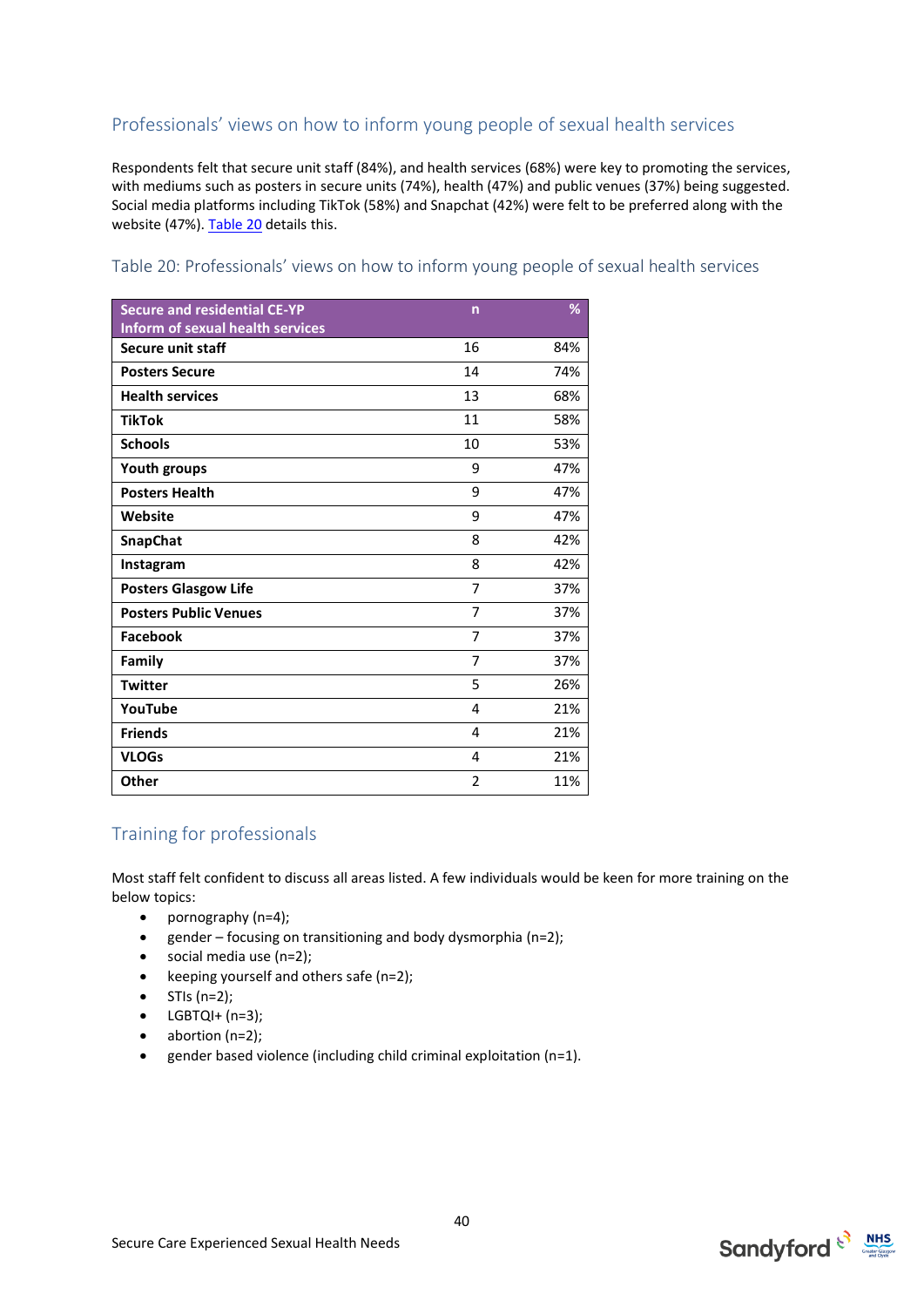## Professionals' views on how to inform young people of sexual health services

Respondents felt that secure unit staff (84%), and health services (68%) were key to promoting the services, with mediums such as posters in secure units (74%), health (47%) and public venues (37%) being suggested. Social media platforms including TikTok (58%) and Snapchat (42%) were felt to be preferred along with the website (47%). Table 20 details this.

### Table 20: Professionals' views on how to inform young people of sexual health services

| Secure and residential CE-YP Inform of sexual health services | n | % |
|---|---|---|
| **Secure unit staff** | 16 | 84% |
| **Posters Secure** | 14 | 74% |
| **Health services** | 13 | 68% |
| **TikTok** | 11 | 58% |
| **Schools** | 10 | 53% |
| **Youth groups** | 9 | 47% |
| **Posters Health** | 9 | 47% |
| **Website** | 9 | 47% |
| **SnapChat** | 8 | 42% |
| **Instagram** | 8 | 42% |
| **Posters Glasgow Life** | 7 | 37% |
| **Posters Public Venues** | 7 | 37% |
| **Facebook** | 7 | 37% |
| **Family** | 7 | 37% |
| **Twitter** | 5 | 26% |
| **YouTube** | 4 | 21% |
| **Friends** | 4 | 21% |
| **VLOGs** | 4 | 21% |
| **Other** | 2 | 11% |

## Training for professionals

Most staff felt confident to discuss all areas listed. A few individuals would be keen for more training on the below topics:

- pornography (n=4);
- gender – focusing on transitioning and body dysmorphia (n=2);
- social media use (n=2);
- keeping yourself and others safe (n=2);
- STIs (n=2);
- LGBTQI+ (n=3);
- abortion (n=2);
- gender based violence (including child criminal exploitation (n=1).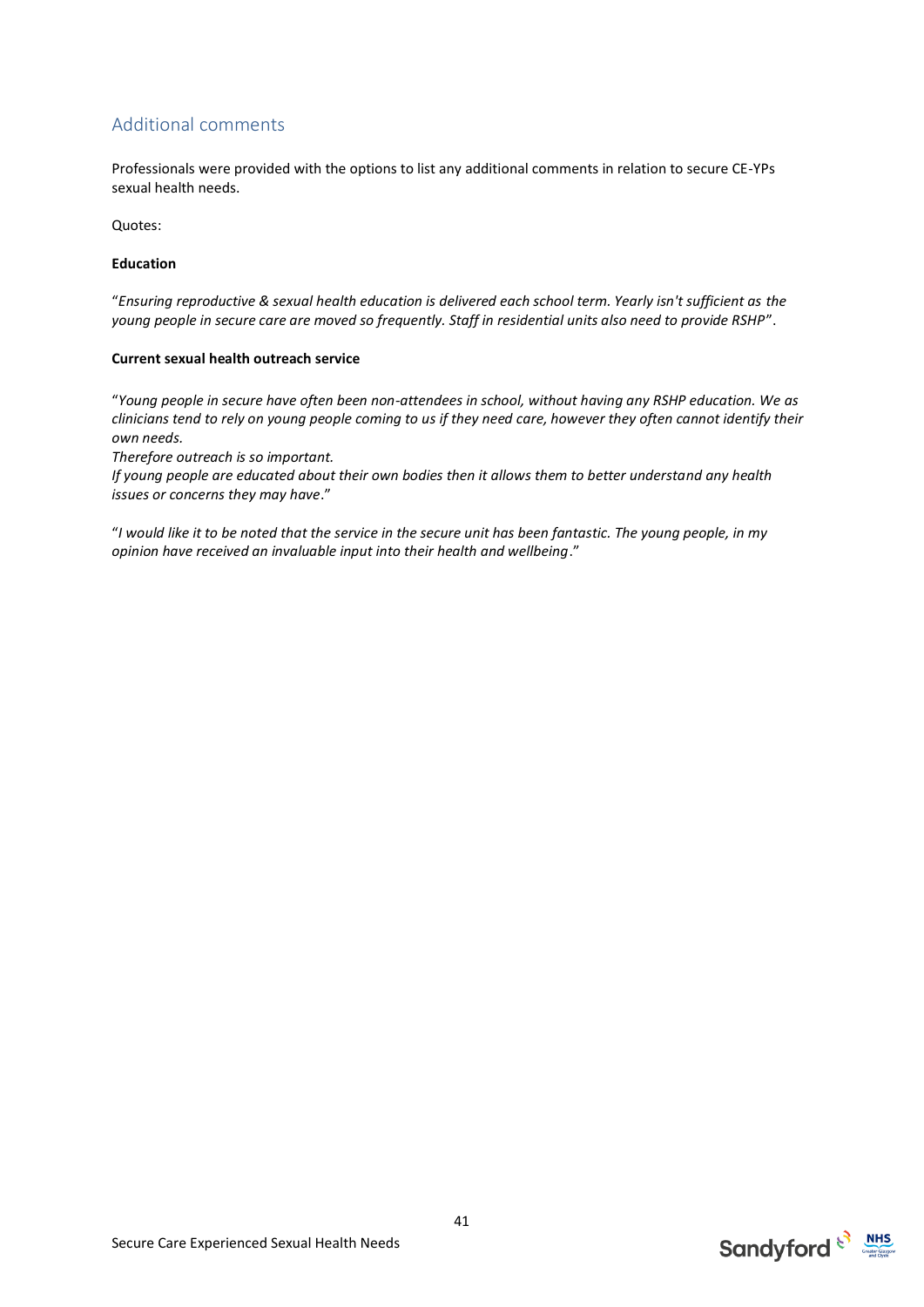## Additional comments

Professionals were provided with the options to list any additional comments in relation to secure CE-YPs sexual health needs.

Quotes:

**Education**

"*Ensuring reproductive & sexual health education is delivered each school term. Yearly isn't sufficient as the young people in secure care are moved so frequently. Staff in residential units also need to provide RSHP*".

**Current sexual health outreach service**

"*Young people in secure have often been non-attendees in school, without having any RSHP education. We as clinicians tend to rely on young people coming to us if they need care, however they often cannot identify their own needs.*
*Therefore outreach is so important.*
*If young people are educated about their own bodies then it allows them to better understand any health issues or concerns they may have*."

"*I would like it to be noted that the service in the secure unit has been fantastic. The young people, in my opinion have received an invaluable input into their health and wellbeing*."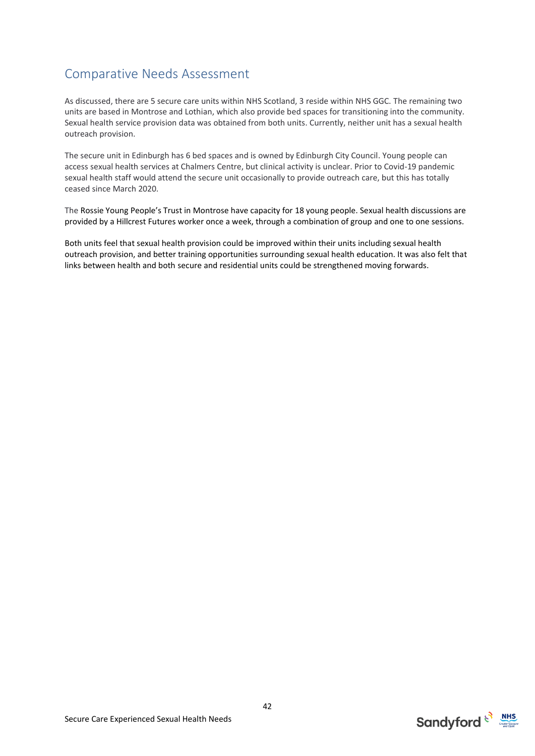## Comparative Needs Assessment

As discussed, there are 5 secure care units within NHS Scotland, 3 reside within NHS GGC. The remaining two units are based in Montrose and Lothian, which also provide bed spaces for transitioning into the community. Sexual health service provision data was obtained from both units. Currently, neither unit has a sexual health outreach provision.

The secure unit in Edinburgh has 6 bed spaces and is owned by Edinburgh City Council. Young people can access sexual health services at Chalmers Centre, but clinical activity is unclear. Prior to Covid-19 pandemic sexual health staff would attend the secure unit occasionally to provide outreach care, but this has totally ceased since March 2020.

The Rossie Young People's Trust in Montrose have capacity for 18 young people. Sexual health discussions are provided by a Hillcrest Futures worker once a week, through a combination of group and one to one sessions.

Both units feel that sexual health provision could be improved within their units including sexual health outreach provision, and better training opportunities surrounding sexual health education. It was also felt that links between health and both secure and residential units could be strengthened moving forwards.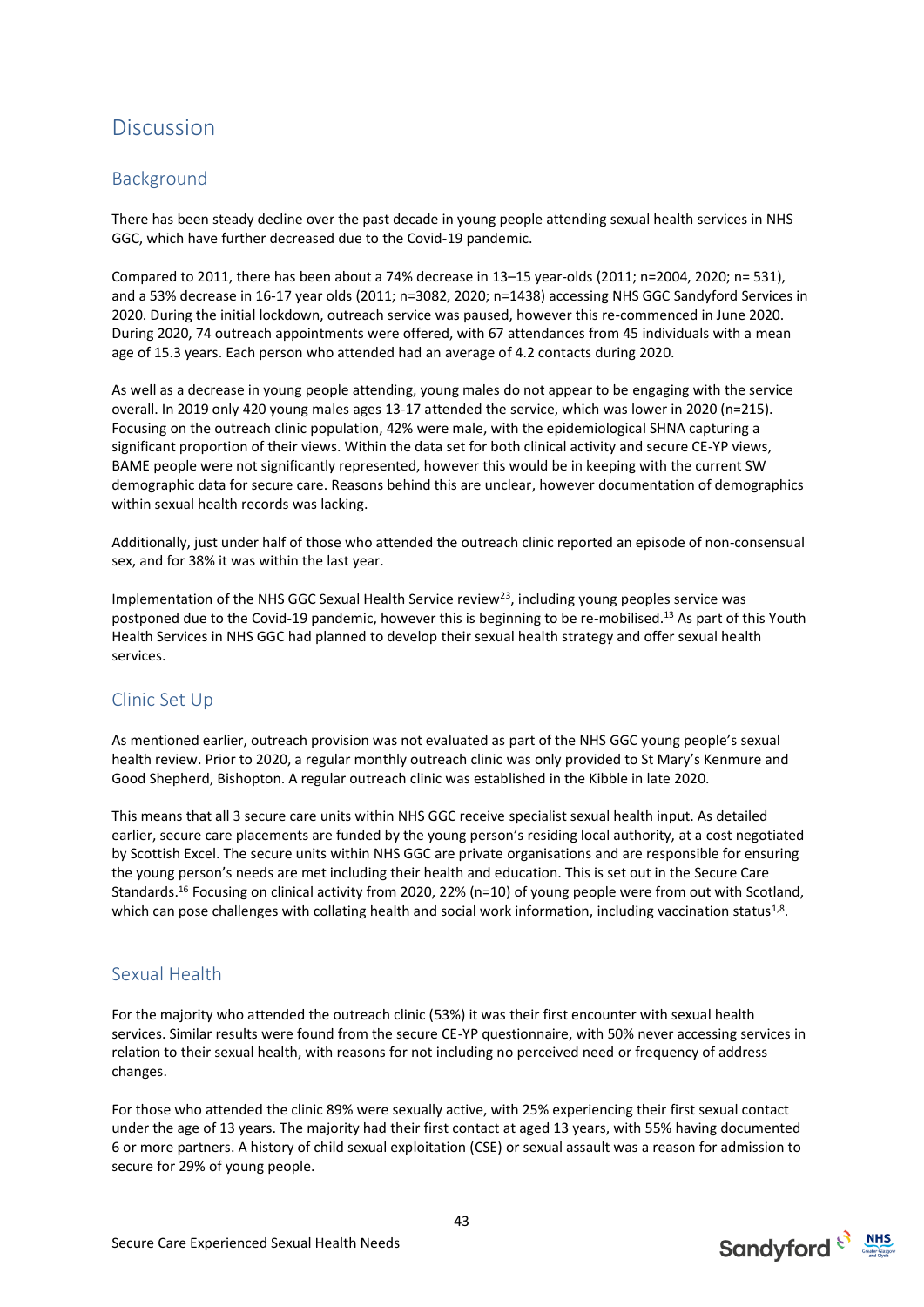# Discussion

## Background

There has been steady decline over the past decade in young people attending sexual health services in NHS GGC, which have further decreased due to the Covid-19 pandemic.

Compared to 2011, there has been about a 74% decrease in 13–15 year-olds (2011; n=2004, 2020; n= 531), and a 53% decrease in 16-17 year olds (2011; n=3082, 2020; n=1438) accessing NHS GGC Sandyford Services in 2020. During the initial lockdown, outreach service was paused, however this re-commenced in June 2020. During 2020, 74 outreach appointments were offered, with 67 attendances from 45 individuals with a mean age of 15.3 years. Each person who attended had an average of 4.2 contacts during 2020.

As well as a decrease in young people attending, young males do not appear to be engaging with the service overall. In 2019 only 420 young males ages 13-17 attended the service, which was lower in 2020 (n=215). Focusing on the outreach clinic population, 42% were male, with the epidemiological SHNA capturing a significant proportion of their views. Within the data set for both clinical activity and secure CE-YP views, BAME people were not significantly represented, however this would be in keeping with the current SW demographic data for secure care. Reasons behind this are unclear, however documentation of demographics within sexual health records was lacking.

Additionally, just under half of those who attended the outreach clinic reported an episode of non-consensual sex, and for 38% it was within the last year.

Implementation of the NHS GGC Sexual Health Service review[23], including young peoples service was postponed due to the Covid-19 pandemic, however this is beginning to be re-mobilised.[13] As part of this Youth Health Services in NHS GGC had planned to develop their sexual health strategy and offer sexual health services.

## Clinic Set Up

As mentioned earlier, outreach provision was not evaluated as part of the NHS GGC young people's sexual health review. Prior to 2020, a regular monthly outreach clinic was only provided to St Mary's Kenmure and Good Shepherd, Bishopton. A regular outreach clinic was established in the Kibble in late 2020.

This means that all 3 secure care units within NHS GGC receive specialist sexual health input. As detailed earlier, secure care placements are funded by the young person's residing local authority, at a cost negotiated by Scottish Excel. The secure units within NHS GGC are private organisations and are responsible for ensuring the young person's needs are met including their health and education. This is set out in the Secure Care Standards.[16] Focusing on clinical activity from 2020, 22% (n=10) of young people were from out with Scotland, which can pose challenges with collating health and social work information, including vaccination status[1,8].

## Sexual Health

For the majority who attended the outreach clinic (53%) it was their first encounter with sexual health services. Similar results were found from the secure CE-YP questionnaire, with 50% never accessing services in relation to their sexual health, with reasons for not including no perceived need or frequency of address changes.

For those who attended the clinic 89% were sexually active, with 25% experiencing their first sexual contact under the age of 13 years. The majority had their first contact at aged 13 years, with 55% having documented 6 or more partners. A history of child sexual exploitation (CSE) or sexual assault was a reason for admission to secure for 29% of young people.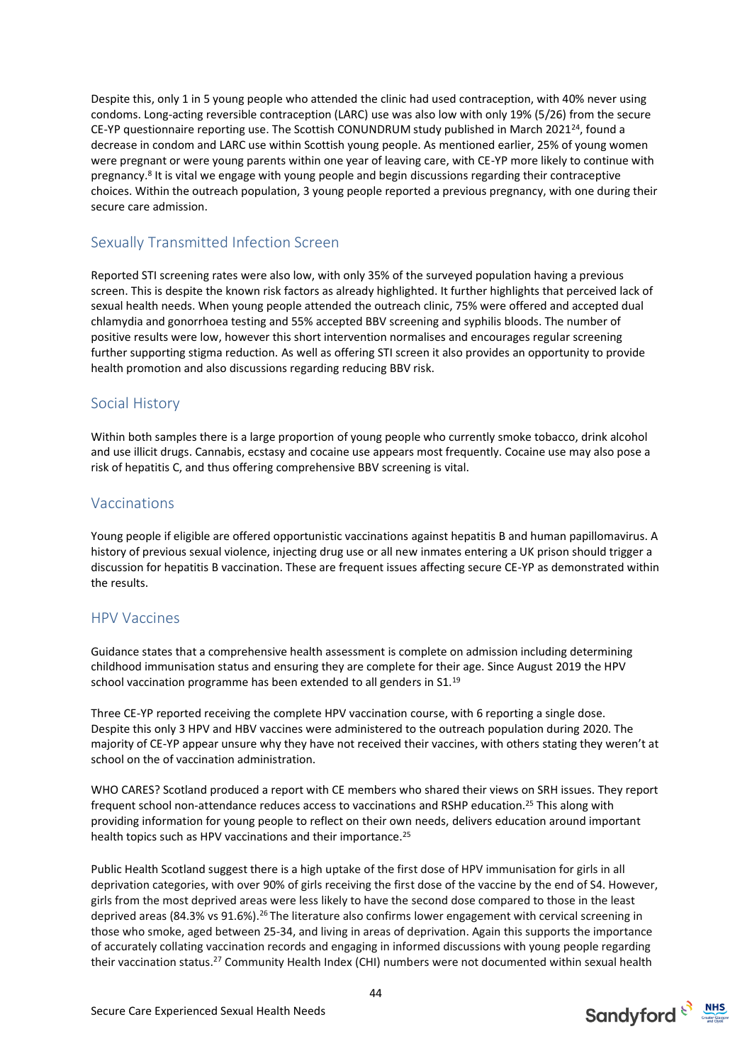Despite this, only 1 in 5 young people who attended the clinic had used contraception, with 40% never using condoms. Long-acting reversible contraception (LARC) use was also low with only 19% (5/26) from the secure CE-YP questionnaire reporting use. The Scottish CONUNDRUM study published in March 2021[24], found a decrease in condom and LARC use within Scottish young people. As mentioned earlier, 25% of young women were pregnant or were young parents within one year of leaving care, with CE-YP more likely to continue with pregnancy.[8] It is vital we engage with young people and begin discussions regarding their contraceptive choices. Within the outreach population, 3 young people reported a previous pregnancy, with one during their secure care admission.

## Sexually Transmitted Infection Screen

Reported STI screening rates were also low, with only 35% of the surveyed population having a previous screen. This is despite the known risk factors as already highlighted. It further highlights that perceived lack of sexual health needs. When young people attended the outreach clinic, 75% were offered and accepted dual chlamydia and gonorrhoea testing and 55% accepted BBV screening and syphilis bloods. The number of positive results were low, however this short intervention normalises and encourages regular screening further supporting stigma reduction. As well as offering STI screen it also provides an opportunity to provide health promotion and also discussions regarding reducing BBV risk.

## Social History

Within both samples there is a large proportion of young people who currently smoke tobacco, drink alcohol and use illicit drugs. Cannabis, ecstasy and cocaine use appears most frequently. Cocaine use may also pose a risk of hepatitis C, and thus offering comprehensive BBV screening is vital.

## Vaccinations

Young people if eligible are offered opportunistic vaccinations against hepatitis B and human papillomavirus. A history of previous sexual violence, injecting drug use or all new inmates entering a UK prison should trigger a discussion for hepatitis B vaccination. These are frequent issues affecting secure CE-YP as demonstrated within the results.

## HPV Vaccines

Guidance states that a comprehensive health assessment is complete on admission including determining childhood immunisation status and ensuring they are complete for their age. Since August 2019 the HPV school vaccination programme has been extended to all genders in S1.[19]

Three CE-YP reported receiving the complete HPV vaccination course, with 6 reporting a single dose. Despite this only 3 HPV and HBV vaccines were administered to the outreach population during 2020. The majority of CE-YP appear unsure why they have not received their vaccines, with others stating they weren't at school on the of vaccination administration.

WHO CARES? Scotland produced a report with CE members who shared their views on SRH issues. They report frequent school non-attendance reduces access to vaccinations and RSHP education.[25] This along with providing information for young people to reflect on their own needs, delivers education around important health topics such as HPV vaccinations and their importance.[25]

Public Health Scotland suggest there is a high uptake of the first dose of HPV immunisation for girls in all deprivation categories, with over 90% of girls receiving the first dose of the vaccine by the end of S4. However, girls from the most deprived areas were less likely to have the second dose compared to those in the least deprived areas (84.3% vs 91.6%).[26] The literature also confirms lower engagement with cervical screening in those who smoke, aged between 25-34, and living in areas of deprivation. Again this supports the importance of accurately collating vaccination records and engaging in informed discussions with young people regarding their vaccination status.[27] Community Health Index (CHI) numbers were not documented within sexual health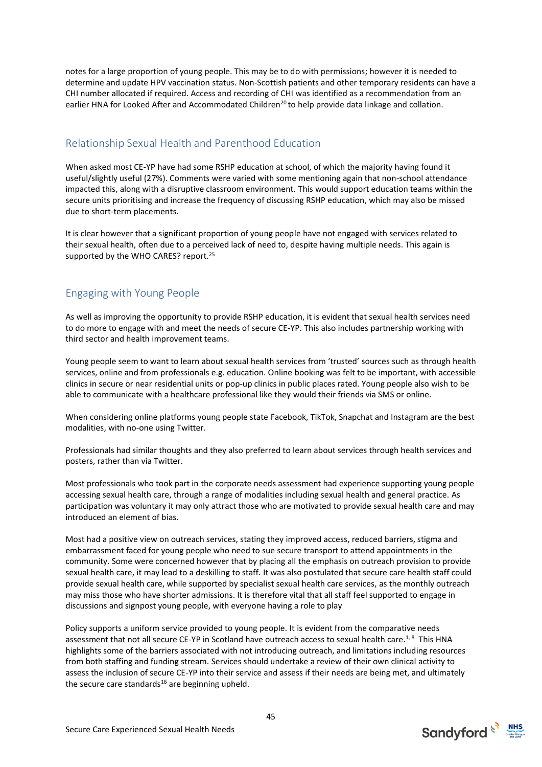notes for a large proportion of young people. This may be to do with permissions; however it is needed to determine and update HPV vaccination status. Non-Scottish patients and other temporary residents can have a CHI number allocated if required. Access and recording of CHI was identified as a recommendation from an earlier HNA for Looked After and Accommodated Children[20] to help provide data linkage and collation.

## Relationship Sexual Health and Parenthood Education

When asked most CE-YP have had some RSHP education at school, of which the majority having found it useful/slightly useful (27%). Comments were varied with some mentioning again that non-school attendance impacted this, along with a disruptive classroom environment. This would support education teams within the secure units prioritising and increase the frequency of discussing RSHP education, which may also be missed due to short-term placements.

It is clear however that a significant proportion of young people have not engaged with services related to their sexual health, often due to a perceived lack of need to, despite having multiple needs. This again is supported by the WHO CARES? report.[25]

## Engaging with Young People

As well as improving the opportunity to provide RSHP education, it is evident that sexual health services need to do more to engage with and meet the needs of secure CE-YP. This also includes partnership working with third sector and health improvement teams.

Young people seem to want to learn about sexual health services from 'trusted' sources such as through health services, online and from professionals e.g. education. Online booking was felt to be important, with accessible clinics in secure or near residential units or pop-up clinics in public places rated. Young people also wish to be able to communicate with a healthcare professional like they would their friends via SMS or online.

When considering online platforms young people state Facebook, TikTok, Snapchat and Instagram are the best modalities, with no-one using Twitter.

Professionals had similar thoughts and they also preferred to learn about services through health services and posters, rather than via Twitter.

Most professionals who took part in the corporate needs assessment had experience supporting young people accessing sexual health care, through a range of modalities including sexual health and general practice. As participation was voluntary it may only attract those who are motivated to provide sexual health care and may introduced an element of bias.

Most had a positive view on outreach services, stating they improved access, reduced barriers, stigma and embarrassment faced for young people who need to sue secure transport to attend appointments in the community. Some were concerned however that by placing all the emphasis on outreach provision to provide sexual health care, it may lead to a deskilling to staff. It was also postulated that secure care health staff could provide sexual health care, while supported by specialist sexual health care services, as the monthly outreach may miss those who have shorter admissions. It is therefore vital that all staff feel supported to engage in discussions and signpost young people, with everyone having a role to play

Policy supports a uniform service provided to young people. It is evident from the comparative needs assessment that not all secure CE-YP in Scotland have outreach access to sexual health care.[1, 8] This HNA highlights some of the barriers associated with not introducing outreach, and limitations including resources from both staffing and funding stream. Services should undertake a review of their own clinical activity to assess the inclusion of secure CE-YP into their service and assess if their needs are being met, and ultimately the secure care standards[16] are beginning upheld.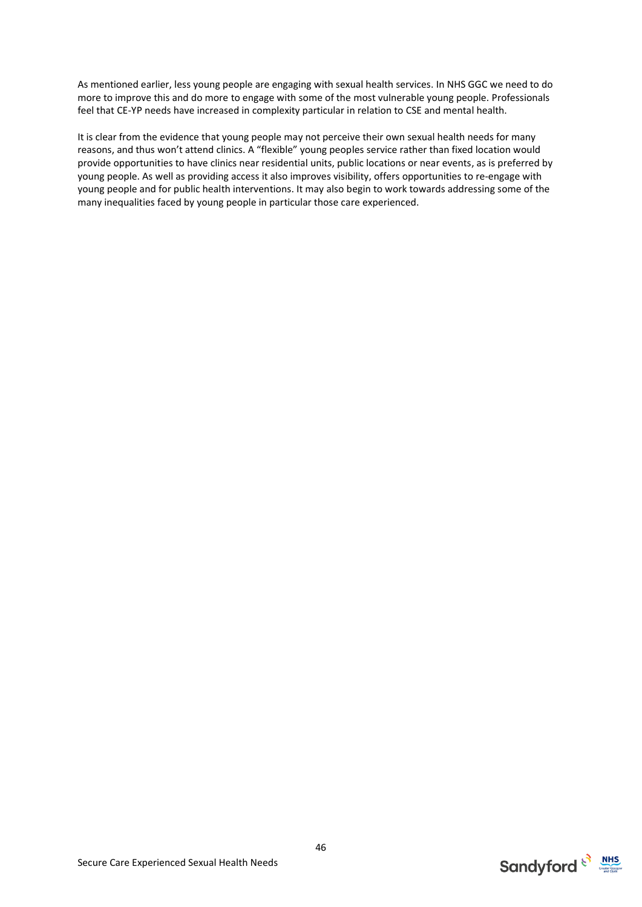As mentioned earlier, less young people are engaging with sexual health services. In NHS GGC we need to do more to improve this and do more to engage with some of the most vulnerable young people. Professionals feel that CE-YP needs have increased in complexity particular in relation to CSE and mental health.

It is clear from the evidence that young people may not perceive their own sexual health needs for many reasons, and thus won't attend clinics. A "flexible" young peoples service rather than fixed location would provide opportunities to have clinics near residential units, public locations or near events, as is preferred by young people. As well as providing access it also improves visibility, offers opportunities to re-engage with young people and for public health interventions. It may also begin to work towards addressing some of the many inequalities faced by young people in particular those care experienced.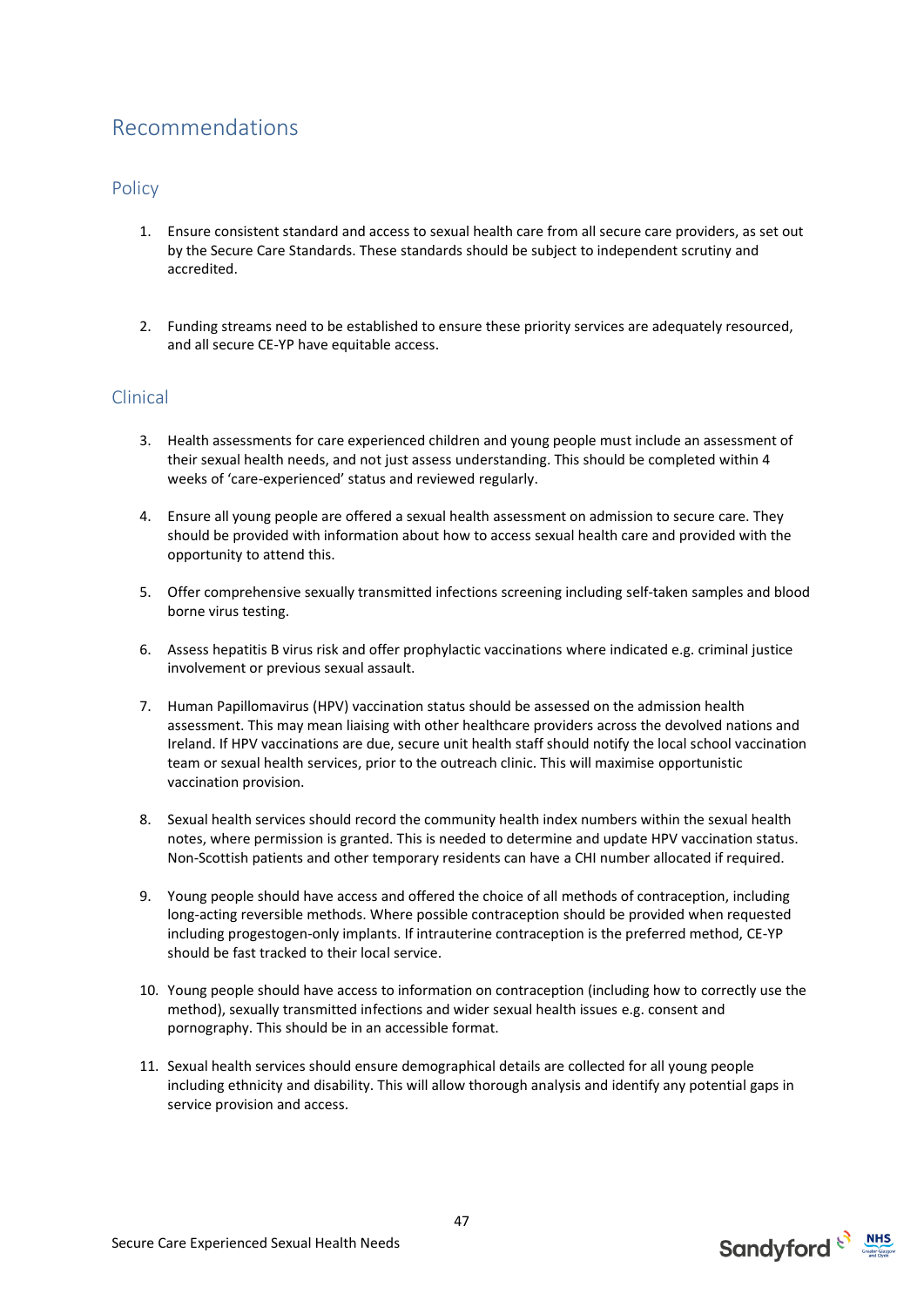# Recommendations

## Policy

1. Ensure consistent standard and access to sexual health care from all secure care providers, as set out by the Secure Care Standards. These standards should be subject to independent scrutiny and accredited.

2. Funding streams need to be established to ensure these priority services are adequately resourced, and all secure CE-YP have equitable access.

## Clinical

3. Health assessments for care experienced children and young people must include an assessment of their sexual health needs, and not just assess understanding. This should be completed within 4 weeks of 'care-experienced' status and reviewed regularly.

4. Ensure all young people are offered a sexual health assessment on admission to secure care. They should be provided with information about how to access sexual health care and provided with the opportunity to attend this.

5. Offer comprehensive sexually transmitted infections screening including self-taken samples and blood borne virus testing.

6. Assess hepatitis B virus risk and offer prophylactic vaccinations where indicated e.g. criminal justice involvement or previous sexual assault.

7. Human Papillomavirus (HPV) vaccination status should be assessed on the admission health assessment. This may mean liaising with other healthcare providers across the devolved nations and Ireland. If HPV vaccinations are due, secure unit health staff should notify the local school vaccination team or sexual health services, prior to the outreach clinic. This will maximise opportunistic vaccination provision.

8. Sexual health services should record the community health index numbers within the sexual health notes, where permission is granted. This is needed to determine and update HPV vaccination status. Non-Scottish patients and other temporary residents can have a CHI number allocated if required.

9. Young people should have access and offered the choice of all methods of contraception, including long-acting reversible methods. Where possible contraception should be provided when requested including progestogen-only implants. If intrauterine contraception is the preferred method, CE-YP should be fast tracked to their local service.

10. Young people should have access to information on contraception (including how to correctly use the method), sexually transmitted infections and wider sexual health issues e.g. consent and pornography. This should be in an accessible format.

11. Sexual health services should ensure demographical details are collected for all young people including ethnicity and disability. This will allow thorough analysis and identify any potential gaps in service provision and access.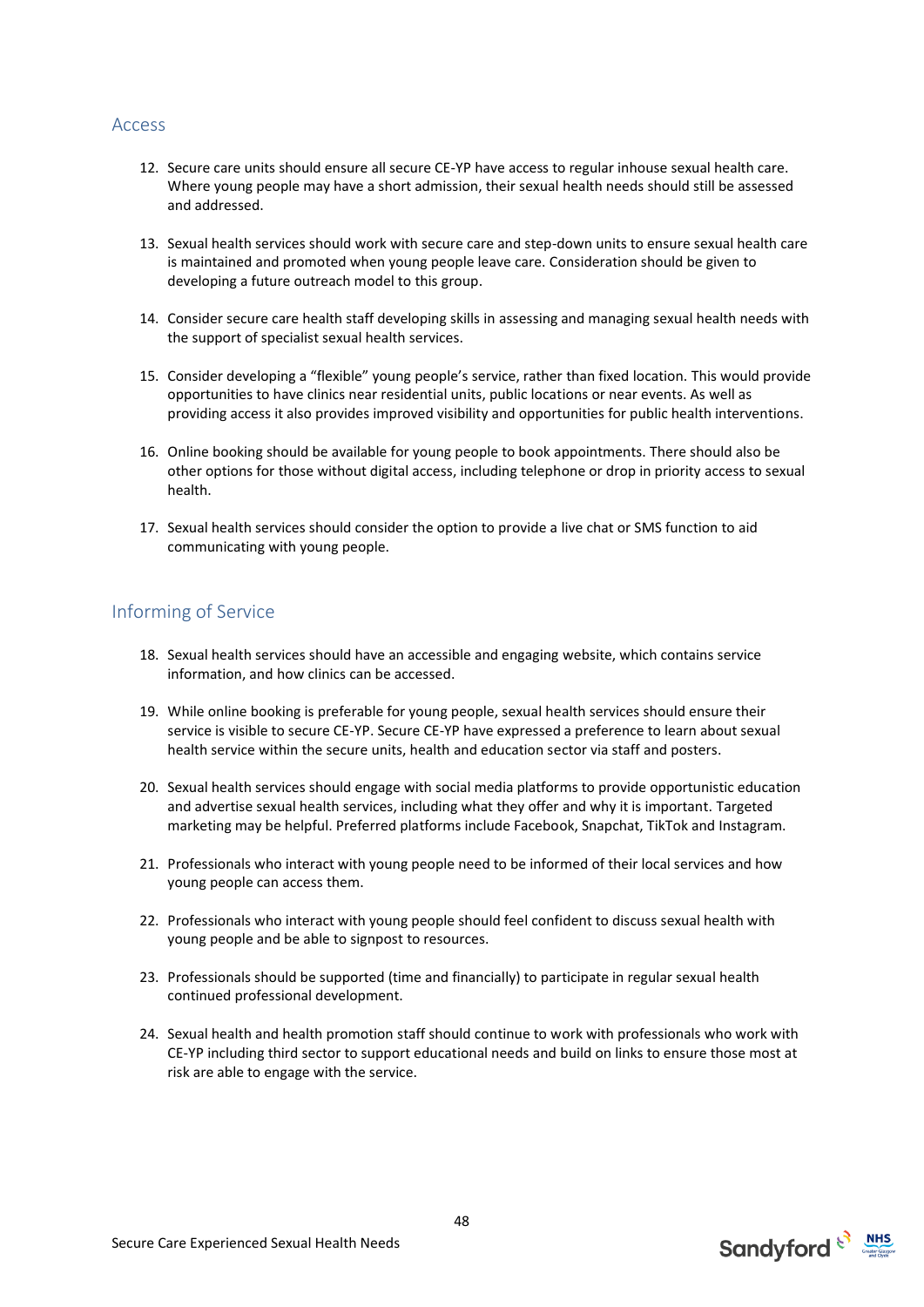## Access

12. Secure care units should ensure all secure CE-YP have access to regular inhouse sexual health care. Where young people may have a short admission, their sexual health needs should still be assessed and addressed.

13. Sexual health services should work with secure care and step-down units to ensure sexual health care is maintained and promoted when young people leave care. Consideration should be given to developing a future outreach model to this group.

14. Consider secure care health staff developing skills in assessing and managing sexual health needs with the support of specialist sexual health services.

15. Consider developing a "flexible" young people's service, rather than fixed location. This would provide opportunities to have clinics near residential units, public locations or near events. As well as providing access it also provides improved visibility and opportunities for public health interventions.

16. Online booking should be available for young people to book appointments. There should also be other options for those without digital access, including telephone or drop in priority access to sexual health.

17. Sexual health services should consider the option to provide a live chat or SMS function to aid communicating with young people.

## Informing of Service

18. Sexual health services should have an accessible and engaging website, which contains service information, and how clinics can be accessed.

19. While online booking is preferable for young people, sexual health services should ensure their service is visible to secure CE-YP. Secure CE-YP have expressed a preference to learn about sexual health service within the secure units, health and education sector via staff and posters.

20. Sexual health services should engage with social media platforms to provide opportunistic education and advertise sexual health services, including what they offer and why it is important. Targeted marketing may be helpful. Preferred platforms include Facebook, Snapchat, TikTok and Instagram.

21. Professionals who interact with young people need to be informed of their local services and how young people can access them.

22. Professionals who interact with young people should feel confident to discuss sexual health with young people and be able to signpost to resources.

23. Professionals should be supported (time and financially) to participate in regular sexual health continued professional development.

24. Sexual health and health promotion staff should continue to work with professionals who work with CE-YP including third sector to support educational needs and build on links to ensure those most at risk are able to engage with the service.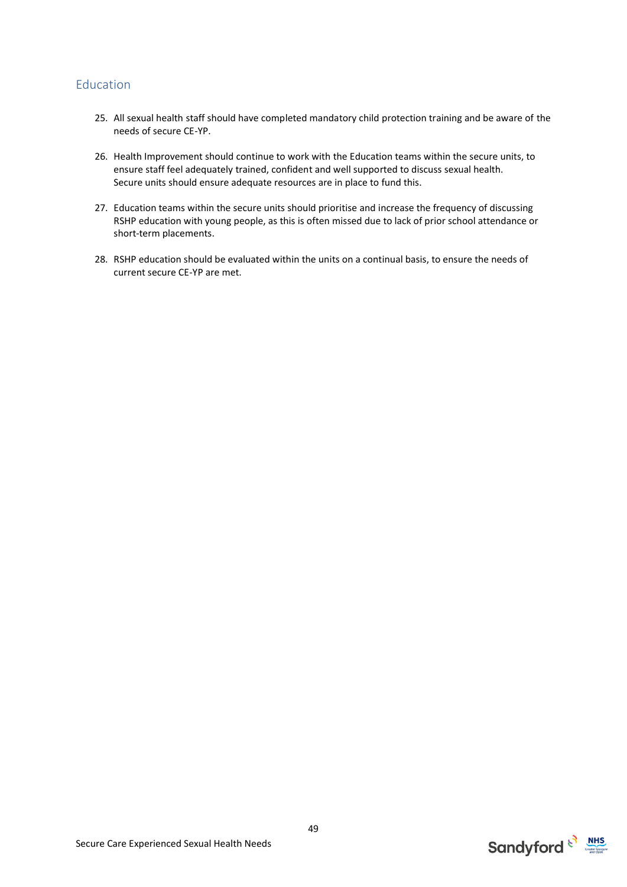## Education

25. All sexual health staff should have completed mandatory child protection training and be aware of the needs of secure CE-YP.

26. Health Improvement should continue to work with the Education teams within the secure units, to ensure staff feel adequately trained, confident and well supported to discuss sexual health. Secure units should ensure adequate resources are in place to fund this.

27. Education teams within the secure units should prioritise and increase the frequency of discussing RSHP education with young people, as this is often missed due to lack of prior school attendance or short-term placements.

28. RSHP education should be evaluated within the units on a continual basis, to ensure the needs of current secure CE-YP are met.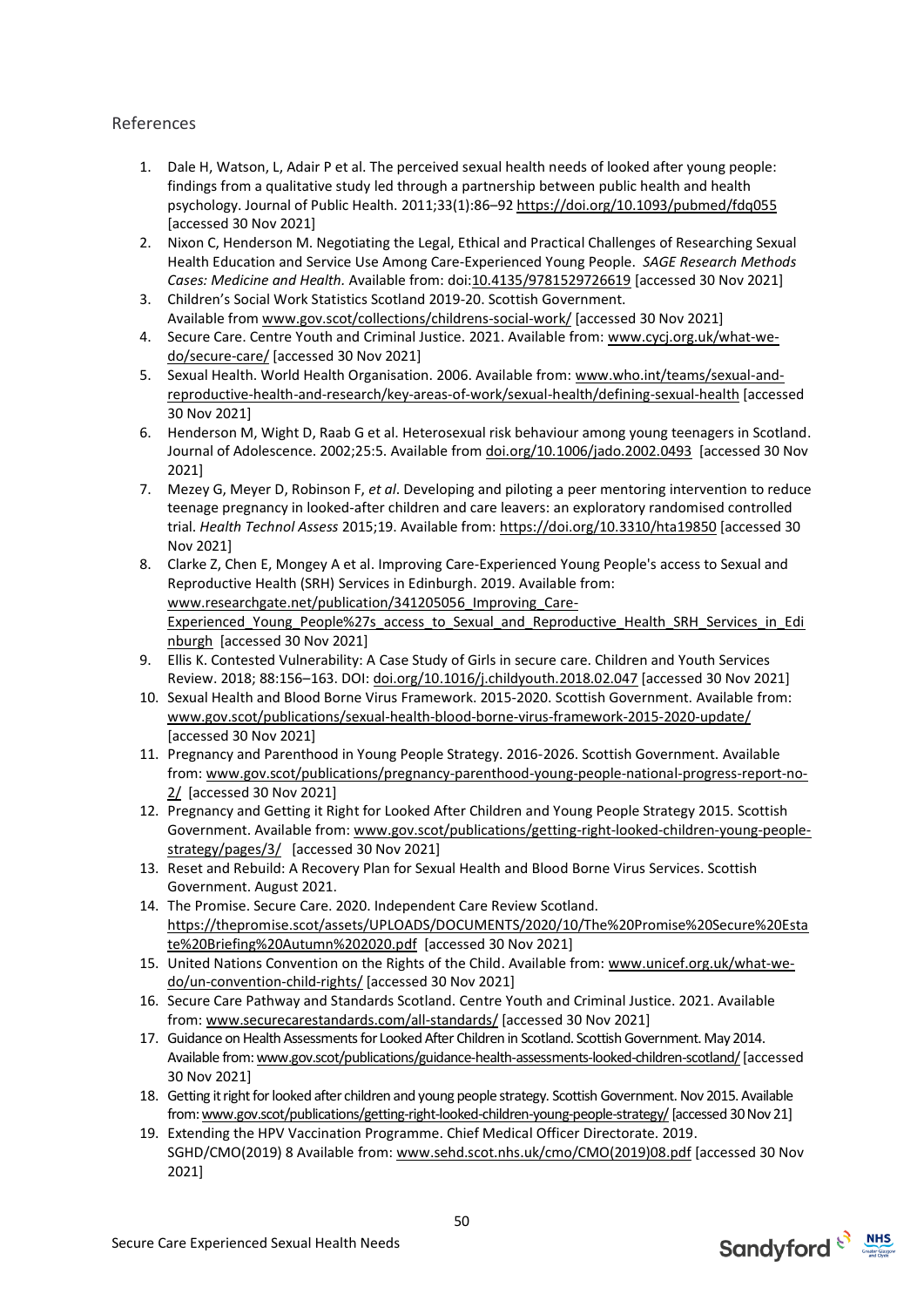## References

1. Dale H, Watson, L, Adair P et al. The perceived sexual health needs of looked after young people: findings from a qualitative study led through a partnership between public health and health psychology. Journal of Public Health. 2011;33(1):86–92 https://doi.org/10.1093/pubmed/fdq055 [accessed 30 Nov 2021]
2. Nixon C, Henderson M. Negotiating the Legal, Ethical and Practical Challenges of Researching Sexual Health Education and Service Use Among Care-Experienced Young People. *SAGE Research Methods Cases: Medicine and Health.* Available from: doi:10.4135/9781529726619 [accessed 30 Nov 2021]
3. Children's Social Work Statistics Scotland 2019-20. Scottish Government. Available from www.gov.scot/collections/childrens-social-work/ [accessed 30 Nov 2021]
4. Secure Care. Centre Youth and Criminal Justice. 2021. Available from: www.cycj.org.uk/what-we-do/secure-care/ [accessed 30 Nov 2021]
5. Sexual Health. World Health Organisation. 2006. Available from: www.who.int/teams/sexual-and-reproductive-health-and-research/key-areas-of-work/sexual-health/defining-sexual-health [accessed 30 Nov 2021]
6. Henderson M, Wight D, Raab G et al. Heterosexual risk behaviour among young teenagers in Scotland. Journal of Adolescence. 2002;25:5. Available from doi.org/10.1006/jado.2002.0493 [accessed 30 Nov 2021]
7. Mezey G, Meyer D, Robinson F, *et al*. Developing and piloting a peer mentoring intervention to reduce teenage pregnancy in looked-after children and care leavers: an exploratory randomised controlled trial. *Health Technol Assess* 2015;19. Available from: https://doi.org/10.3310/hta19850 [accessed 30 Nov 2021]
8. Clarke Z, Chen E, Mongey A et al. Improving Care-Experienced Young People's access to Sexual and Reproductive Health (SRH) Services in Edinburgh. 2019. Available from: www.researchgate.net/publication/341205056_Improving_Care-Experienced_Young_People%27s_access_to_Sexual_and_Reproductive_Health_SRH_Services_in_Edinburgh [accessed 30 Nov 2021]
9. Ellis K. Contested Vulnerability: A Case Study of Girls in secure care. Children and Youth Services Review. 2018; 88:156–163. DOI: doi.org/10.1016/j.childyouth.2018.02.047 [accessed 30 Nov 2021]
10. Sexual Health and Blood Borne Virus Framework. 2015-2020. Scottish Government. Available from: www.gov.scot/publications/sexual-health-blood-borne-virus-framework-2015-2020-update/ [accessed 30 Nov 2021]
11. Pregnancy and Parenthood in Young People Strategy. 2016-2026. Scottish Government. Available from: www.gov.scot/publications/pregnancy-parenthood-young-people-national-progress-report-no-2/ [accessed 30 Nov 2021]
12. Pregnancy and Getting it Right for Looked After Children and Young People Strategy 2015. Scottish Government. Available from: www.gov.scot/publications/getting-right-looked-children-young-people-strategy/pages/3/ [accessed 30 Nov 2021]
13. Reset and Rebuild: A Recovery Plan for Sexual Health and Blood Borne Virus Services. Scottish Government. August 2021.
14. The Promise. Secure Care. 2020. Independent Care Review Scotland. https://thepromise.scot/assets/UPLOADS/DOCUMENTS/2020/10/The%20Promise%20Secure%20State%20Briefing%20Autumn%202020.pdf [accessed 30 Nov 2021]
15. United Nations Convention on the Rights of the Child. Available from: www.unicef.org.uk/what-we-do/un-convention-child-rights/ [accessed 30 Nov 2021]
16. Secure Care Pathway and Standards Scotland. Centre Youth and Criminal Justice. 2021. Available from: www.securecarestandards.com/all-standards/ [accessed 30 Nov 2021]
17. Guidance on Health Assessments for Looked After Children in Scotland. Scottish Government. May 2014. Available from: www.gov.scot/publications/guidance-health-assessments-looked-children-scotland/ [accessed 30 Nov 2021]
18. Getting it right for looked after children and young people strategy. Scottish Government. Nov 2015. Available from: www.gov.scot/publications/getting-right-looked-children-young-people-strategy/ [accessed 30 Nov 21]
19. Extending the HPV Vaccination Programme. Chief Medical Officer Directorate. 2019. SGHD/CMO(2019) 8 Available from: www.sehd.scot.nhs.uk/cmo/CMO(2019)08.pdf [accessed 30 Nov 2021]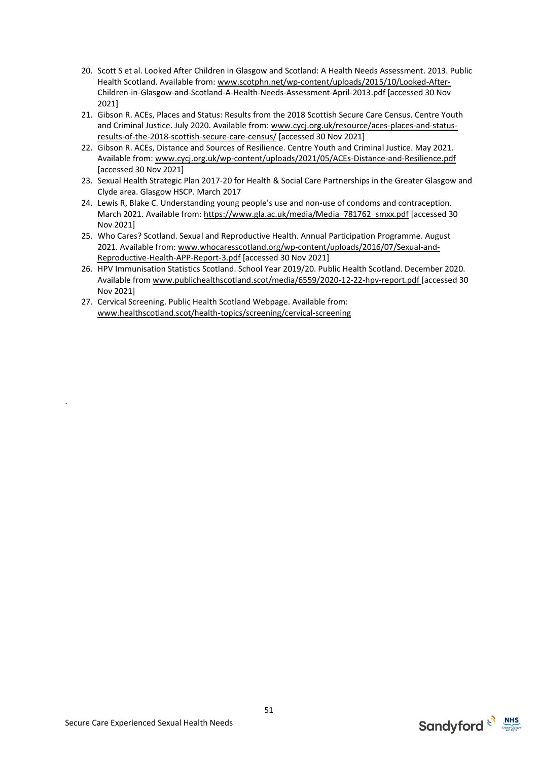20. Scott S et al. Looked After Children in Glasgow and Scotland: A Health Needs Assessment. 2013. Public Health Scotland. Available from: www.scotphn.net/wp-content/uploads/2015/10/Looked-After-Children-in-Glasgow-and-Scotland-A-Health-Needs-Assessment-April-2013.pdf [accessed 30 Nov 2021]
21. Gibson R. ACEs, Places and Status: Results from the 2018 Scottish Secure Care Census. Centre Youth and Criminal Justice. July 2020. Available from: www.cycj.org.uk/resource/aces-places-and-status-results-of-the-2018-scottish-secure-care-census/ [accessed 30 Nov 2021]
22. Gibson R. ACEs, Distance and Sources of Resilience. Centre Youth and Criminal Justice. May 2021. Available from: www.cycj.org.uk/wp-content/uploads/2021/05/ACEs-Distance-and-Resilience.pdf [accessed 30 Nov 2021]
23. Sexual Health Strategic Plan 2017-20 for Health & Social Care Partnerships in the Greater Glasgow and Clyde area. Glasgow HSCP. March 2017
24. Lewis R, Blake C. Understanding young people's use and non-use of condoms and contraception. March 2021. Available from: https://www.gla.ac.uk/media/Media_781762_smxx.pdf [accessed 30 Nov 2021]
25. Who Cares? Scotland. Sexual and Reproductive Health. Annual Participation Programme. August 2021. Available from: www.whocaresscotland.org/wp-content/uploads/2016/07/Sexual-and-Reproductive-Health-APP-Report-3.pdf [accessed 30 Nov 2021]
26. HPV Immunisation Statistics Scotland. School Year 2019/20. Public Health Scotland. December 2020. Available from www.publichealthscotland.scot/media/6559/2020-12-22-hpv-report.pdf [accessed 30 Nov 2021]
27. Cervical Screening. Public Health Scotland Webpage. Available from: www.healthscotland.scot/health-topics/screening/cervical-screening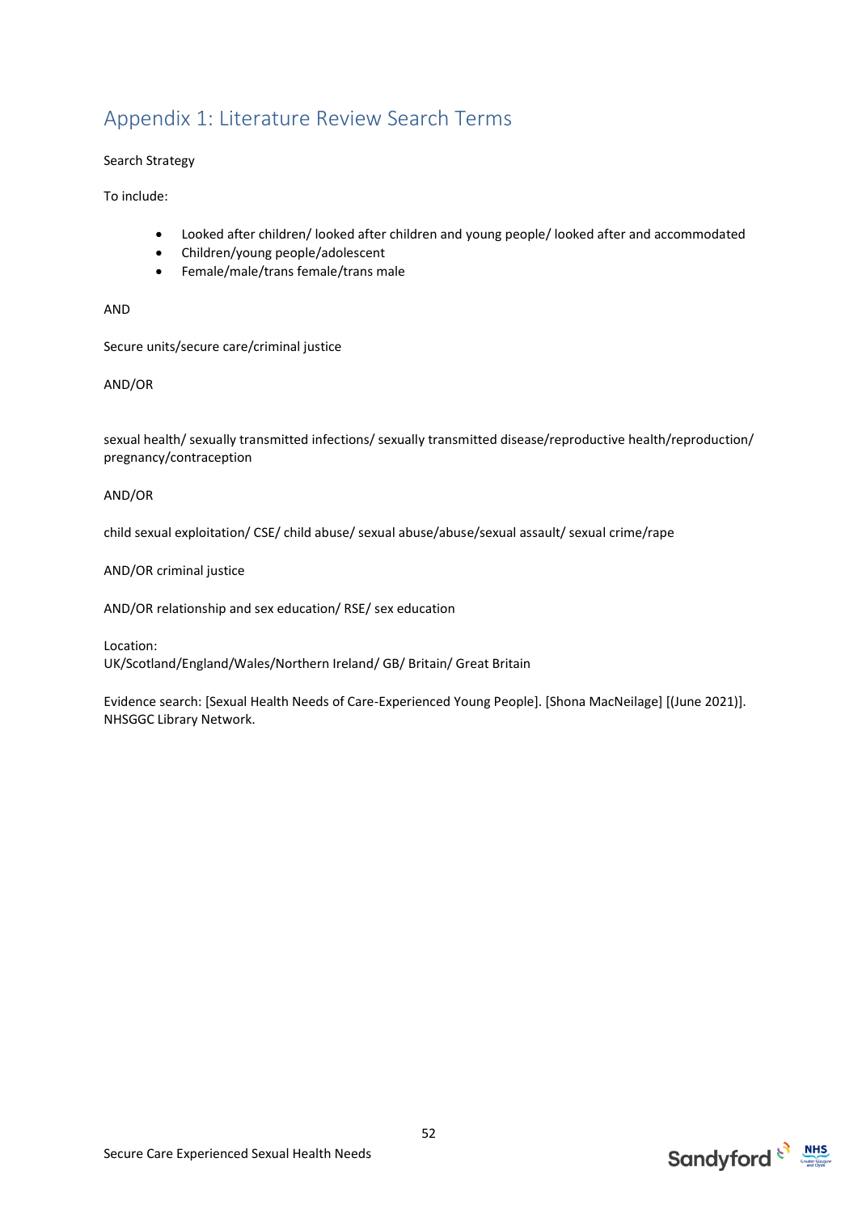## Appendix 1: Literature Review Search Terms

Search Strategy

To include:

- Looked after children/ looked after children and young people/ looked after and accommodated
- Children/young people/adolescent
- Female/male/trans female/trans male

AND

Secure units/secure care/criminal justice

AND/OR

sexual health/ sexually transmitted infections/ sexually transmitted disease/reproductive health/reproduction/ pregnancy/contraception

AND/OR

child sexual exploitation/ CSE/ child abuse/ sexual abuse/abuse/sexual assault/ sexual crime/rape

AND/OR criminal justice

AND/OR relationship and sex education/ RSE/ sex education

Location:
UK/Scotland/England/Wales/Northern Ireland/ GB/ Britain/ Great Britain

Evidence search: [Sexual Health Needs of Care-Experienced Young People]. [Shona MacNeilage] [(June 2021)]. NHSGGC Library Network.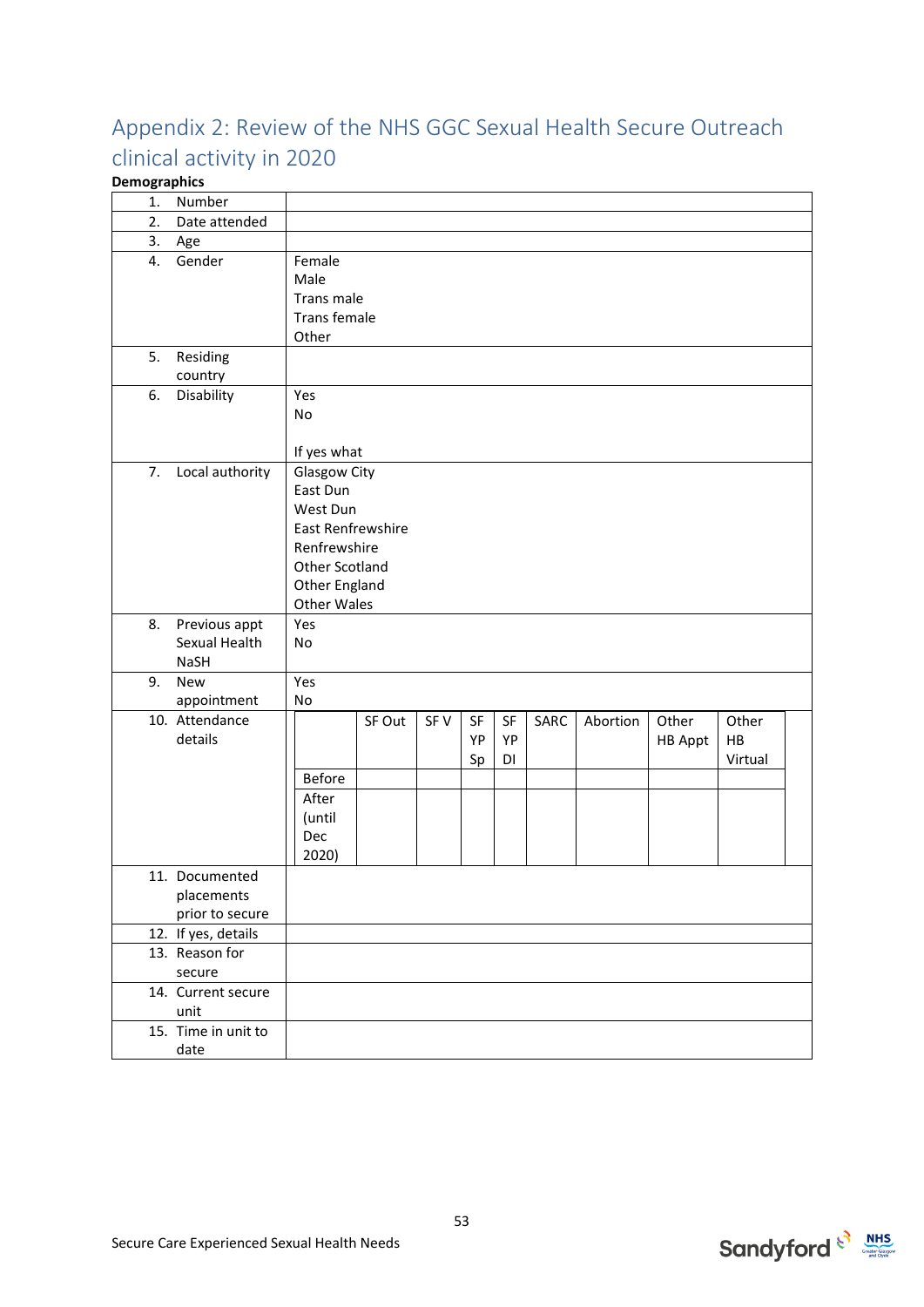## Appendix 2: Review of the NHS GGC Sexual Health Secure Outreach clinical activity in 2020

**Demographics**

| | |
|---|---|
| 1. Number | |
| 2. Date attended | |
| 3. Age | |
| 4. Gender | Female<br>Male<br>Trans male<br>Trans female<br>Other |
| 5. Residing country | |
| 6. Disability | Yes<br>No<br><br>If yes what |
| 7. Local authority | Glasgow City<br>East Dun<br>West Dun<br>East Renfrewshire<br>Renfrewshire<br>Other Scotland<br>Other England<br>Other Wales |
| 8. Previous appt Sexual Health NaSH | Yes<br>No |
| 9. New appointment | Yes<br>No |
| 10. Attendance details | (see table below) |
| 11. Documented placements prior to secure | |
| 12. If yes, details | |
| 13. Reason for secure | |
| 14. Current secure unit | |
| 15. Time in unit to date | |

**10. Attendance details**

| | SF Out | SF V | SF YP Sp | SF YP DI | SARC | Abortion | Other HB Appt | Other HB Virtual |
|---|---|---|---|---|---|---|---|---|
| Before | | | | | | | | |
| After (until Dec 2020) | | | | | | | | |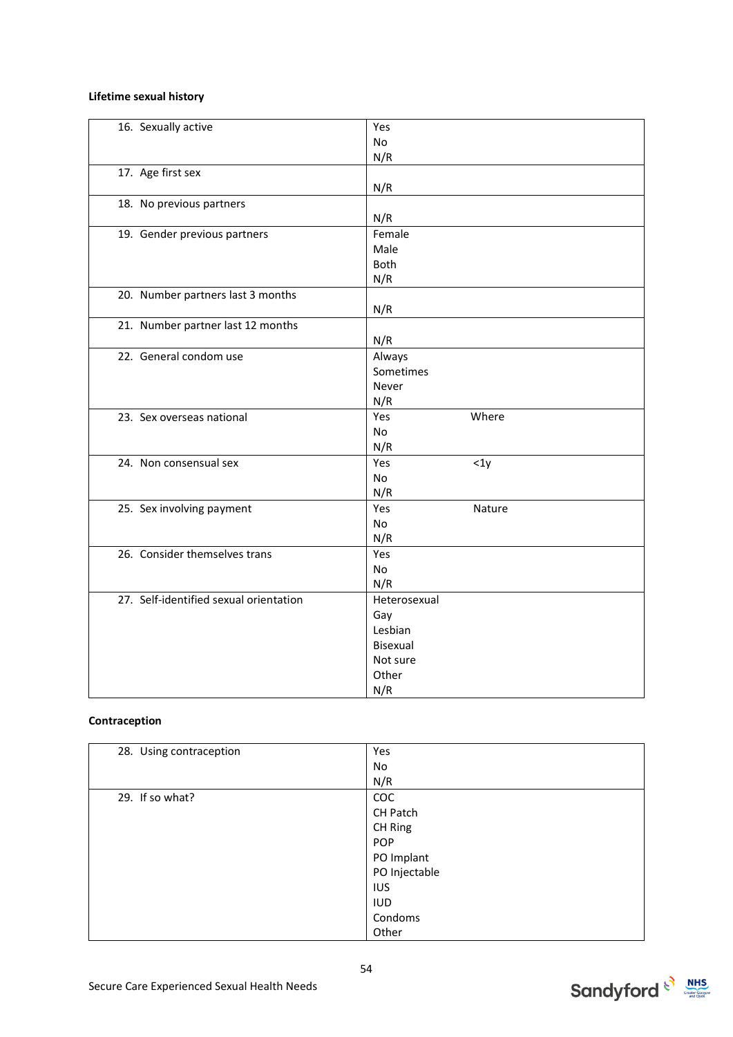**Lifetime sexual history**

| | |
|---|---|
| 16. Sexually active | Yes<br>No<br>N/R |
| 17. Age first sex | <br>N/R |
| 18. No previous partners | <br>N/R |
| 19. Gender previous partners | Female<br>Male<br>Both<br>N/R |
| 20. Number partners last 3 months | <br>N/R |
| 21. Number partner last 12 months | <br>N/R |
| 22. General condom use | Always<br>Sometimes<br>Never<br>N/R |
| 23. Sex overseas national | Yes Where<br>No<br>N/R |
| 24. Non consensual sex | Yes <1y<br>No<br>N/R |
| 25. Sex involving payment | Yes Nature<br>No<br>N/R |
| 26. Consider themselves trans | Yes<br>No<br>N/R |
| 27. Self-identified sexual orientation | Heterosexual<br>Gay<br>Lesbian<br>Bisexual<br>Not sure<br>Other<br>N/R |

**Contraception**

| | |
|---|---|
| 28. Using contraception | Yes<br>No<br>N/R |
| 29. If so what? | COC<br>CH Patch<br>CH Ring<br>POP<br>PO Implant<br>PO Injectable<br>IUS<br>IUD<br>Condoms<br>Other |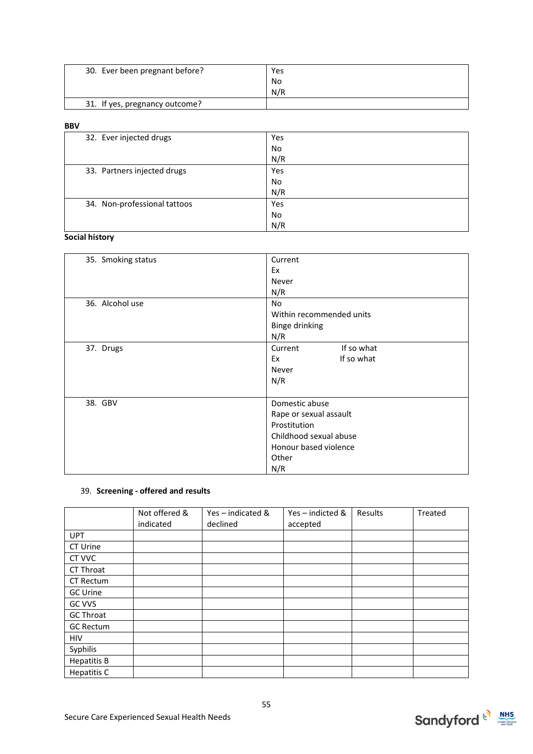| 30. Ever been pregnant before? | Yes<br>No<br>N/R |
|---|---|
| 31. If yes, pregnancy outcome? | |

**BBV**

| 32. Ever injected drugs | Yes<br>No<br>N/R |
|---|---|
| 33. Partners injected drugs | Yes<br>No<br>N/R |
| 34. Non-professional tattoos | Yes<br>No<br>N/R |

**Social history**

| 35. Smoking status | Current<br>Ex<br>Never<br>N/R |
|---|---|
| 36. Alcohol use | No<br>Within recommended units<br>Binge drinking<br>N/R |
| 37. Drugs | Current If so what<br>Ex If so what<br>Never<br>N/R |
| 38. GBV | Domestic abuse<br>Rape or sexual assault<br>Prostitution<br>Childhood sexual abuse<br>Honour based violence<br>Other<br>N/R |

39. **Screening - offered and results**

| | Not offered & indicated | Yes – indicated & declined | Yes – indicted & accepted | Results | Treated |
|---|---|---|---|---|---|
| UPT | | | | | |
| CT Urine | | | | | |
| CT VVC | | | | | |
| CT Throat | | | | | |
| CT Rectum | | | | | |
| GC Urine | | | | | |
| GC VVS | | | | | |
| GC Throat | | | | | |
| GC Rectum | | | | | |
| HIV | | | | | |
| Syphilis | | | | | |
| Hepatitis B | | | | | |
| Hepatitis C | | | | | |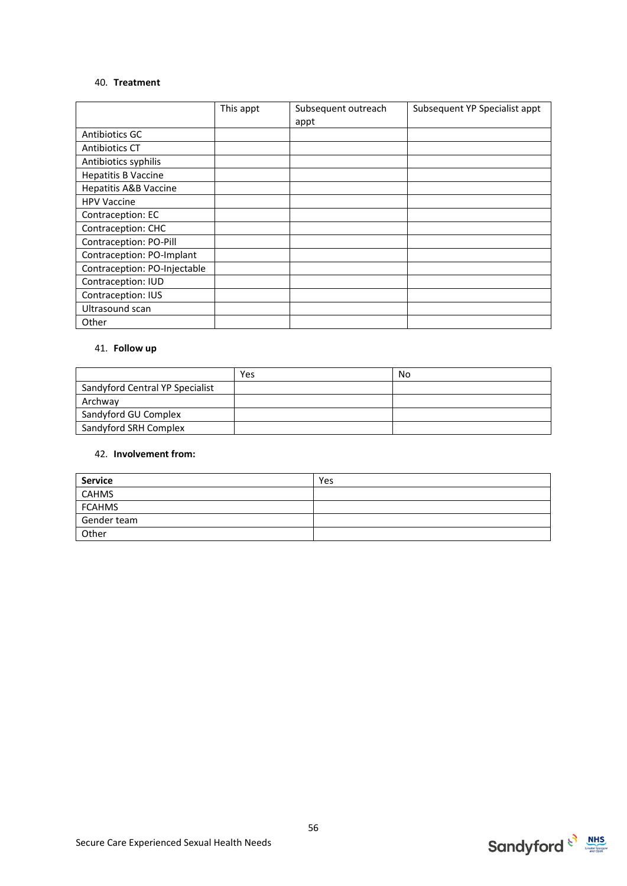40. **Treatment**

| | This appt | Subsequent outreach appt | Subsequent YP Specialist appt |
|---|---|---|---|
| Antibiotics GC | | | |
| Antibiotics CT | | | |
| Antibiotics syphilis | | | |
| Hepatitis B Vaccine | | | |
| Hepatitis A&B Vaccine | | | |
| HPV Vaccine | | | |
| Contraception: EC | | | |
| Contraception: CHC | | | |
| Contraception: PO-Pill | | | |
| Contraception: PO-Implant | | | |
| Contraception: PO-Injectable | | | |
| Contraception: IUD | | | |
| Contraception: IUS | | | |
| Ultrasound scan | | | |
| Other | | | |

41. **Follow up**

| | Yes | No |
|---|---|---|
| Sandyford Central YP Specialist | | |
| Archway | | |
| Sandyford GU Complex | | |
| Sandyford SRH Complex | | |

42. **Involvement from:**

| **Service** | Yes |
|---|---|
| CAHMS | |
| FCAHMS | |
| Gender team | |
| Other | |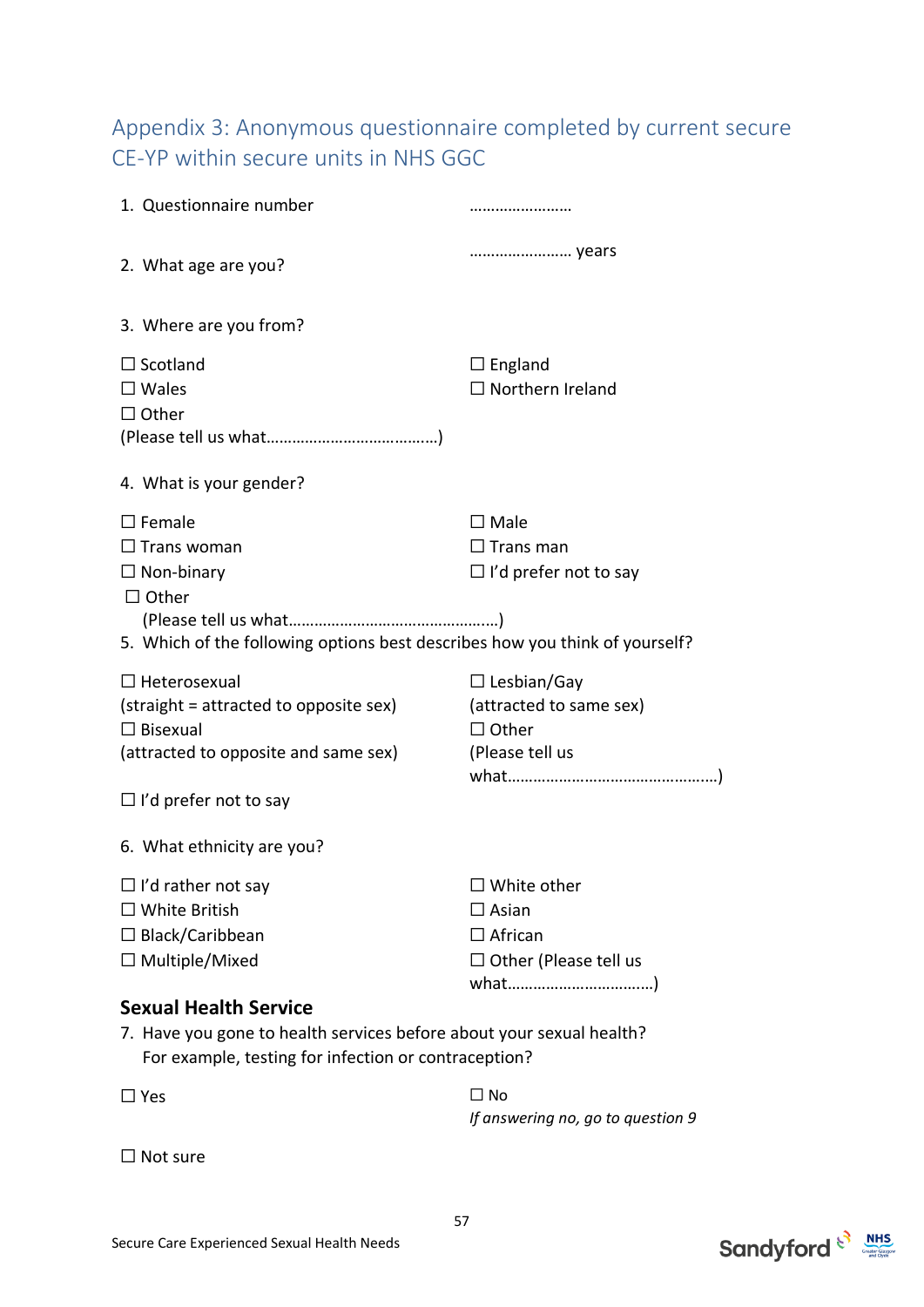## Appendix 3: Anonymous questionnaire completed by current secure CE-YP within secure units in NHS GGC

1. Questionnaire number ……………………

2. What age are you? …………………… years

3. Where are you from?

☐ Scotland
☐ England
☐ Wales
☐ Northern Ireland
☐ Other
(Please tell us what…………………………………..)

4. What is your gender?

☐ Female
☐ Male
☐ Trans woman
☐ Trans man
☐ Non-binary
☐ I'd prefer not to say
☐ Other
(Please tell us what…………………………………………..)

5. Which of the following options best describes how you think of yourself?

☐ Heterosexual
(straight = attracted to opposite sex)
☐ Lesbian/Gay
(attracted to same sex)
☐ Bisexual
(attracted to opposite and same sex)
☐ Other
(Please tell us what…………………………………………..)
☐ I'd prefer not to say

6. What ethnicity are you?

☐ I'd rather not say
☐ White other
☐ White British
☐ Asian
☐ Black/Caribbean
☐ African
☐ Multiple/Mixed
☐ Other (Please tell us what……………………………)

### Sexual Health Service

7. Have you gone to health services before about your sexual health? For example, testing for infection or contraception?

☐ Yes
☐ No
*If answering no, go to question 9*
☐ Not sure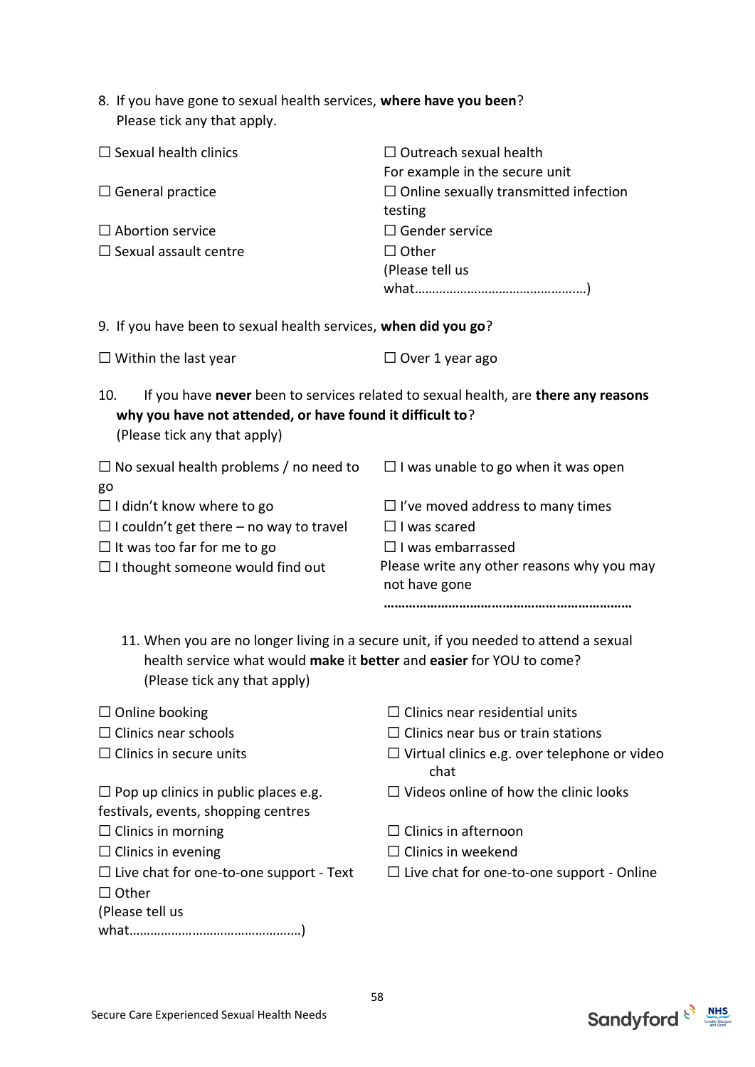8. If you have gone to sexual health services, **where have you been**?
   Please tick any that apply.

☐ Sexual health clinics

☐ General practice

☐ Abortion service

☐ Sexual assault centre

☐ Outreach sexual health
For example in the secure unit

☐ Online sexually transmitted infection testing

☐ Gender service

☐ Other
(Please tell us what…………………………………………)

9. If you have been to sexual health services, **when did you go**?

☐ Within the last year

☐ Over 1 year ago

10. If you have **never** been to services related to sexual health, are **there any reasons why you have not attended, or have found it difficult to**?
    (Please tick any that apply)

☐ No sexual health problems / no need to go

☐ I didn't know where to go

☐ I couldn't get there – no way to travel

☐ It was too far for me to go

☐ I thought someone would find out

☐ I was unable to go when it was open

☐ I've moved address to many times

☐ I was scared

☐ I was embarrassed

Please write any other reasons why you may not have gone

**…………………………………………………………**

11. When you are no longer living in a secure unit, if you needed to attend a sexual health service what would **make** it **better** and **easier** for YOU to come?
    (Please tick any that apply)

☐ Online booking

☐ Clinics near schools

☐ Clinics in secure units

☐ Pop up clinics in public places e.g. festivals, events, shopping centres

☐ Clinics in morning

☐ Clinics in evening

☐ Live chat for one-to-one support - Text

☐ Other
(Please tell us what…………………………………………)

☐ Clinics near residential units

☐ Clinics near bus or train stations

☐ Virtual clinics e.g. over telephone or video chat

☐ Videos online of how the clinic looks

☐ Clinics in afternoon

☐ Clinics in weekend

☐ Live chat for one-to-one support - Online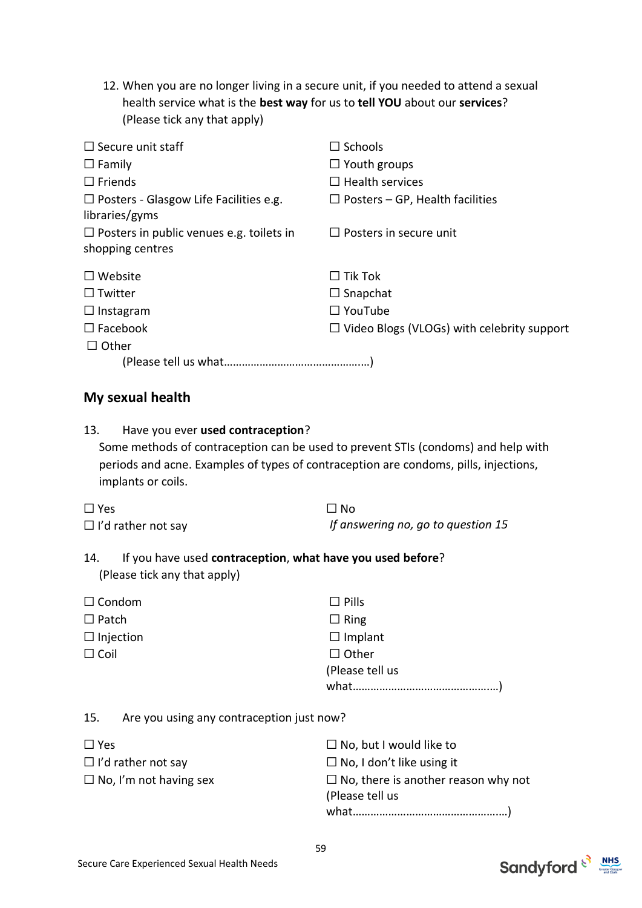12. When you are no longer living in a secure unit, if you needed to attend a sexual health service what is the **best way** for us to **tell YOU** about our **services**? (Please tick any that apply)

☐ Secure unit staff
☐ Family
☐ Friends
☐ Posters - Glasgow Life Facilities e.g. libraries/gyms
☐ Posters in public venues e.g. toilets in shopping centres
☐ Schools
☐ Youth groups
☐ Health services
☐ Posters – GP, Health facilities
☐ Posters in secure unit

☐ Website
☐ Twitter
☐ Instagram
☐ Facebook
☐ Tik Tok
☐ Snapchat
☐ YouTube
☐ Video Blogs (VLOGs) with celebrity support
☐ Other
(Please tell us what………………………………………..…)

## My sexual health

13. Have you ever **used contraception**?
Some methods of contraception can be used to prevent STIs (condoms) and help with periods and acne. Examples of types of contraception are condoms, pills, injections, implants or coils.

☐ Yes
☐ I'd rather not say
☐ No
*If answering no, go to question 15*

14. If you have used **contraception**, **what have you used before**?
(Please tick any that apply)

☐ Condom
☐ Patch
☐ Injection
☐ Coil
☐ Pills
☐ Ring
☐ Implant
☐ Other
(Please tell us what…………………………………………)

15. Are you using any contraception just now?

☐ Yes
☐ I'd rather not say
☐ No, I'm not having sex
☐ No, but I would like to
☐ No, I don't like using it
☐ No, there is another reason why not
(Please tell us what…………………………………………..)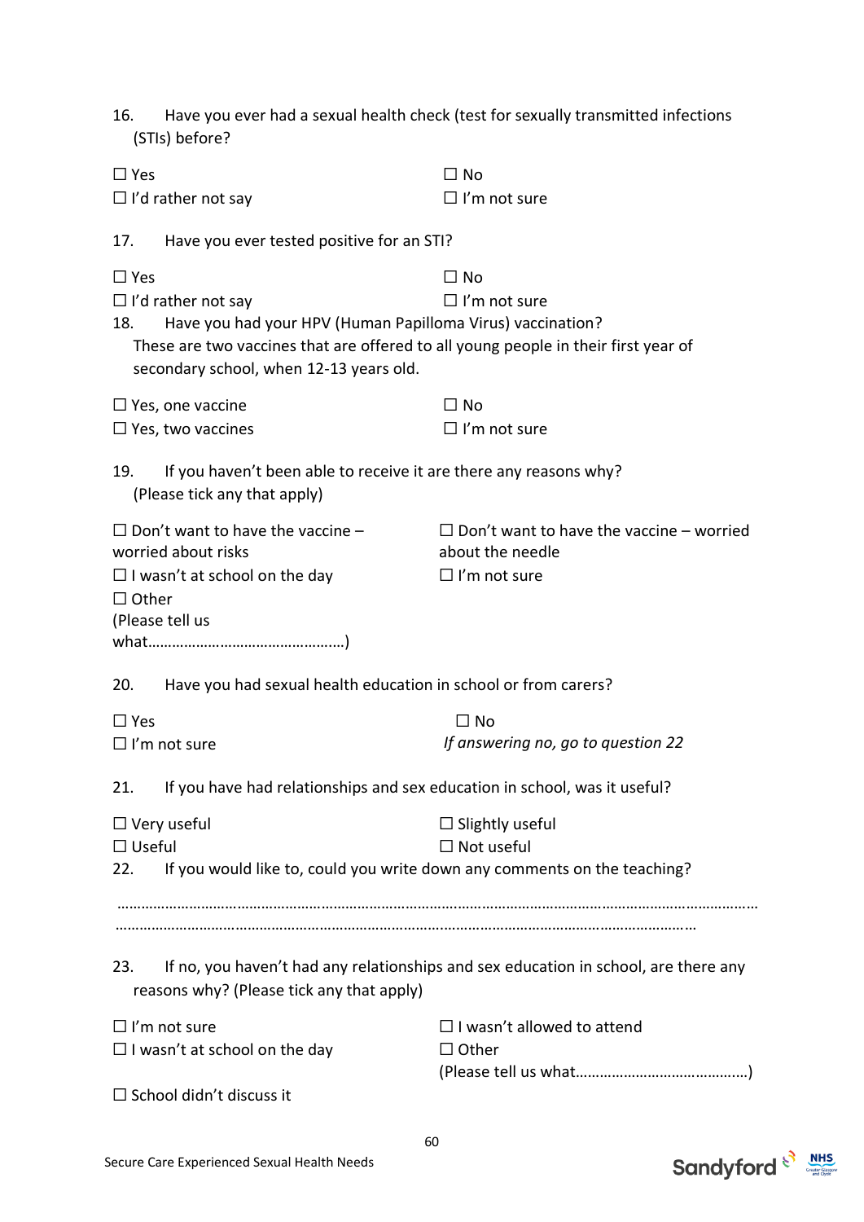16. Have you ever had a sexual health check (test for sexually transmitted infections (STIs) before?

☐ Yes
☐ No
☐ I'd rather not say
☐ I'm not sure

17. Have you ever tested positive for an STI?

☐ Yes
☐ No
☐ I'd rather not say
☐ I'm not sure

18. Have you had your HPV (Human Papilloma Virus) vaccination?
These are two vaccines that are offered to all young people in their first year of secondary school, when 12-13 years old.

☐ Yes, one vaccine
☐ No
☐ Yes, two vaccines
☐ I'm not sure

19. If you haven't been able to receive it are there any reasons why? (Please tick any that apply)

☐ Don't want to have the vaccine – worried about risks
☐ Don't want to have the vaccine – worried about the needle
☐ I wasn't at school on the day
☐ I'm not sure
☐ Other
(Please tell us what…………………………………………)

20. Have you had sexual health education in school or from carers?

☐ Yes
☐ No
☐ I'm not sure

*If answering no, go to question 22*

21. If you have had relationships and sex education in school, was it useful?

☐ Very useful
☐ Slightly useful
☐ Useful
☐ Not useful

22. If you would like to, could you write down any comments on the teaching?

………………………………………………………………………………………………………………………………………
……………………………………………………………………………………………………………………………

23. If no, you haven't had any relationships and sex education in school, are there any reasons why? (Please tick any that apply)

☐ I'm not sure
☐ I wasn't allowed to attend
☐ I wasn't at school on the day
☐ Other
(Please tell us what……………………………………)
☐ School didn't discuss it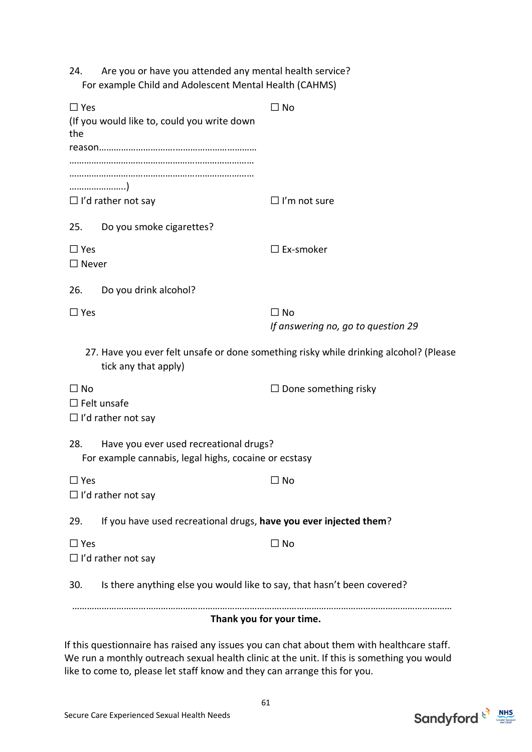24. Are you or have you attended any mental health service?
    For example Child and Adolescent Mental Health (CAHMS)

☐ Yes
(If you would like to, could you write down the reason…………………………………………………………
…………………………………………………………………
…………………………………………………………………
…………………..)

☐ No

☐ I'd rather not say

☐ I'm not sure

25. Do you smoke cigarettes?

☐ Yes

☐ Ex-smoker

☐ Never

26. Do you drink alcohol?

☐ Yes

☐ No
*If answering no, go to question 29*

27. Have you ever felt unsafe or done something risky while drinking alcohol? (Please tick any that apply)

☐ No

☐ Done something risky

☐ Felt unsafe

☐ I'd rather not say

28. Have you ever used recreational drugs?
    For example cannabis, legal highs, cocaine or ecstasy

☐ Yes

☐ No

☐ I'd rather not say

29. If you have used recreational drugs, **have you ever injected them**?

☐ Yes

☐ No

☐ I'd rather not say

30. Is there anything else you would like to say, that hasn't been covered?

……………………………………………………………………………………………………………………………………………

**Thank you for your time.**

If this questionnaire has raised any issues you can chat about them with healthcare staff. We run a monthly outreach sexual health clinic at the unit. If this is something you would like to come to, please let staff know and they can arrange this for you.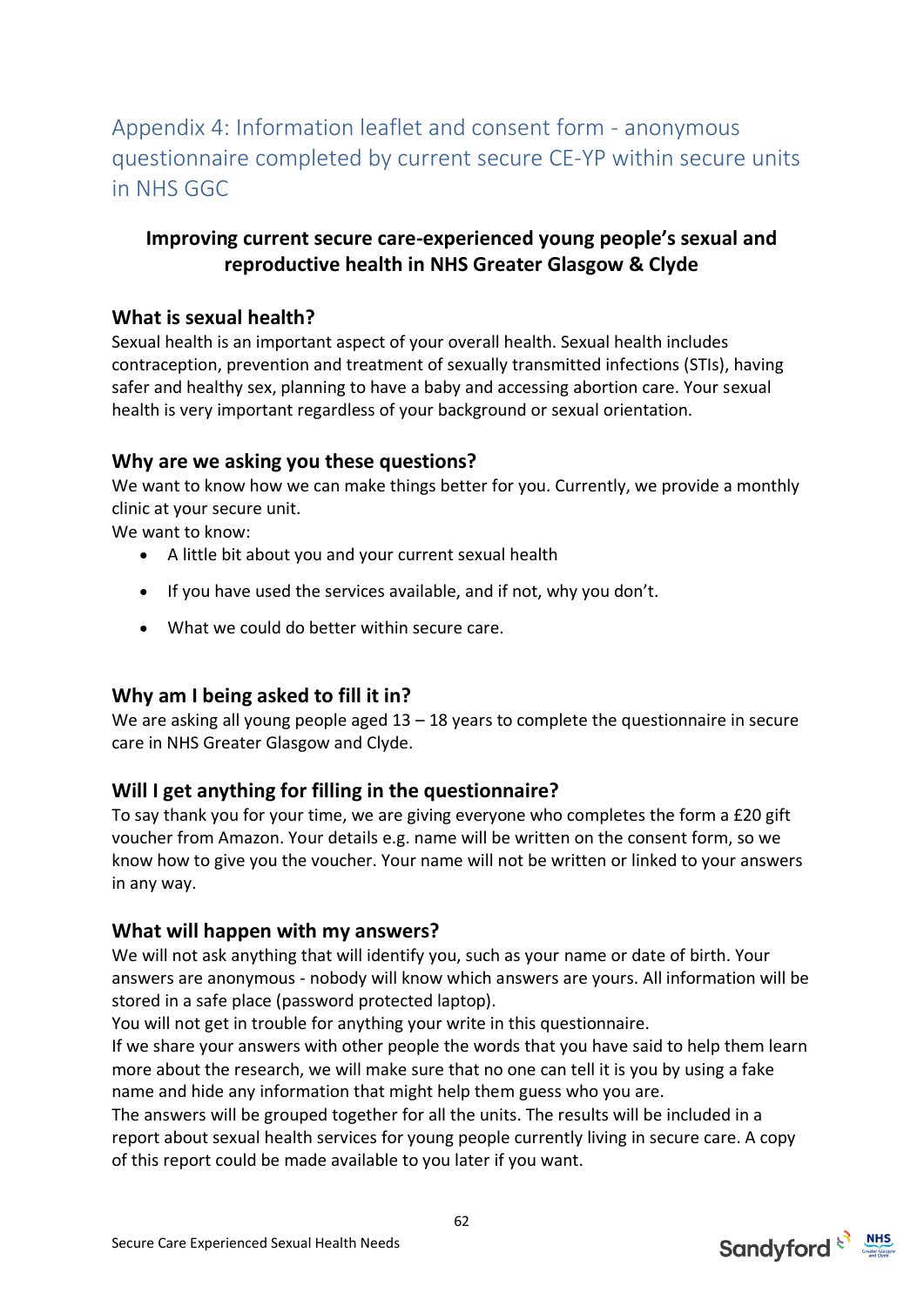## Appendix 4: Information leaflet and consent form - anonymous questionnaire completed by current secure CE-YP within secure units in NHS GGC

**Improving current secure care-experienced young people's sexual and reproductive health in NHS Greater Glasgow & Clyde**

### What is sexual health?

Sexual health is an important aspect of your overall health. Sexual health includes contraception, prevention and treatment of sexually transmitted infections (STIs), having safer and healthy sex, planning to have a baby and accessing abortion care. Your sexual health is very important regardless of your background or sexual orientation.

### Why are we asking you these questions?

We want to know how we can make things better for you. Currently, we provide a monthly clinic at your secure unit.

We want to know:

- A little bit about you and your current sexual health
- If you have used the services available, and if not, why you don't.
- What we could do better within secure care.

### Why am I being asked to fill it in?

We are asking all young people aged 13 – 18 years to complete the questionnaire in secure care in NHS Greater Glasgow and Clyde.

### Will I get anything for filling in the questionnaire?

To say thank you for your time, we are giving everyone who completes the form a £20 gift voucher from Amazon. Your details e.g. name will be written on the consent form, so we know how to give you the voucher. Your name will not be written or linked to your answers in any way.

### What will happen with my answers?

We will not ask anything that will identify you, such as your name or date of birth. Your answers are anonymous - nobody will know which answers are yours. All information will be stored in a safe place (password protected laptop).

You will not get in trouble for anything your write in this questionnaire.

If we share your answers with other people the words that you have said to help them learn more about the research, we will make sure that no one can tell it is you by using a fake name and hide any information that might help them guess who you are.

The answers will be grouped together for all the units. The results will be included in a report about sexual health services for young people currently living in secure care. A copy of this report could be made available to you later if you want.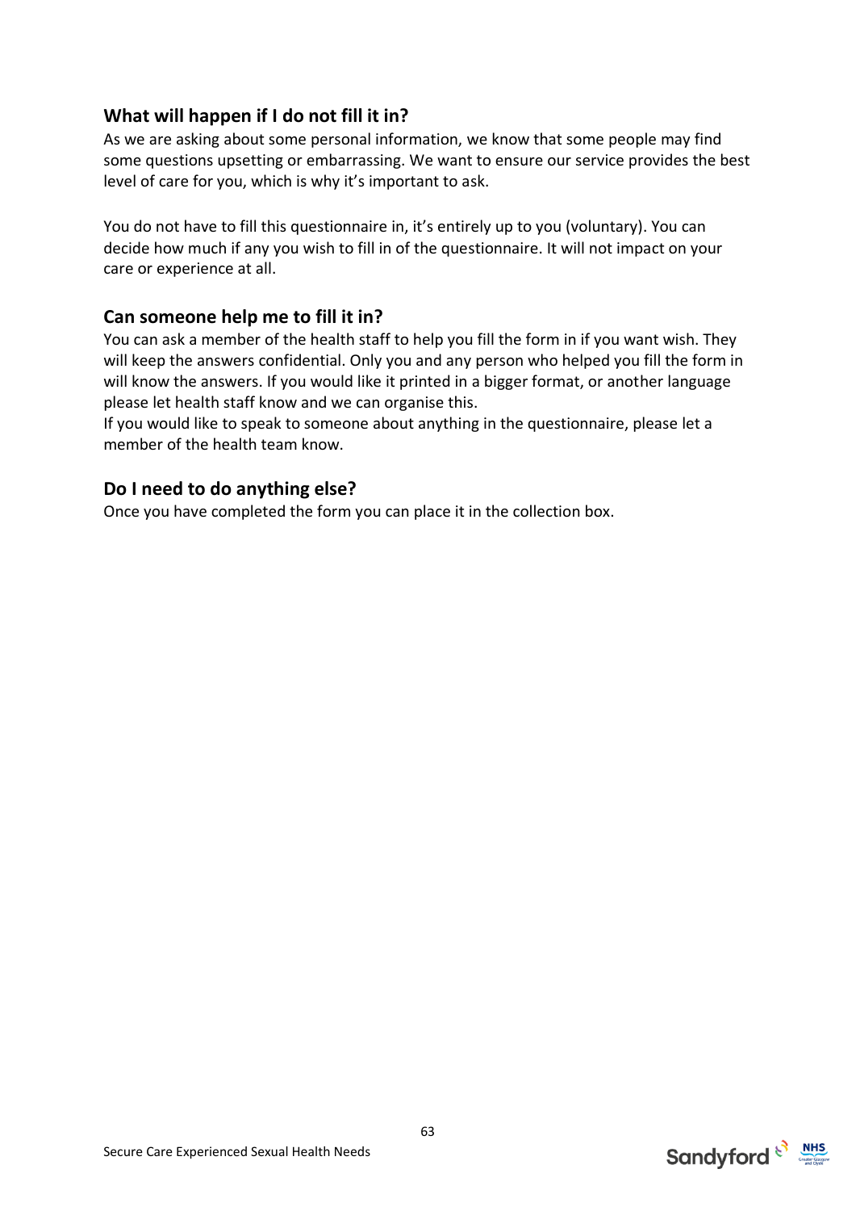## What will happen if I do not fill it in?

As we are asking about some personal information, we know that some people may find some questions upsetting or embarrassing. We want to ensure our service provides the best level of care for you, which is why it's important to ask.

You do not have to fill this questionnaire in, it's entirely up to you (voluntary). You can decide how much if any you wish to fill in of the questionnaire. It will not impact on your care or experience at all.

## Can someone help me to fill it in?

You can ask a member of the health staff to help you fill the form in if you want wish. They will keep the answers confidential. Only you and any person who helped you fill the form in will know the answers. If you would like it printed in a bigger format, or another language please let health staff know and we can organise this.

If you would like to speak to someone about anything in the questionnaire, please let a member of the health team know.

## Do I need to do anything else?

Once you have completed the form you can place it in the collection box.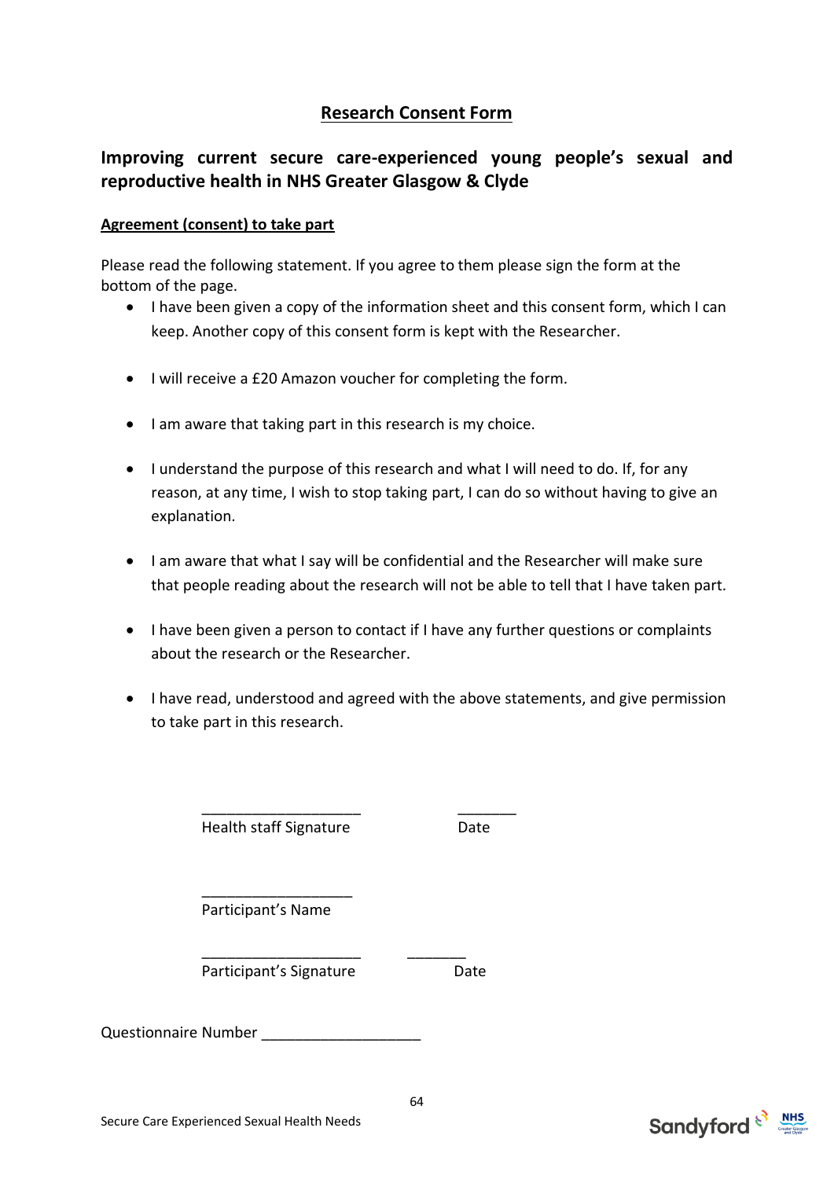## Research Consent Form

## Improving current secure care-experienced young people's sexual and reproductive health in NHS Greater Glasgow & Clyde

**Agreement (consent) to take part**

Please read the following statement. If you agree to them please sign the form at the bottom of the page.

- I have been given a copy of the information sheet and this consent form, which I can keep. Another copy of this consent form is kept with the Researcher.
- I will receive a £20 Amazon voucher for completing the form.
- I am aware that taking part in this research is my choice.
- I understand the purpose of this research and what I will need to do. If, for any reason, at any time, I wish to stop taking part, I can do so without having to give an explanation.
- I am aware that what I say will be confidential and the Researcher will make sure that people reading about the research will not be able to tell that I have taken part.
- I have been given a person to contact if I have any further questions or complaints about the research or the Researcher.
- I have read, understood and agreed with the above statements, and give permission to take part in this research.

___________________ _______
Health staff Signature Date

__________________
Participant's Name

___________________ _______
Participant's Signature Date

Questionnaire Number ___________________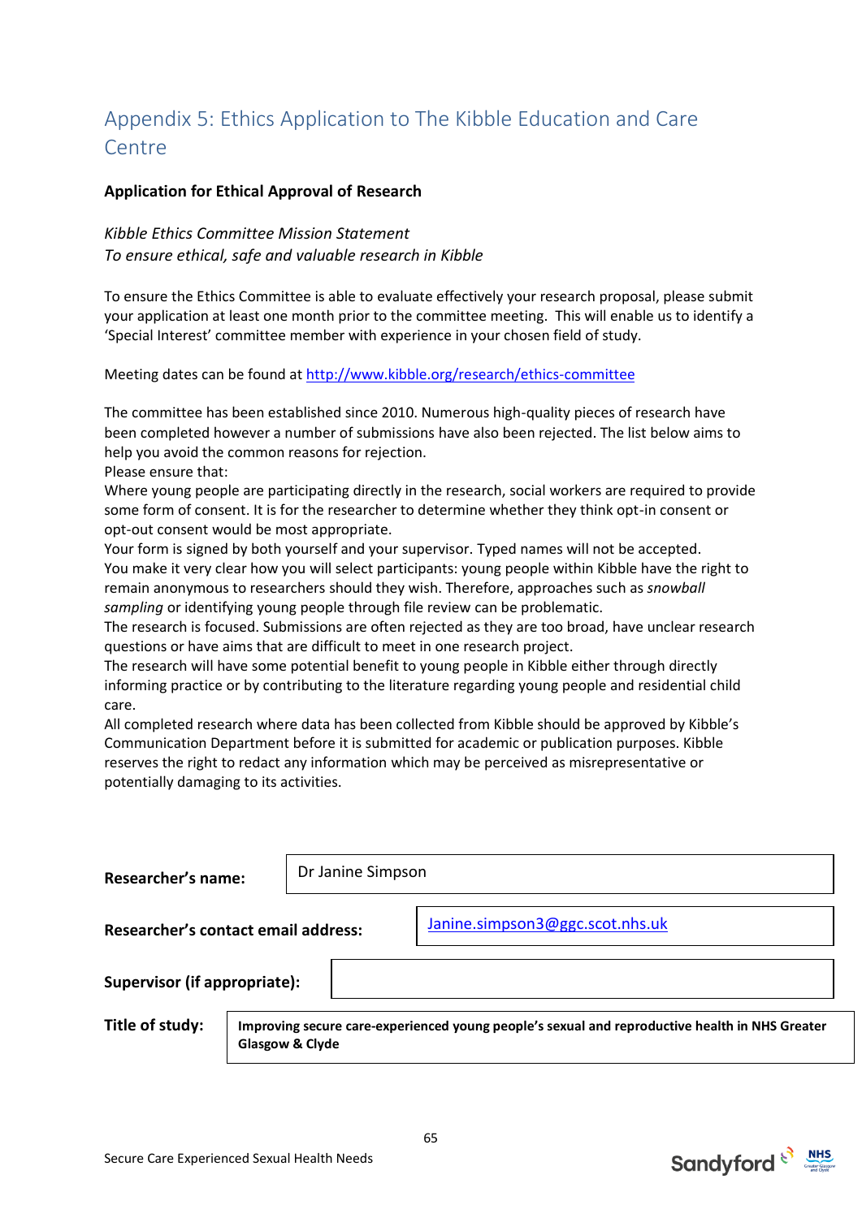## Appendix 5: Ethics Application to The Kibble Education and Care Centre

**Application for Ethical Approval of Research**

*Kibble Ethics Committee Mission Statement*
*To ensure ethical, safe and valuable research in Kibble*

To ensure the Ethics Committee is able to evaluate effectively your research proposal, please submit your application at least one month prior to the committee meeting. This will enable us to identify a 'Special Interest' committee member with experience in your chosen field of study.

Meeting dates can be found at http://www.kibble.org/research/ethics-committee

The committee has been established since 2010. Numerous high-quality pieces of research have been completed however a number of submissions have also been rejected. The list below aims to help you avoid the common reasons for rejection.
Please ensure that:
Where young people are participating directly in the research, social workers are required to provide some form of consent. It is for the researcher to determine whether they think opt-in consent or opt-out consent would be most appropriate.
Your form is signed by both yourself and your supervisor. Typed names will not be accepted.
You make it very clear how you will select participants: young people within Kibble have the right to remain anonymous to researchers should they wish. Therefore, approaches such as *snowball sampling* or identifying young people through file review can be problematic.
The research is focused. Submissions are often rejected as they are too broad, have unclear research questions or have aims that are difficult to meet in one research project.
The research will have some potential benefit to young people in Kibble either through directly informing practice or by contributing to the literature regarding young people and residential child care.
All completed research where data has been collected from Kibble should be approved by Kibble's Communication Department before it is submitted for academic or publication purposes. Kibble reserves the right to redact any information which may be perceived as misrepresentative or potentially damaging to its activities.

| | |
|---|---|
| **Researcher's name:** | Dr Janine Simpson |
| **Researcher's contact email address:** | Janine.simpson3@ggc.scot.nhs.uk |
| **Supervisor (if appropriate):** | |
| **Title of study:** | **Improving secure care-experienced young people's sexual and reproductive health in NHS Greater Glasgow & Clyde** |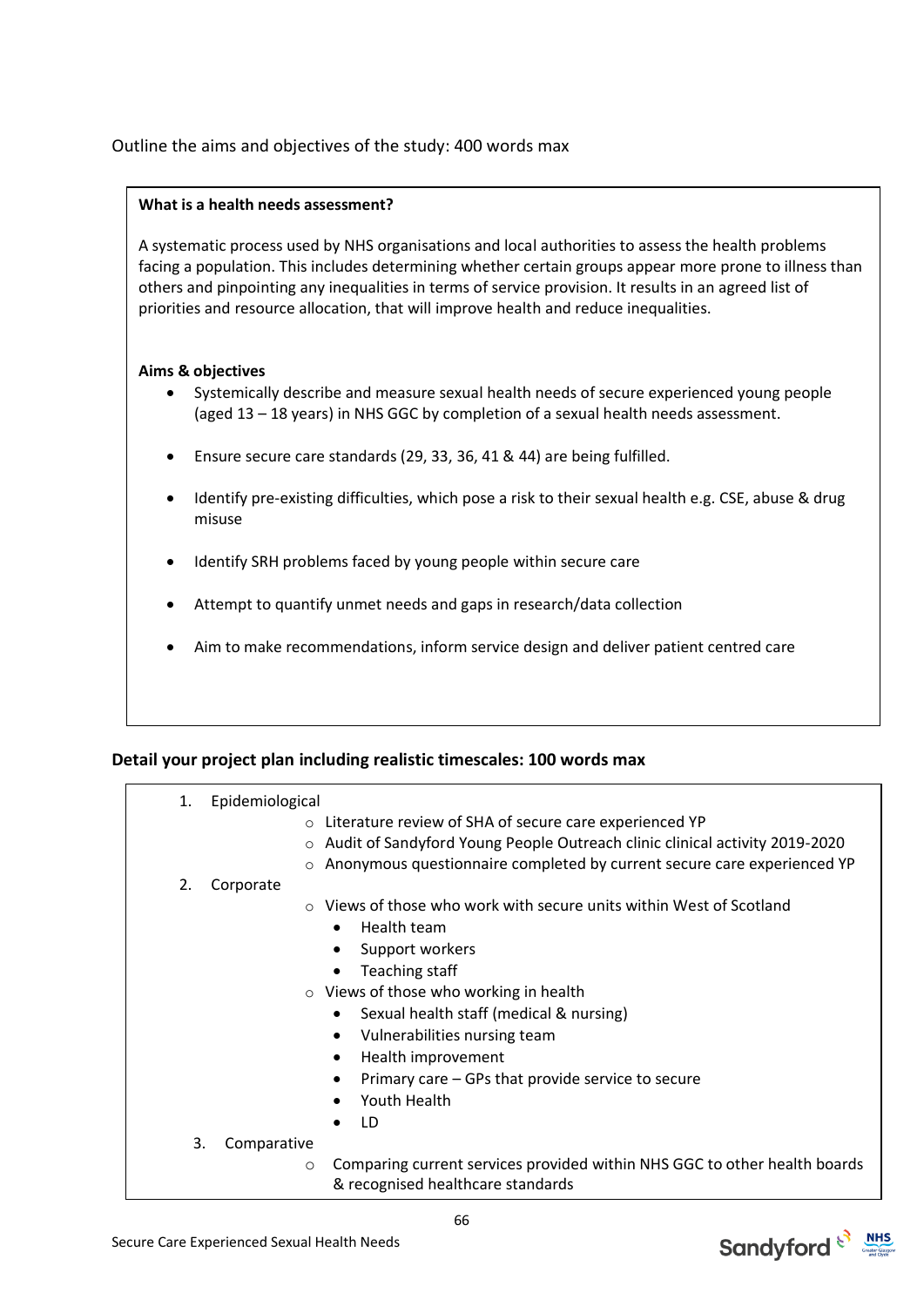Outline the aims and objectives of the study: 400 words max

**What is a health needs assessment?**

A systematic process used by NHS organisations and local authorities to assess the health problems facing a population. This includes determining whether certain groups appear more prone to illness than others and pinpointing any inequalities in terms of service provision. It results in an agreed list of priorities and resource allocation, that will improve health and reduce inequalities.

**Aims & objectives**

- Systemically describe and measure sexual health needs of secure experienced young people (aged 13 – 18 years) in NHS GGC by completion of a sexual health needs assessment.
- Ensure secure care standards (29, 33, 36, 41 & 44) are being fulfilled.
- Identify pre-existing difficulties, which pose a risk to their sexual health e.g. CSE, abuse & drug misuse
- Identify SRH problems faced by young people within secure care
- Attempt to quantify unmet needs and gaps in research/data collection
- Aim to make recommendations, inform service design and deliver patient centred care

**Detail your project plan including realistic timescales: 100 words max**

1. Epidemiological
   - Literature review of SHA of secure care experienced YP
   - Audit of Sandyford Young People Outreach clinic clinical activity 2019-2020
   - Anonymous questionnaire completed by current secure care experienced YP
2. Corporate
   - Views of those who work with secure units within West of Scotland
     - Health team
     - Support workers
     - Teaching staff
   - Views of those who working in health
     - Sexual health staff (medical & nursing)
     - Vulnerabilities nursing team
     - Health improvement
     - Primary care – GPs that provide service to secure
     - Youth Health
     - LD
3. Comparative
   - Comparing current services provided within NHS GGC to other health boards & recognised healthcare standards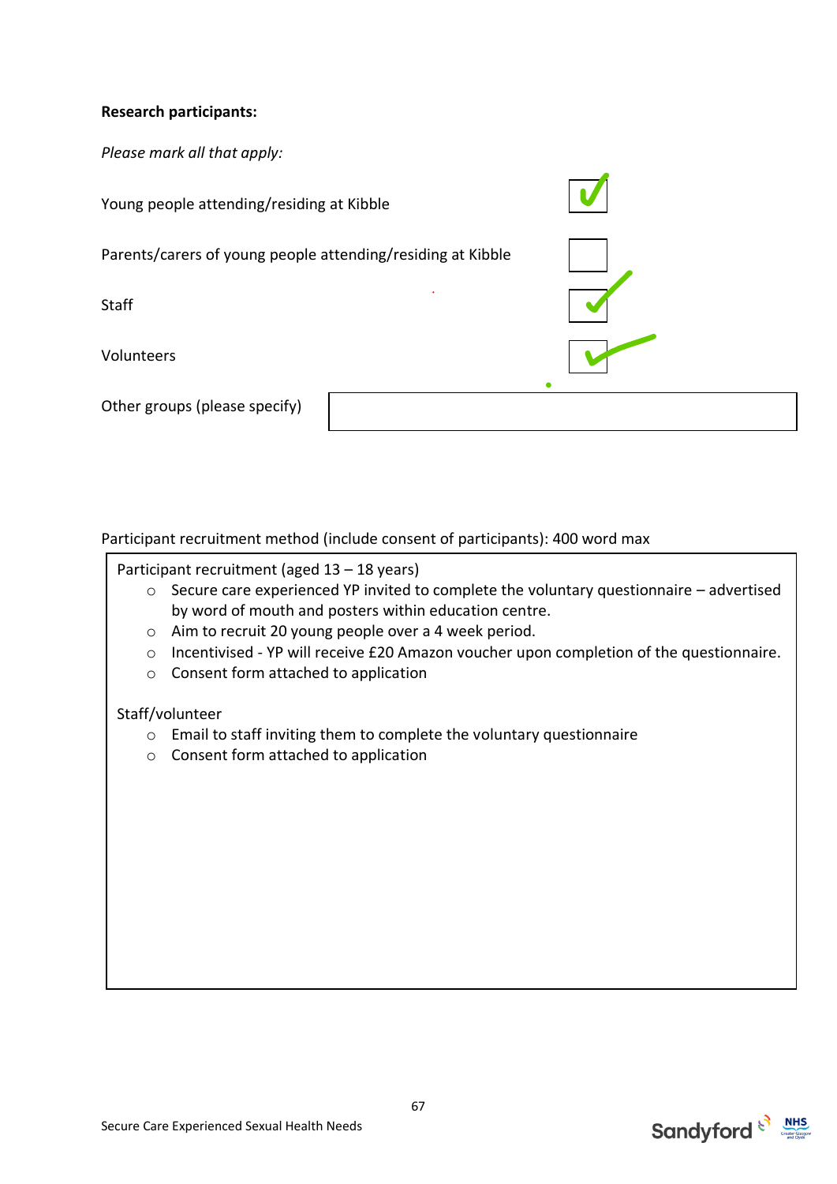**Research participants:**

*Please mark all that apply:*

| | |
|---|---|
| Young people attending/residing at Kibble | ✓ |
| Parents/carers of young people attending/residing at Kibble | |
| Staff | ✓ |
| Volunteers | ✓ |
| Other groups (please specify) | |

Participant recruitment method (include consent of participants): 400 word max

Participant recruitment (aged 13 – 18 years)

- Secure care experienced YP invited to complete the voluntary questionnaire – advertised by word of mouth and posters within education centre.
- Aim to recruit 20 young people over a 4 week period.
- Incentivised - YP will receive £20 Amazon voucher upon completion of the questionnaire.
- Consent form attached to application

Staff/volunteer

- Email to staff inviting them to complete the voluntary questionnaire
- Consent form attached to application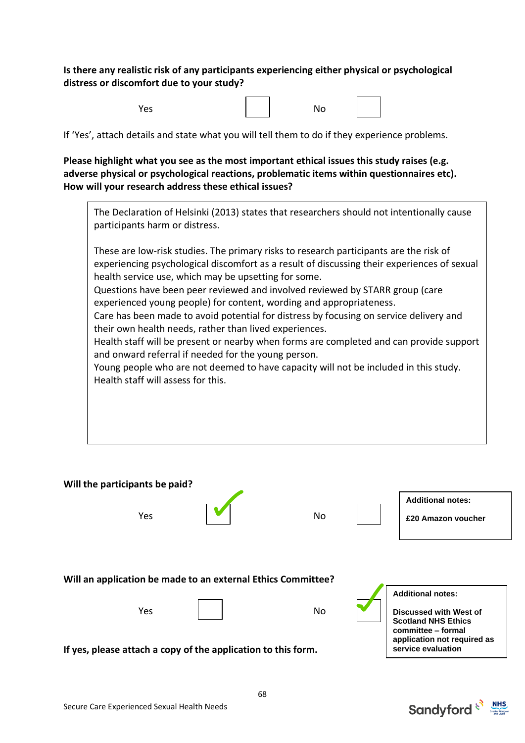**Is there any realistic risk of any participants experiencing either physical or psychological distress or discomfort due to your study?**

Yes ☐ No ☐

If 'Yes', attach details and state what you will tell them to do if they experience problems.

**Please highlight what you see as the most important ethical issues this study raises (e.g. adverse physical or psychological reactions, problematic items within questionnaires etc). How will your research address these ethical issues?**

> The Declaration of Helsinki (2013) states that researchers should not intentionally cause participants harm or distress.
>
> These are low-risk studies. The primary risks to research participants are the risk of experiencing psychological discomfort as a result of discussing their experiences of sexual health service use, which may be upsetting for some.
> Questions have been peer reviewed and involved reviewed by STARR group (care experienced young people) for content, wording and appropriateness.
> Care has been made to avoid potential for distress by focusing on service delivery and their own health needs, rather than lived experiences.
> Health staff will be present or nearby when forms are completed and can provide support and onward referral if needed for the young person.
> Young people who are not deemed to have capacity will not be included in this study. Health staff will assess for this.

**Will the participants be paid?**

Yes ☑ No ☐

**Additional notes:**

**£20 Amazon voucher**

**Will an application be made to an external Ethics Committee?**

Yes ☐ No ☑

**Additional notes:**

**Discussed with West of Scotland NHS Ethics committee – formal application not required as service evaluation**

**If yes, please attach a copy of the application to this form.**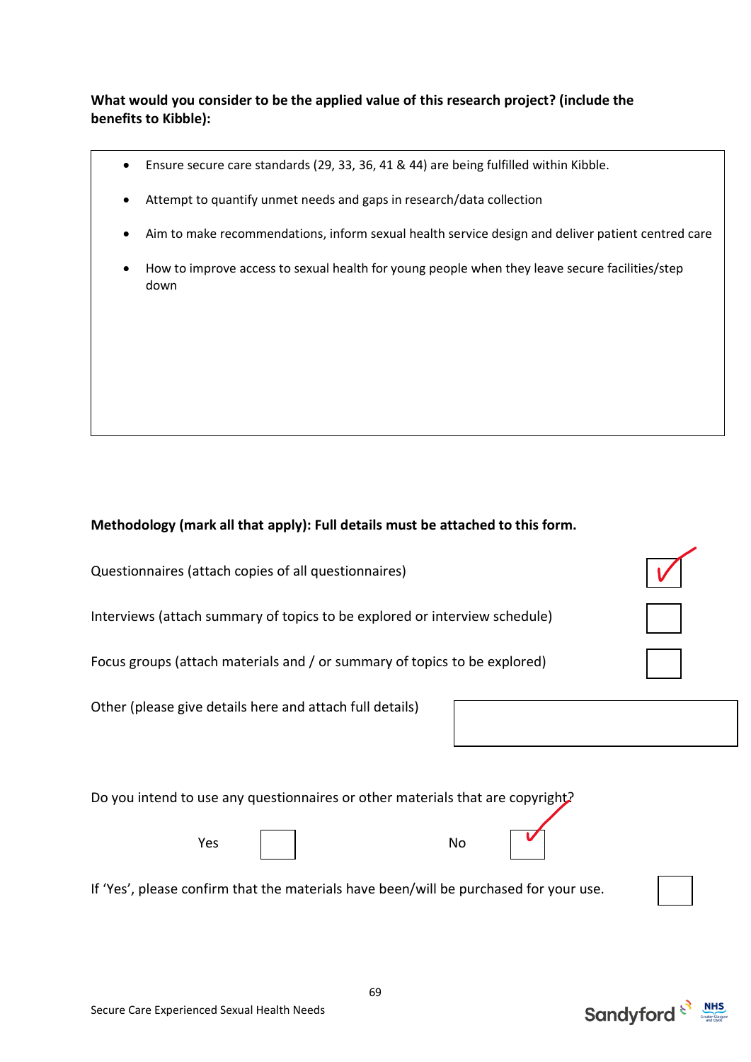**What would you consider to be the applied value of this research project? (include the benefits to Kibble):**

- Ensure secure care standards (29, 33, 36, 41 & 44) are being fulfilled within Kibble.
- Attempt to quantify unmet needs and gaps in research/data collection
- Aim to make recommendations, inform sexual health service design and deliver patient centred care
- How to improve access to sexual health for young people when they leave secure facilities/step down

**Methodology (mark all that apply): Full details must be attached to this form.**

Questionnaires (attach copies of all questionnaires) ☑

Interviews (attach summary of topics to be explored or interview schedule) ☐

Focus groups (attach materials and / or summary of topics to be explored) ☐

Other (please give details here and attach full details)

Do you intend to use any questionnaires or other materials that are copyright?

Yes ☐ No ☑

If 'Yes', please confirm that the materials have been/will be purchased for your use. ☐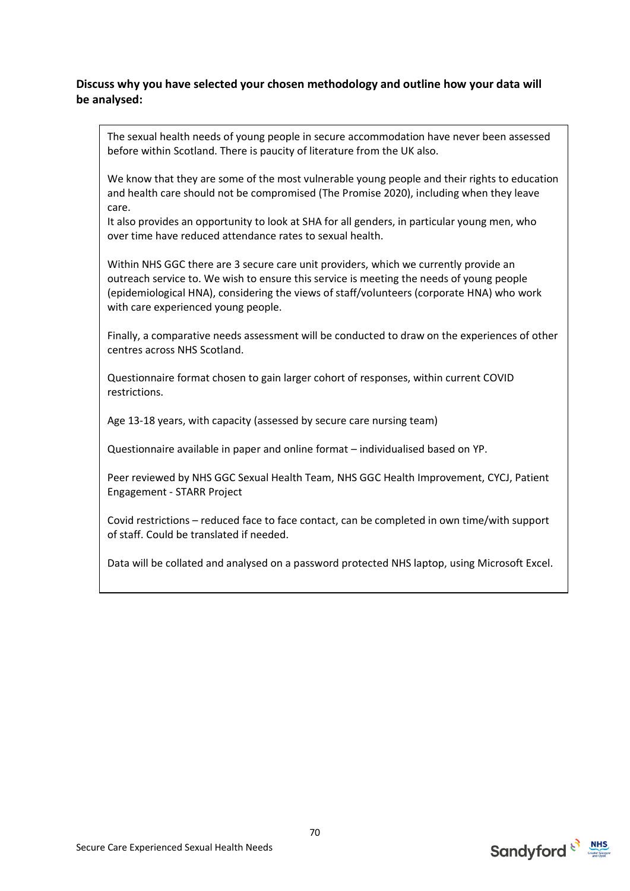**Discuss why you have selected your chosen methodology and outline how your data will be analysed:**

The sexual health needs of young people in secure accommodation have never been assessed before within Scotland. There is paucity of literature from the UK also.

We know that they are some of the most vulnerable young people and their rights to education and health care should not be compromised (The Promise 2020), including when they leave care.
It also provides an opportunity to look at SHA for all genders, in particular young men, who over time have reduced attendance rates to sexual health.

Within NHS GGC there are 3 secure care unit providers, which we currently provide an outreach service to. We wish to ensure this service is meeting the needs of young people (epidemiological HNA), considering the views of staff/volunteers (corporate HNA) who work with care experienced young people.

Finally, a comparative needs assessment will be conducted to draw on the experiences of other centres across NHS Scotland.

Questionnaire format chosen to gain larger cohort of responses, within current COVID restrictions.

Age 13-18 years, with capacity (assessed by secure care nursing team)

Questionnaire available in paper and online format – individualised based on YP.

Peer reviewed by NHS GGC Sexual Health Team, NHS GGC Health Improvement, CYCJ, Patient Engagement - STARR Project

Covid restrictions – reduced face to face contact, can be completed in own time/with support of staff. Could be translated if needed.

Data will be collated and analysed on a password protected NHS laptop, using Microsoft Excel.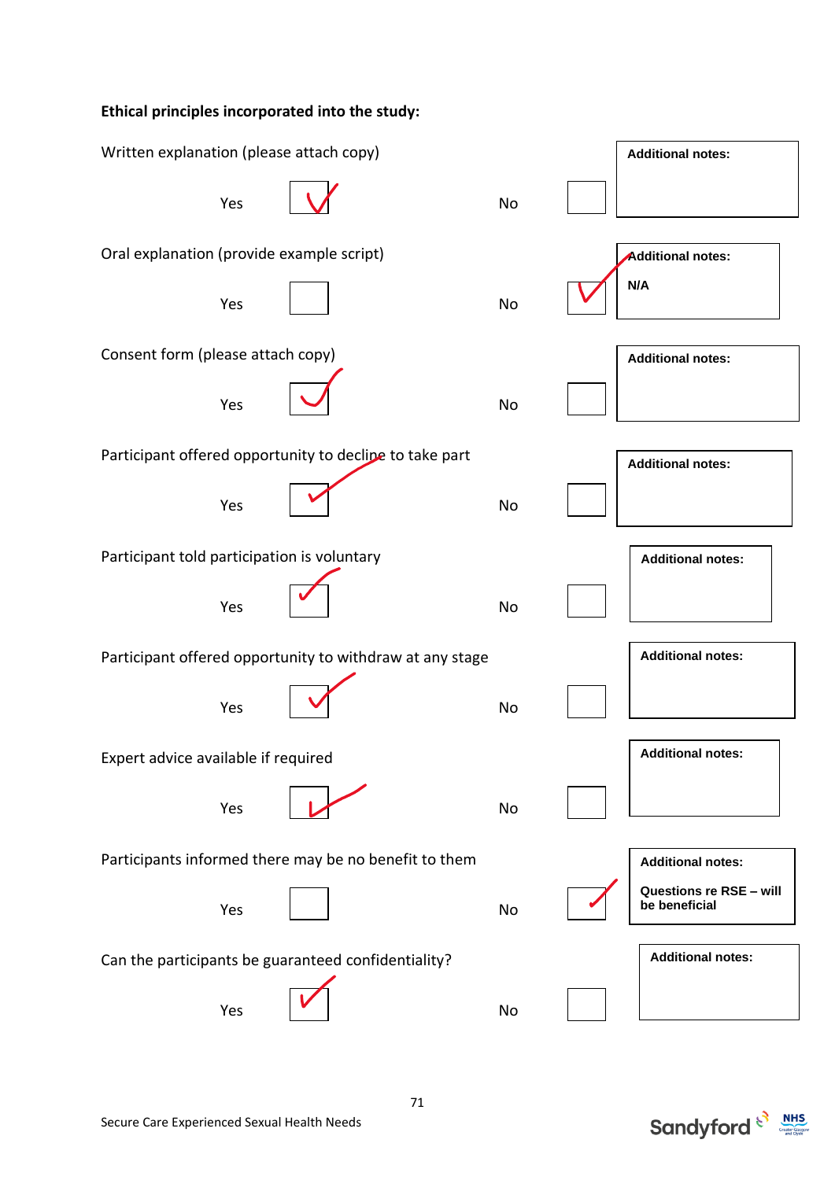**Ethical principles incorporated into the study:**

| Principle | Yes | No | Additional notes |
|---|---|---|---|
| Written explanation (please attach copy) | ✓ | | |
| Oral explanation (provide example script) | | ✓ | N/A |
| Consent form (please attach copy) | ✓ | | |
| Participant offered opportunity to decline to take part | ✓ | | |
| Participant told participation is voluntary | ✓ | | |
| Participant offered opportunity to withdraw at any stage | ✓ | | |
| Expert advice available if required | ✓ | | |
| Participants informed there may be no benefit to them | | ✓ | Questions re RSE – will be beneficial |
| Can the participants be guaranteed confidentiality? | ✓ | | |

Secure Care Experienced Sexual Health Needs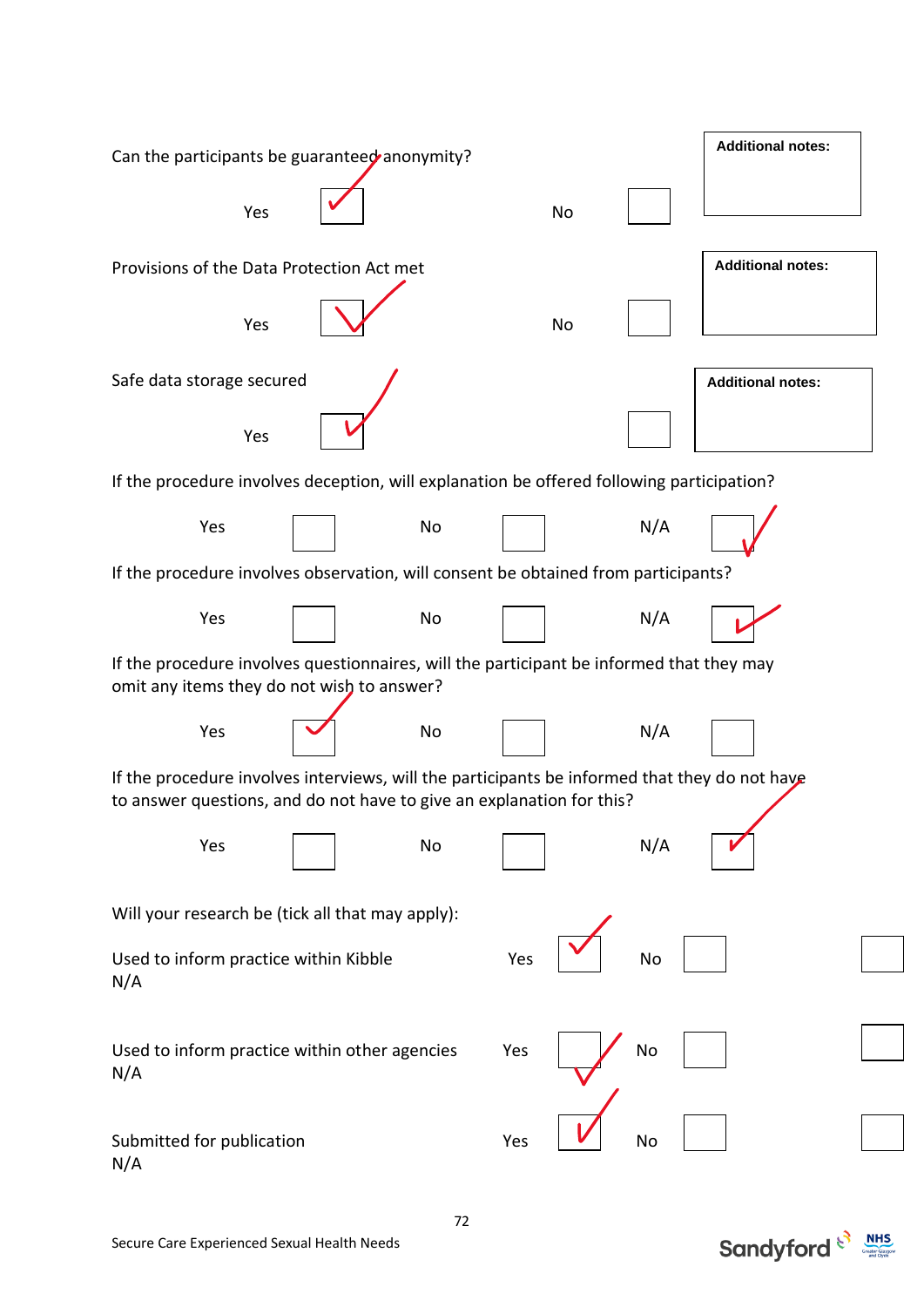Can the participants be guaranteed anonymity?

Yes ☑ No ☐

**Additional notes:**

Provisions of the Data Protection Act met

Yes ☑ No ☐

**Additional notes:**

Safe data storage secured

Yes ☑ ☐

**Additional notes:**

If the procedure involves deception, will explanation be offered following participation?

Yes ☐ No ☐ N/A ☑

If the procedure involves observation, will consent be obtained from participants?

Yes ☐ No ☐ N/A ☑

If the procedure involves questionnaires, will the participant be informed that they may omit any items they do not wish to answer?

Yes ☑ No ☐ N/A ☐

If the procedure involves interviews, will the participants be informed that they do not have to answer questions, and do not have to give an explanation for this?

Yes ☐ No ☐ N/A ☑

Will your research be (tick all that may apply):

Used to inform practice within Kibble Yes ☑ No ☐ N/A ☐

Used to inform practice within other agencies Yes ☑ No ☐ N/A ☐

Submitted for publication Yes ☑ No ☐ N/A ☐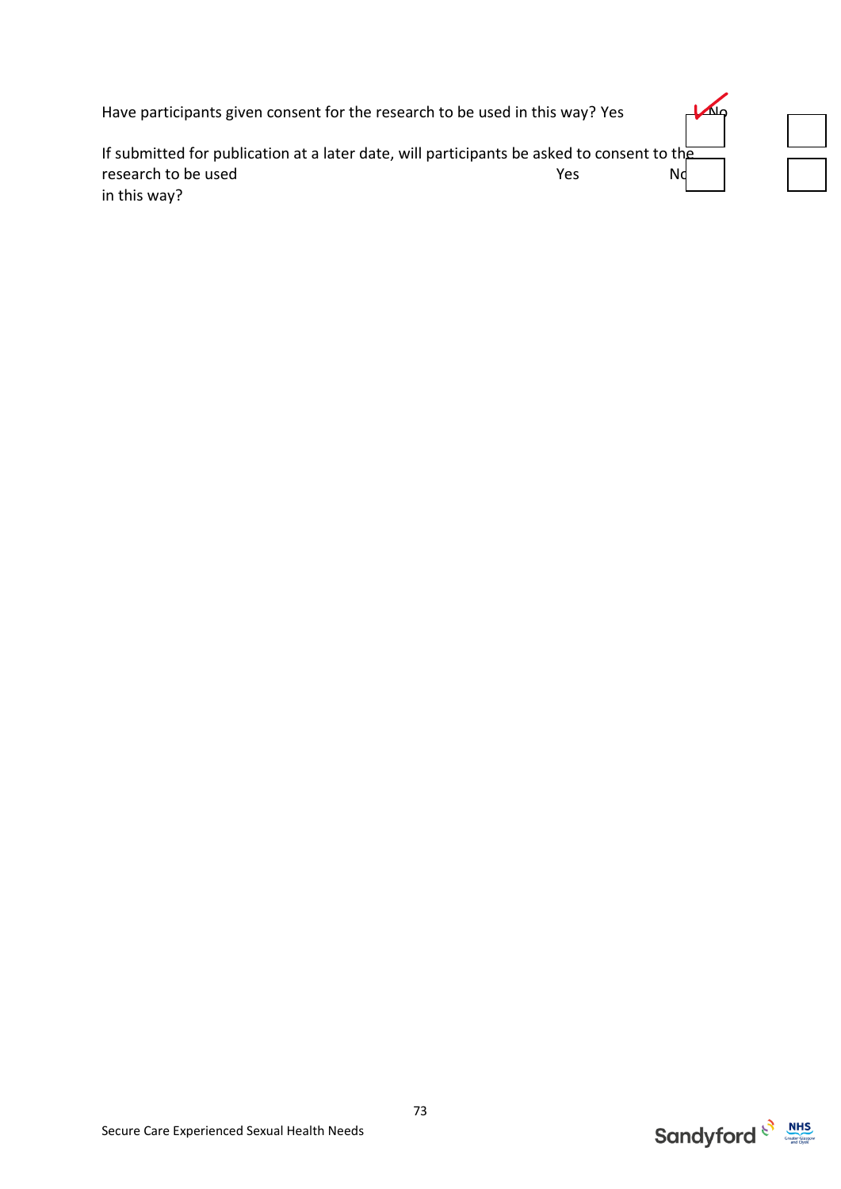Have participants given consent for the research to be used in this way? Yes ✓ No

If submitted for publication at a later date, will participants be asked to consent to the research to be used in this way? Yes No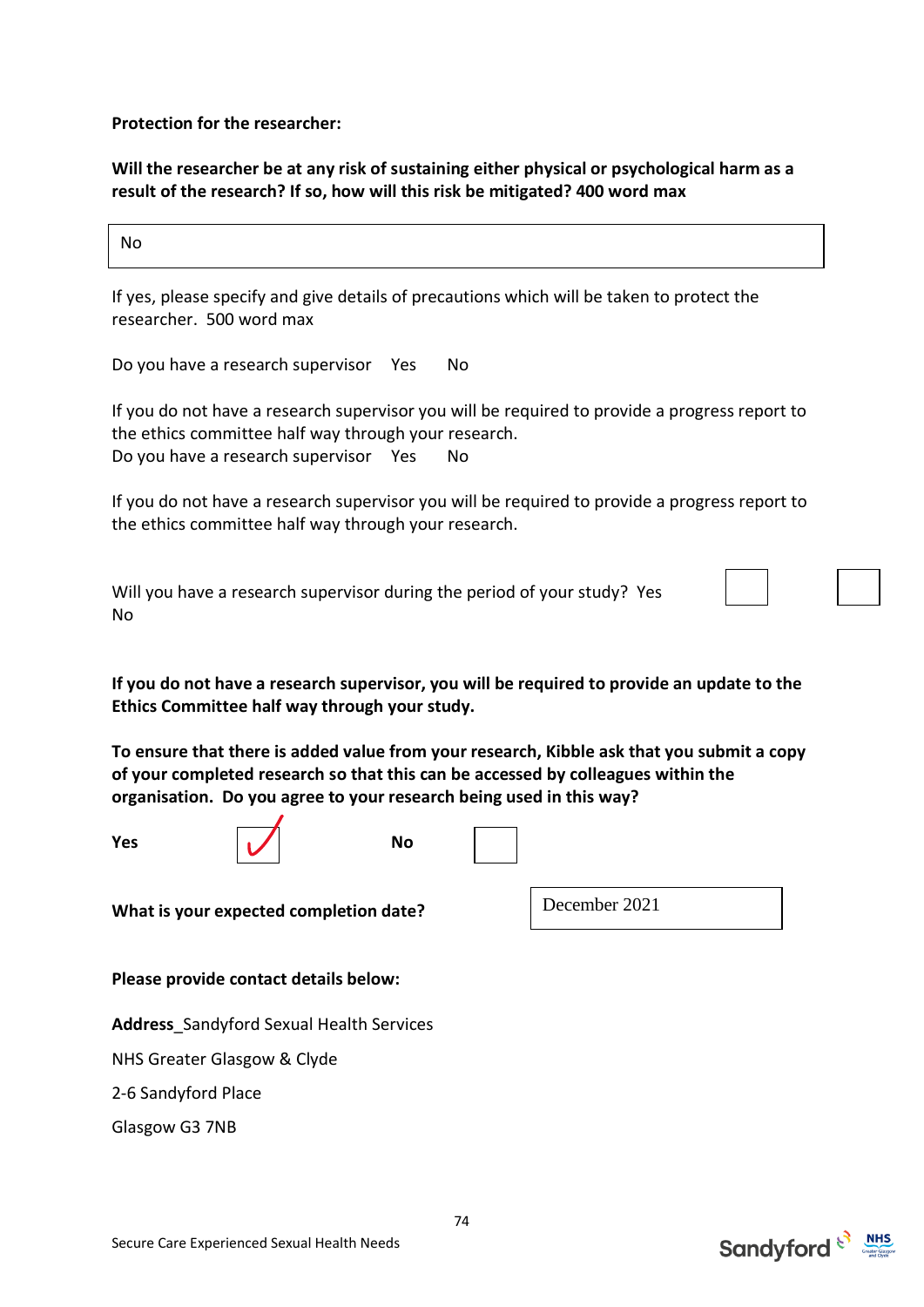**Protection for the researcher:**

**Will the researcher be at any risk of sustaining either physical or psychological harm as a result of the research? If so, how will this risk be mitigated? 400 word max**

| No |
|---|

If yes, please specify and give details of precautions which will be taken to protect the researcher. 500 word max

Do you have a research supervisor Yes No

If you do not have a research supervisor you will be required to provide a progress report to the ethics committee half way through your research.

Do you have a research supervisor Yes No

If you do not have a research supervisor you will be required to provide a progress report to the ethics committee half way through your research.

Will you have a research supervisor during the period of your study? Yes ☐ No ☐

**If you do not have a research supervisor, you will be required to provide an update to the Ethics Committee half way through your study.**

**To ensure that there is added value from your research, Kibble ask that you submit a copy of your completed research so that this can be accessed by colleagues within the organisation. Do you agree to your research being used in this way?**

**Yes** ☑ **No** ☐

**What is your expected completion date?** December 2021

**Please provide contact details below:**

**Address**_Sandyford Sexual Health Services

NHS Greater Glasgow & Clyde

2-6 Sandyford Place

Glasgow G3 7NB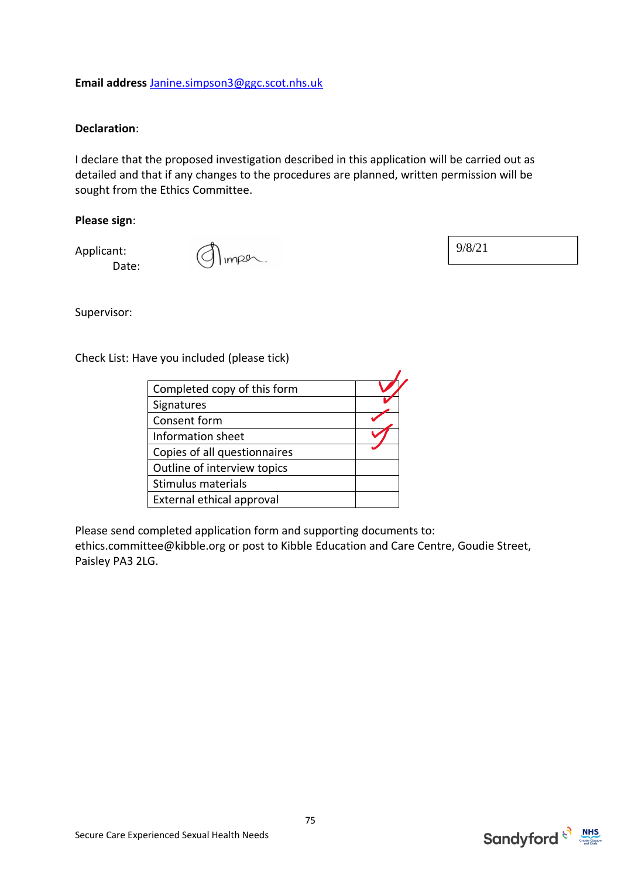**Email address** Janine.simpson3@ggc.scot.nhs.uk

**Declaration**:

I declare that the proposed investigation described in this application will be carried out as detailed and that if any changes to the procedures are planned, written permission will be sought from the Ethics Committee.

**Please sign**:

Applicant: Simpson

Date: 9/8/21

Supervisor:

Check List: Have you included (please tick)

| | |
|---|---|
| Completed copy of this form | ✓ |
| Signatures | ✓ |
| Consent form | ✓ |
| Information sheet | ✓ |
| Copies of all questionnaires | |
| Outline of interview topics | |
| Stimulus materials | |
| External ethical approval | |

Please send completed application form and supporting documents to: ethics.committee@kibble.org or post to Kibble Education and Care Centre, Goudie Street, Paisley PA3 2LG.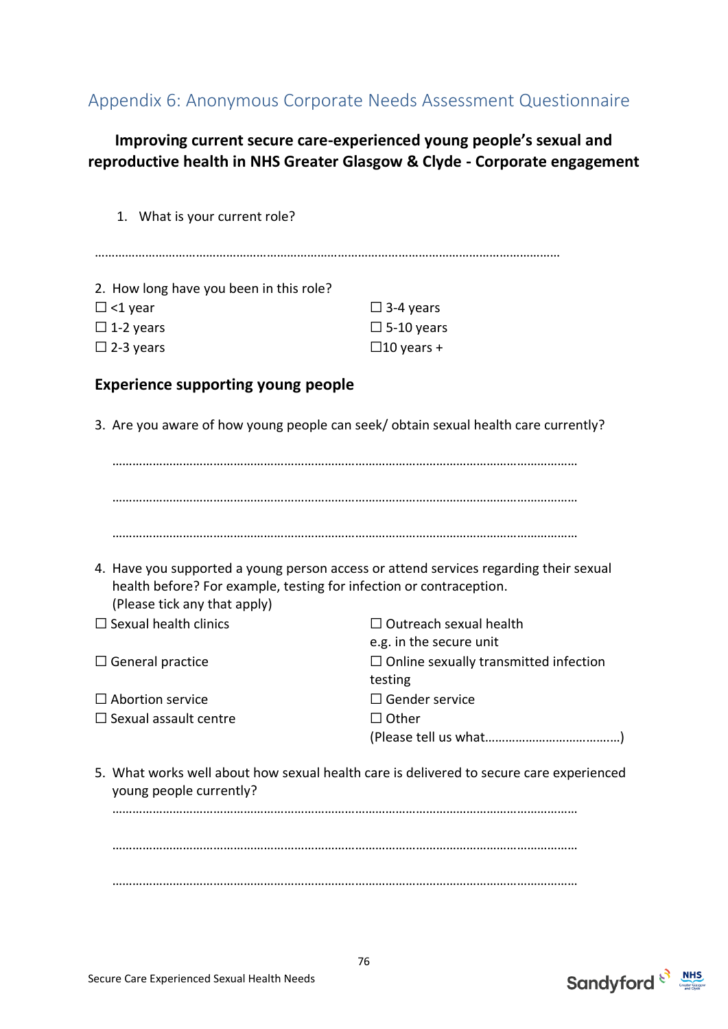## Appendix 6: Anonymous Corporate Needs Assessment Questionnaire

**Improving current secure care-experienced young people's sexual and reproductive health in NHS Greater Glasgow & Clyde - Corporate engagement**

1. What is your current role?

………………………………………………………………………………………………………………………………

2. How long have you been in this role?

☐ <1 year
☐ 1-2 years
☐ 2-3 years
☐ 3-4 years
☐ 5-10 years
☐10 years +

### Experience supporting young people

3. Are you aware of how young people can seek/ obtain sexual health care currently?

………………………………………………………………………………………………………………………………

………………………………………………………………………………………………………………………………

………………………………………………………………………………………………………………………………

4. Have you supported a young person access or attend services regarding their sexual health before? For example, testing for infection or contraception. (Please tick any that apply)

☐ Sexual health clinics
☐ General practice
☐ Abortion service
☐ Sexual assault centre
☐ Outreach sexual health e.g. in the secure unit
☐ Online sexually transmitted infection testing
☐ Gender service
☐ Other (Please tell us what……………………………….…)

5. What works well about how sexual health care is delivered to secure care experienced young people currently?

………………………………………………………………………………………………………………………………

………………………………………………………………………………………………………………………………

………………………………………………………………………………………………………………………………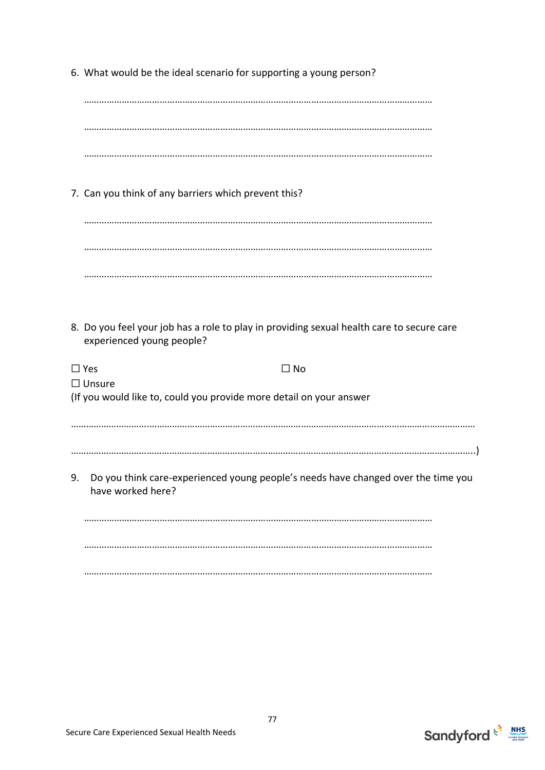6. What would be the ideal scenario for supporting a young person?

   ……………………………………………………………………………………………………………………

   ……………………………………………………………………………………………………………………

   ……………………………………………………………………………………………………………………

7. Can you think of any barriers which prevent this?

   ……………………………………………………………………………………………………………………

   ……………………………………………………………………………………………………………………

   ……………………………………………………………………………………………………………………

8. Do you feel your job has a role to play in providing sexual health care to secure care experienced young people?

☐ Yes ☐ No

☐ Unsure

(If you would like to, could you provide more detail on your answer

………………………………………………………………………………………………………………………………

……………………………………………………………………………………………………………………………….)

9. Do you think care-experienced young people's needs have changed over the time you have worked here?

   ……………………………………………………………………………………………………………………

   ……………………………………………………………………………………………………………………

   ……………………………………………………………………………………………………………………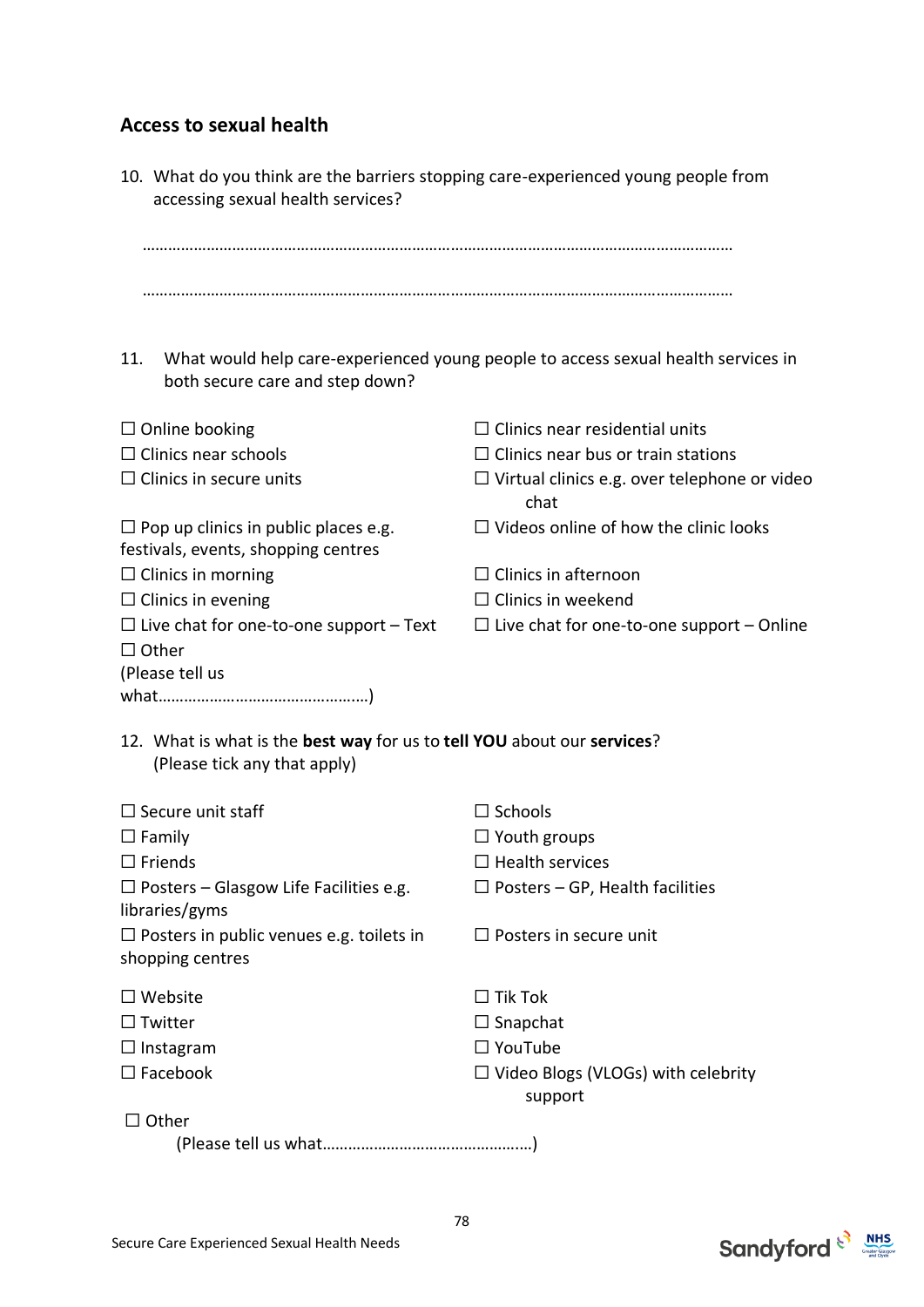## Access to sexual health

10. What do you think are the barriers stopping care-experienced young people from accessing sexual health services?

………………………………………………………………………………………………………………………

………………………………………………………………………………………………………………………

11. What would help care-experienced young people to access sexual health services in both secure care and step down?

☐ Online booking
☐ Clinics near schools
☐ Clinics in secure units
☐ Pop up clinics in public places e.g. festivals, events, shopping centres
☐ Clinics in morning
☐ Clinics in evening
☐ Live chat for one-to-one support – Text
☐ Clinics near residential units
☐ Clinics near bus or train stations
☐ Virtual clinics e.g. over telephone or video chat
☐ Videos online of how the clinic looks
☐ Clinics in afternoon
☐ Clinics in weekend
☐ Live chat for one-to-one support – Online
☐ Other
(Please tell us what…………………………………………)

12. What is what is the **best way** for us to **tell YOU** about our **services**?
(Please tick any that apply)

☐ Secure unit staff
☐ Family
☐ Friends
☐ Posters – Glasgow Life Facilities e.g. libraries/gyms
☐ Posters in public venues e.g. toilets in shopping centres
☐ Schools
☐ Youth groups
☐ Health services
☐ Posters – GP, Health facilities
☐ Posters in secure unit
☐ Website
☐ Twitter
☐ Instagram
☐ Facebook
☐ Tik Tok
☐ Snapchat
☐ YouTube
☐ Video Blogs (VLOGs) with celebrity support
☐ Other
(Please tell us what…………………………………………)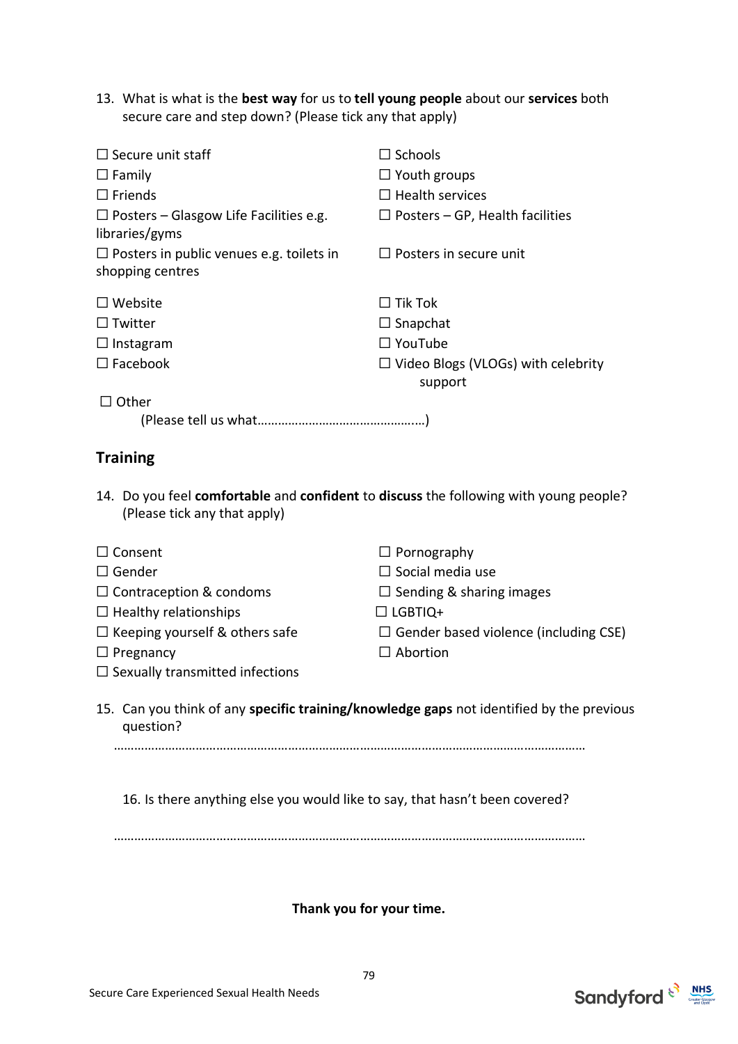13. What is what is the **best way** for us to **tell young people** about our **services** both secure care and step down? (Please tick any that apply)

☐ Secure unit staff
☐ Family
☐ Friends
☐ Posters – Glasgow Life Facilities e.g. libraries/gyms
☐ Posters in public venues e.g. toilets in shopping centres
☐ Schools
☐ Youth groups
☐ Health services
☐ Posters – GP, Health facilities
☐ Posters in secure unit

☐ Website
☐ Twitter
☐ Instagram
☐ Facebook
☐ Tik Tok
☐ Snapchat
☐ YouTube
☐ Video Blogs (VLOGs) with celebrity support

☐ Other
(Please tell us what………………………………………..)

## Training

14. Do you feel **comfortable** and **confident** to **discuss** the following with young people? (Please tick any that apply)

☐ Consent
☐ Gender
☐ Contraception & condoms
☐ Healthy relationships
☐ Keeping yourself & others safe
☐ Pregnancy
☐ Sexually transmitted infections
☐ Pornography
☐ Social media use
☐ Sending & sharing images
☐ LGBTIQ+
☐ Gender based violence (including CSE)
☐ Abortion

15. Can you think of any **specific training/knowledge gaps** not identified by the previous question?

………………………………………………………………………………………………………………

16. Is there anything else you would like to say, that hasn't been covered?

………………………………………………………………………………………………………………

**Thank you for your time.**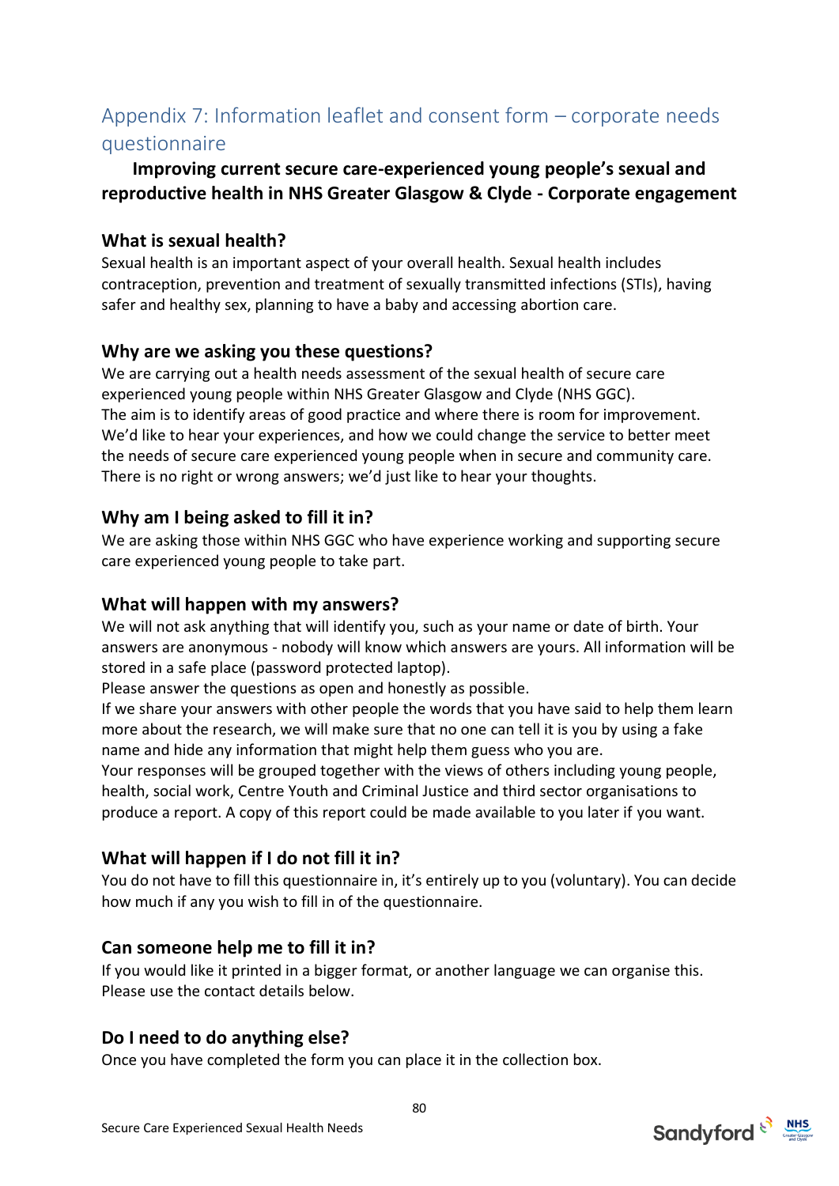## Appendix 7: Information leaflet and consent form – corporate needs questionnaire

**Improving current secure care-experienced young people's sexual and reproductive health in NHS Greater Glasgow & Clyde - Corporate engagement**

### What is sexual health?

Sexual health is an important aspect of your overall health. Sexual health includes contraception, prevention and treatment of sexually transmitted infections (STIs), having safer and healthy sex, planning to have a baby and accessing abortion care.

### Why are we asking you these questions?

We are carrying out a health needs assessment of the sexual health of secure care experienced young people within NHS Greater Glasgow and Clyde (NHS GGC).
The aim is to identify areas of good practice and where there is room for improvement. We'd like to hear your experiences, and how we could change the service to better meet the needs of secure care experienced young people when in secure and community care. There is no right or wrong answers; we'd just like to hear your thoughts.

### Why am I being asked to fill it in?

We are asking those within NHS GGC who have experience working and supporting secure care experienced young people to take part.

### What will happen with my answers?

We will not ask anything that will identify you, such as your name or date of birth. Your answers are anonymous - nobody will know which answers are yours. All information will be stored in a safe place (password protected laptop).
Please answer the questions as open and honestly as possible.
If we share your answers with other people the words that you have said to help them learn more about the research, we will make sure that no one can tell it is you by using a fake name and hide any information that might help them guess who you are.
Your responses will be grouped together with the views of others including young people, health, social work, Centre Youth and Criminal Justice and third sector organisations to produce a report. A copy of this report could be made available to you later if you want.

### What will happen if I do not fill it in?

You do not have to fill this questionnaire in, it's entirely up to you (voluntary). You can decide how much if any you wish to fill in of the questionnaire.

### Can someone help me to fill it in?

If you would like it printed in a bigger format, or another language we can organise this. Please use the contact details below.

### Do I need to do anything else?

Once you have completed the form you can place it in the collection box.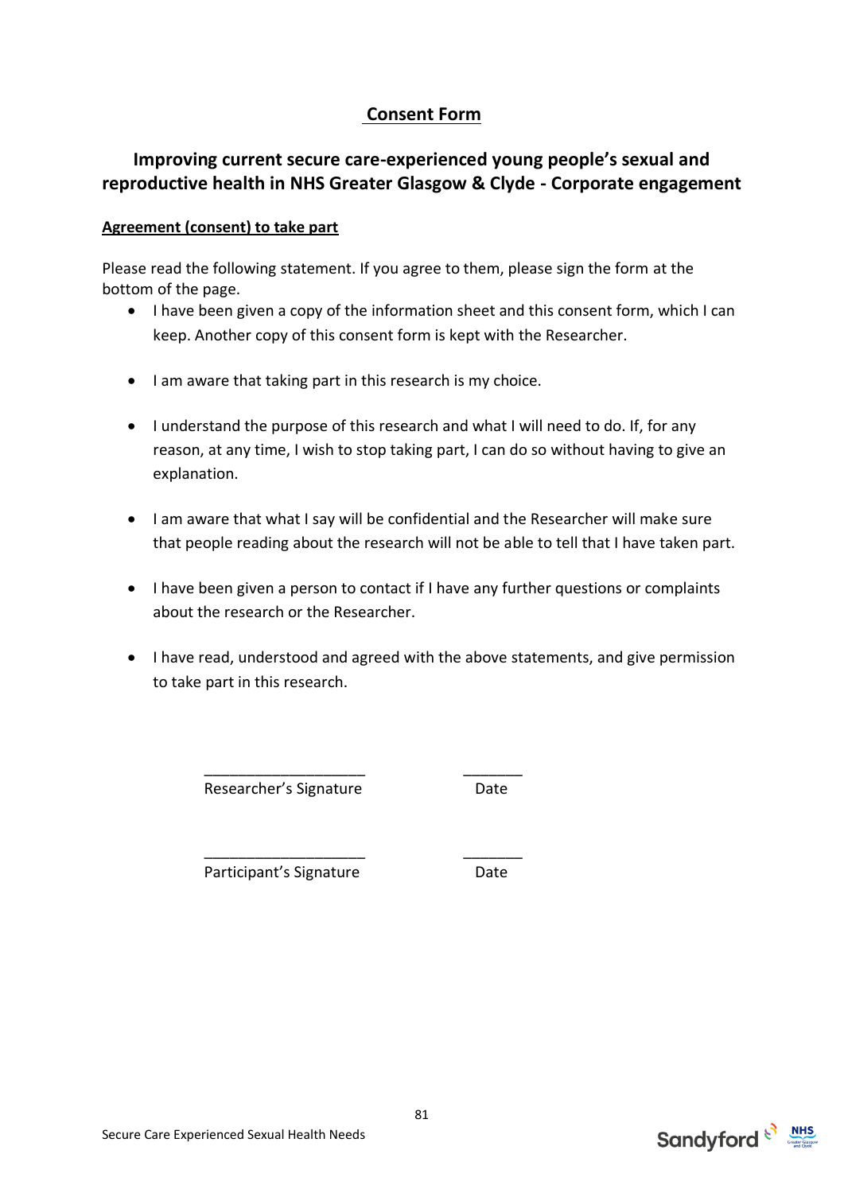# Consent Form

## Improving current secure care-experienced young people's sexual and reproductive health in NHS Greater Glasgow & Clyde - Corporate engagement

**Agreement (consent) to take part**

Please read the following statement. If you agree to them, please sign the form at the bottom of the page.

- I have been given a copy of the information sheet and this consent form, which I can keep. Another copy of this consent form is kept with the Researcher.
- I am aware that taking part in this research is my choice.
- I understand the purpose of this research and what I will need to do. If, for any reason, at any time, I wish to stop taking part, I can do so without having to give an explanation.
- I am aware that what I say will be confidential and the Researcher will make sure that people reading about the research will not be able to tell that I have taken part.
- I have been given a person to contact if I have any further questions or complaints about the research or the Researcher.
- I have read, understood and agreed with the above statements, and give permission to take part in this research.

___________________ _______
Researcher's Signature Date

___________________ _______
Participant's Signature Date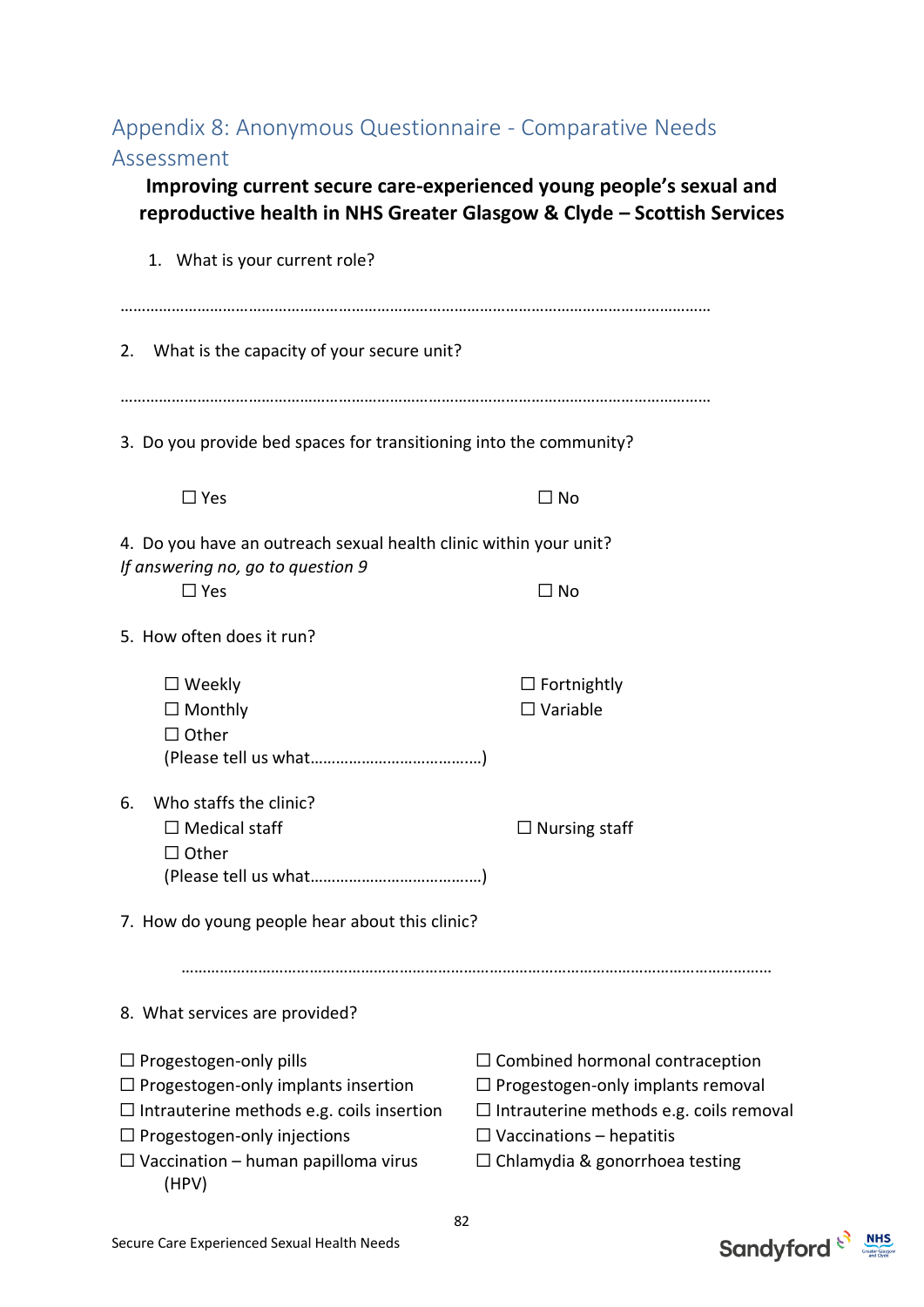## Appendix 8: Anonymous Questionnaire - Comparative Needs Assessment

**Improving current secure care-experienced young people's sexual and reproductive health in NHS Greater Glasgow & Clyde – Scottish Services**

1. What is your current role?

………………………………………………………………………………………………………………………

2. What is the capacity of your secure unit?

………………………………………………………………………………………………………………………

3. Do you provide bed spaces for transitioning into the community?

☐ Yes ☐ No

4. Do you have an outreach sexual health clinic within your unit?
*If answering no, go to question 9*

☐ Yes ☐ No

5. How often does it run?

☐ Weekly ☐ Fortnightly
☐ Monthly ☐ Variable
☐ Other
(Please tell us what…………………………………)

6. Who staffs the clinic?

☐ Medical staff ☐ Nursing staff
☐ Other
(Please tell us what…………………………………)

7. How do young people hear about this clinic?

………………………………………………………………………………………………………………………

8. What services are provided?

☐ Progestogen-only pills
☐ Combined hormonal contraception
☐ Progestogen-only implants insertion
☐ Progestogen-only implants removal
☐ Intrauterine methods e.g. coils insertion
☐ Intrauterine methods e.g. coils removal
☐ Progestogen-only injections
☐ Vaccinations – hepatitis
☐ Vaccination – human papilloma virus (HPV)
☐ Chlamydia & gonorrhoea testing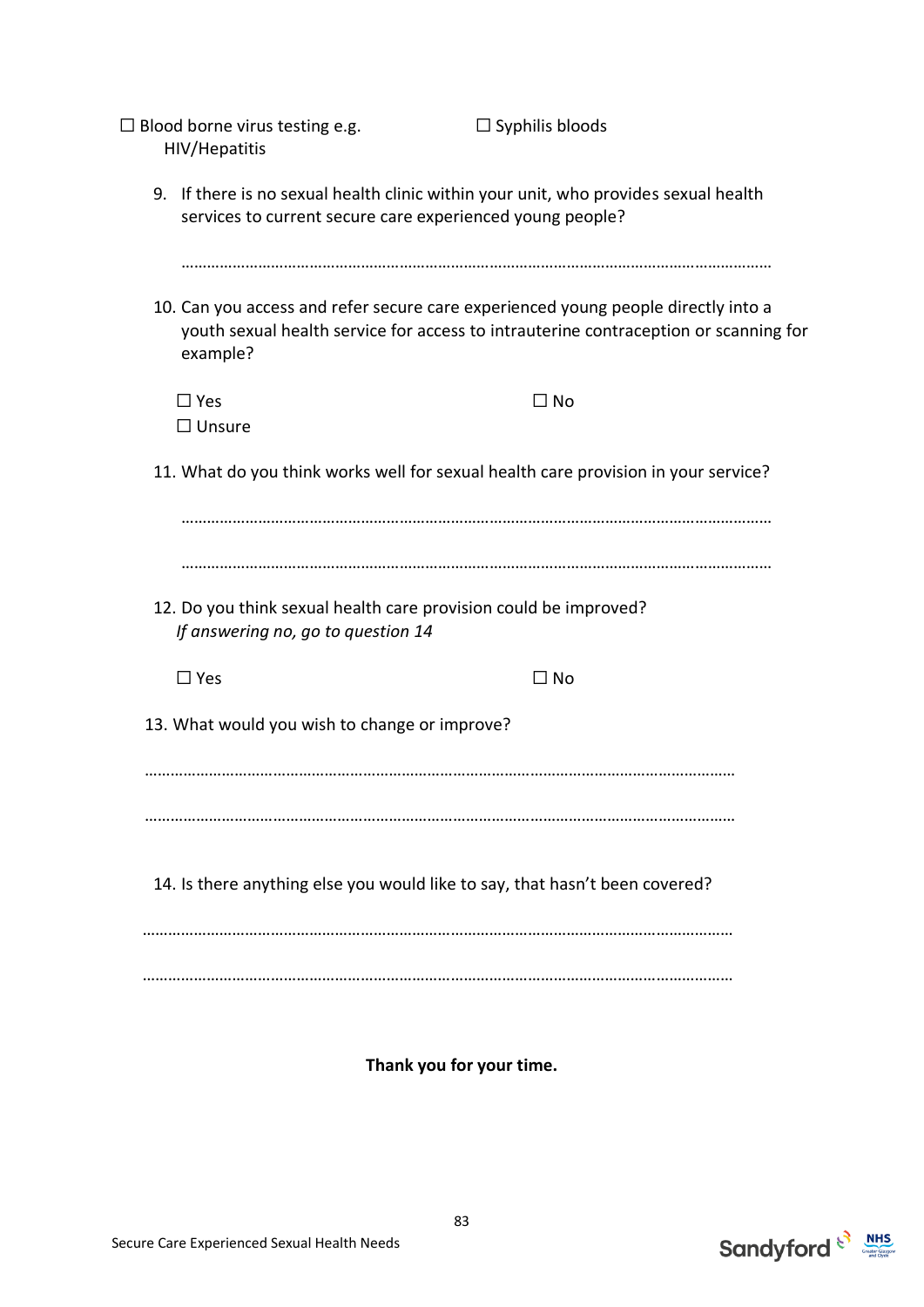☐ Blood borne virus testing e.g. HIV/Hepatitis ☐ Syphilis bloods

9. If there is no sexual health clinic within your unit, who provides sexual health services to current secure care experienced young people?

   ……………………………………………………………………………………………………………………

10. Can you access and refer secure care experienced young people directly into a youth sexual health service for access to intrauterine contraception or scanning for example?

    ☐ Yes ☐ No
    ☐ Unsure

11. What do you think works well for sexual health care provision in your service?

    ……………………………………………………………………………………………………………………

    ……………………………………………………………………………………………………………………

12. Do you think sexual health care provision could be improved?
    *If answering no, go to question 14*

    ☐ Yes ☐ No

13. What would you wish to change or improve?

……………………………………………………………………………………………………………………

……………………………………………………………………………………………………………………

14. Is there anything else you would like to say, that hasn't been covered?

……………………………………………………………………………………………………………………

……………………………………………………………………………………………………………………

**Thank you for your time.**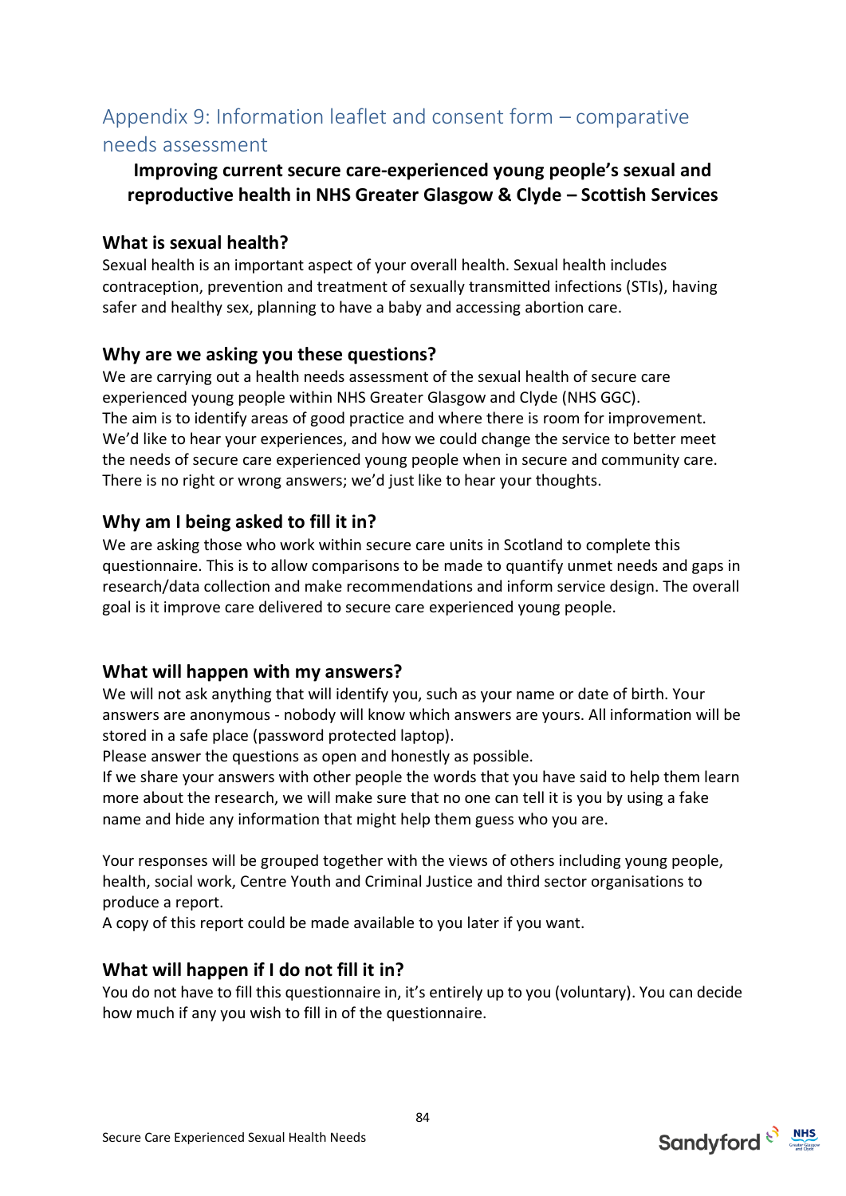## Appendix 9: Information leaflet and consent form – comparative needs assessment

**Improving current secure care-experienced young people's sexual and reproductive health in NHS Greater Glasgow & Clyde – Scottish Services**

### What is sexual health?

Sexual health is an important aspect of your overall health. Sexual health includes contraception, prevention and treatment of sexually transmitted infections (STIs), having safer and healthy sex, planning to have a baby and accessing abortion care.

### Why are we asking you these questions?

We are carrying out a health needs assessment of the sexual health of secure care experienced young people within NHS Greater Glasgow and Clyde (NHS GGC).
The aim is to identify areas of good practice and where there is room for improvement. We'd like to hear your experiences, and how we could change the service to better meet the needs of secure care experienced young people when in secure and community care. There is no right or wrong answers; we'd just like to hear your thoughts.

### Why am I being asked to fill it in?

We are asking those who work within secure care units in Scotland to complete this questionnaire. This is to allow comparisons to be made to quantify unmet needs and gaps in research/data collection and make recommendations and inform service design. The overall goal is it improve care delivered to secure care experienced young people.

### What will happen with my answers?

We will not ask anything that will identify you, such as your name or date of birth. Your answers are anonymous - nobody will know which answers are yours. All information will be stored in a safe place (password protected laptop).
Please answer the questions as open and honestly as possible.
If we share your answers with other people the words that you have said to help them learn more about the research, we will make sure that no one can tell it is you by using a fake name and hide any information that might help them guess who you are.

Your responses will be grouped together with the views of others including young people, health, social work, Centre Youth and Criminal Justice and third sector organisations to produce a report.
A copy of this report could be made available to you later if you want.

### What will happen if I do not fill it in?

You do not have to fill this questionnaire in, it's entirely up to you (voluntary). You can decide how much if any you wish to fill in of the questionnaire.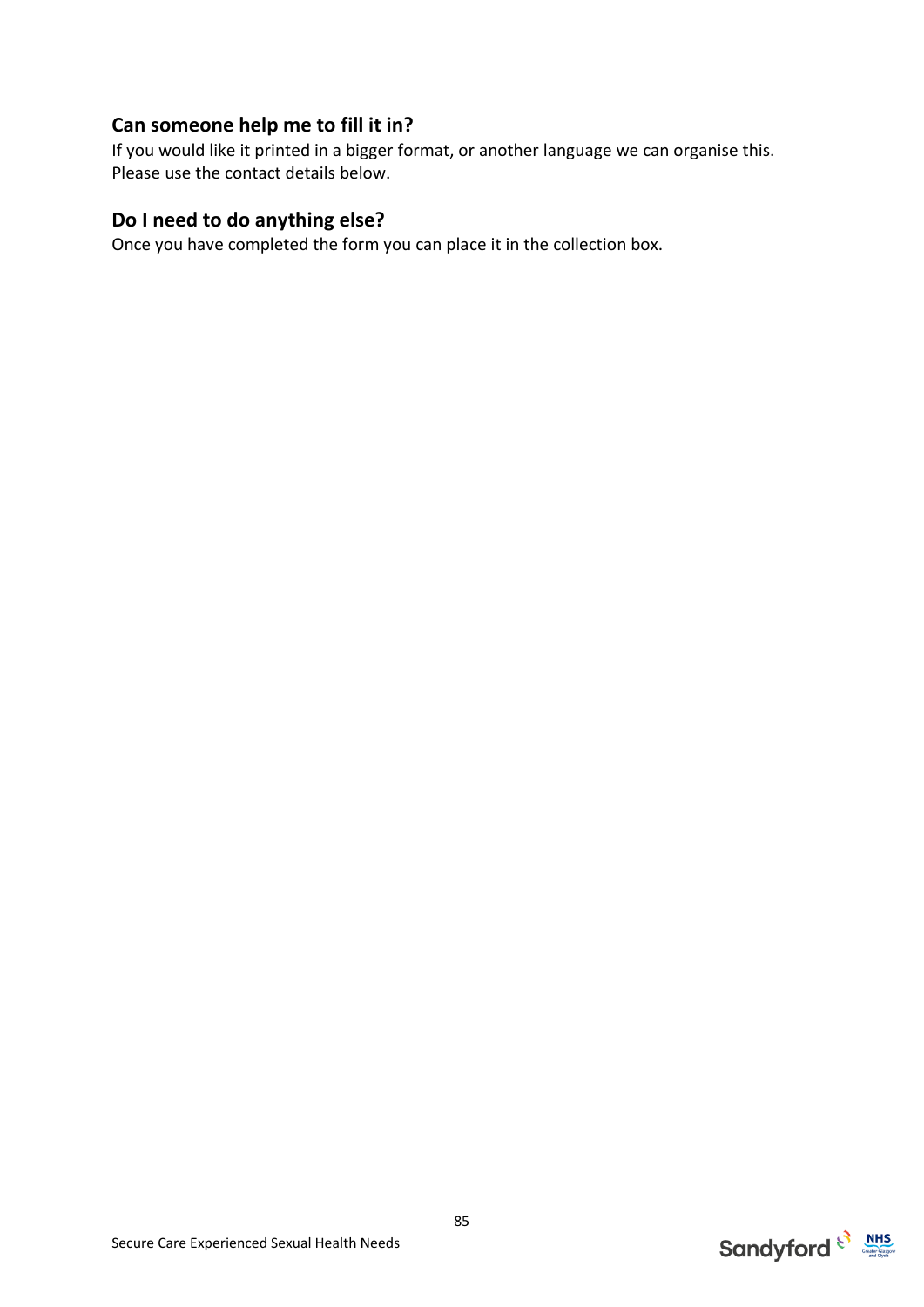## Can someone help me to fill it in?

If you would like it printed in a bigger format, or another language we can organise this. Please use the contact details below.

## Do I need to do anything else?

Once you have completed the form you can place it in the collection box.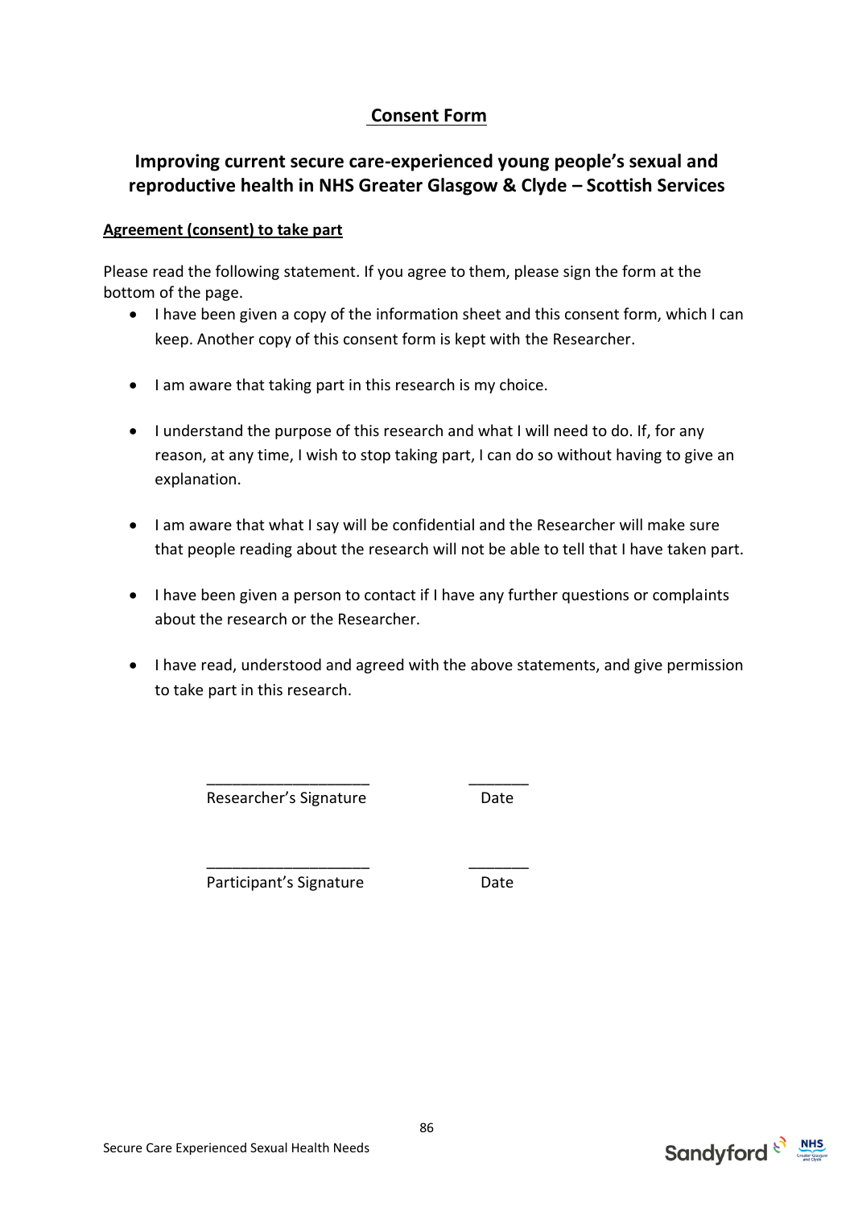## Consent Form

## Improving current secure care-experienced young people's sexual and reproductive health in NHS Greater Glasgow & Clyde – Scottish Services

**Agreement (consent) to take part**

Please read the following statement. If you agree to them, please sign the form at the bottom of the page.

- I have been given a copy of the information sheet and this consent form, which I can keep. Another copy of this consent form is kept with the Researcher.
- I am aware that taking part in this research is my choice.
- I understand the purpose of this research and what I will need to do. If, for any reason, at any time, I wish to stop taking part, I can do so without having to give an explanation.
- I am aware that what I say will be confidential and the Researcher will make sure that people reading about the research will not be able to tell that I have taken part.
- I have been given a person to contact if I have any further questions or complaints about the research or the Researcher.
- I have read, understood and agreed with the above statements, and give permission to take part in this research.

___________________ _______
Researcher's Signature Date

___________________ _______
Participant's Signature Date